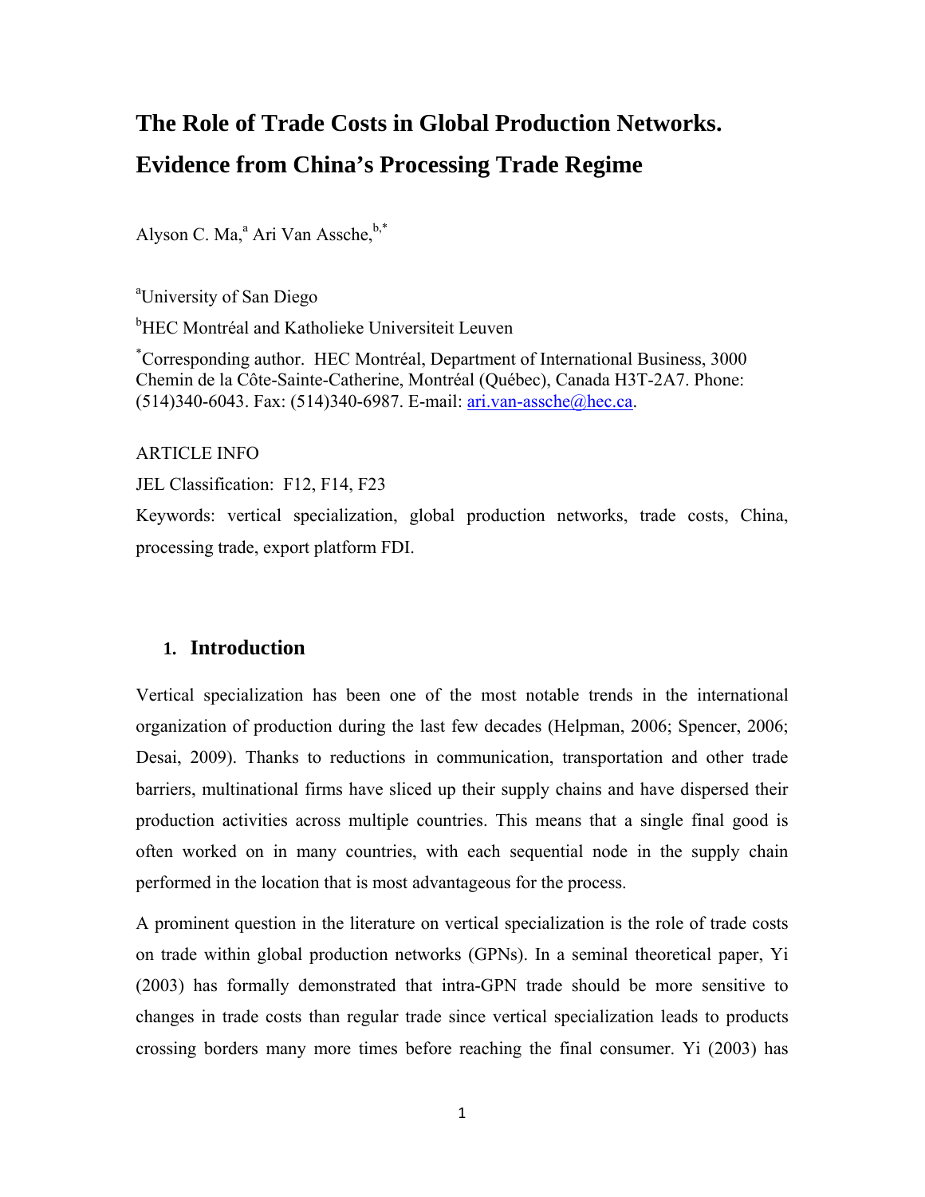# The Role of Trade Costs in Global Production Networks. Evidence from China's Processing Trade Regime

Alyson C. Ma,[a] Ari Van Assche,[b,*]

[a]University of San Diego

[b]HEC Montréal and Katholieke Universiteit Leuven

[*]Corresponding author. HEC Montréal, Department of International Business, 3000 Chemin de la Côte-Sainte-Catherine, Montréal (Québec), Canada H3T-2A7. Phone: (514)340-6043. Fax: (514)340-6987. E-mail: ari.van-assche@hec.ca.

ARTICLE INFO

JEL Classification: F12, F14, F23

Keywords: vertical specialization, global production networks, trade costs, China, processing trade, export platform FDI.

## 1. Introduction

Vertical specialization has been one of the most notable trends in the international organization of production during the last few decades (Helpman, 2006; Spencer, 2006; Desai, 2009). Thanks to reductions in communication, transportation and other trade barriers, multinational firms have sliced up their supply chains and have dispersed their production activities across multiple countries. This means that a single final good is often worked on in many countries, with each sequential node in the supply chain performed in the location that is most advantageous for the process.

A prominent question in the literature on vertical specialization is the role of trade costs on trade within global production networks (GPNs). In a seminal theoretical paper, Yi (2003) has formally demonstrated that intra-GPN trade should be more sensitive to changes in trade costs than regular trade since vertical specialization leads to products crossing borders many more times before reaching the final consumer. Yi (2003) has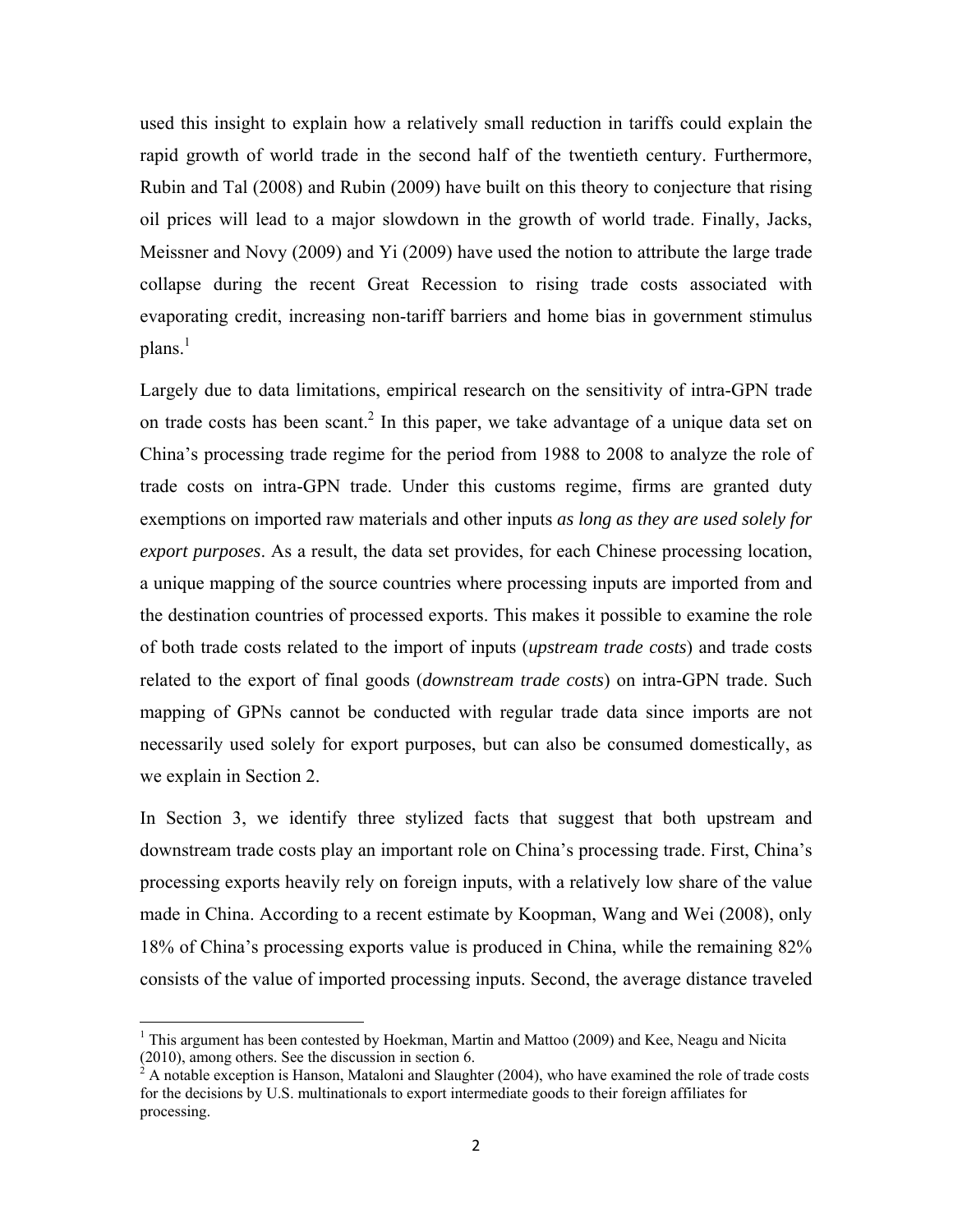used this insight to explain how a relatively small reduction in tariffs could explain the rapid growth of world trade in the second half of the twentieth century. Furthermore, Rubin and Tal (2008) and Rubin (2009) have built on this theory to conjecture that rising oil prices will lead to a major slowdown in the growth of world trade. Finally, Jacks, Meissner and Novy (2009) and Yi (2009) have used the notion to attribute the large trade collapse during the recent Great Recession to rising trade costs associated with evaporating credit, increasing non-tariff barriers and home bias in government stimulus plans.[1]

Largely due to data limitations, empirical research on the sensitivity of intra-GPN trade on trade costs has been scant.[2] In this paper, we take advantage of a unique data set on China's processing trade regime for the period from 1988 to 2008 to analyze the role of trade costs on intra-GPN trade. Under this customs regime, firms are granted duty exemptions on imported raw materials and other inputs *as long as they are used solely for export purposes*. As a result, the data set provides, for each Chinese processing location, a unique mapping of the source countries where processing inputs are imported from and the destination countries of processed exports. This makes it possible to examine the role of both trade costs related to the import of inputs (*upstream trade costs*) and trade costs related to the export of final goods (*downstream trade costs*) on intra-GPN trade. Such mapping of GPNs cannot be conducted with regular trade data since imports are not necessarily used solely for export purposes, but can also be consumed domestically, as we explain in Section 2.

In Section 3, we identify three stylized facts that suggest that both upstream and downstream trade costs play an important role on China's processing trade. First, China's processing exports heavily rely on foreign inputs, with a relatively low share of the value made in China. According to a recent estimate by Koopman, Wang and Wei (2008), only 18% of China's processing exports value is produced in China, while the remaining 82% consists of the value of imported processing inputs. Second, the average distance traveled

---

[1] This argument has been contested by Hoekman, Martin and Mattoo (2009) and Kee, Neagu and Nicita (2010), among others. See the discussion in section 6.

[2] A notable exception is Hanson, Mataloni and Slaughter (2004), who have examined the role of trade costs for the decisions by U.S. multinationals to export intermediate goods to their foreign affiliates for processing.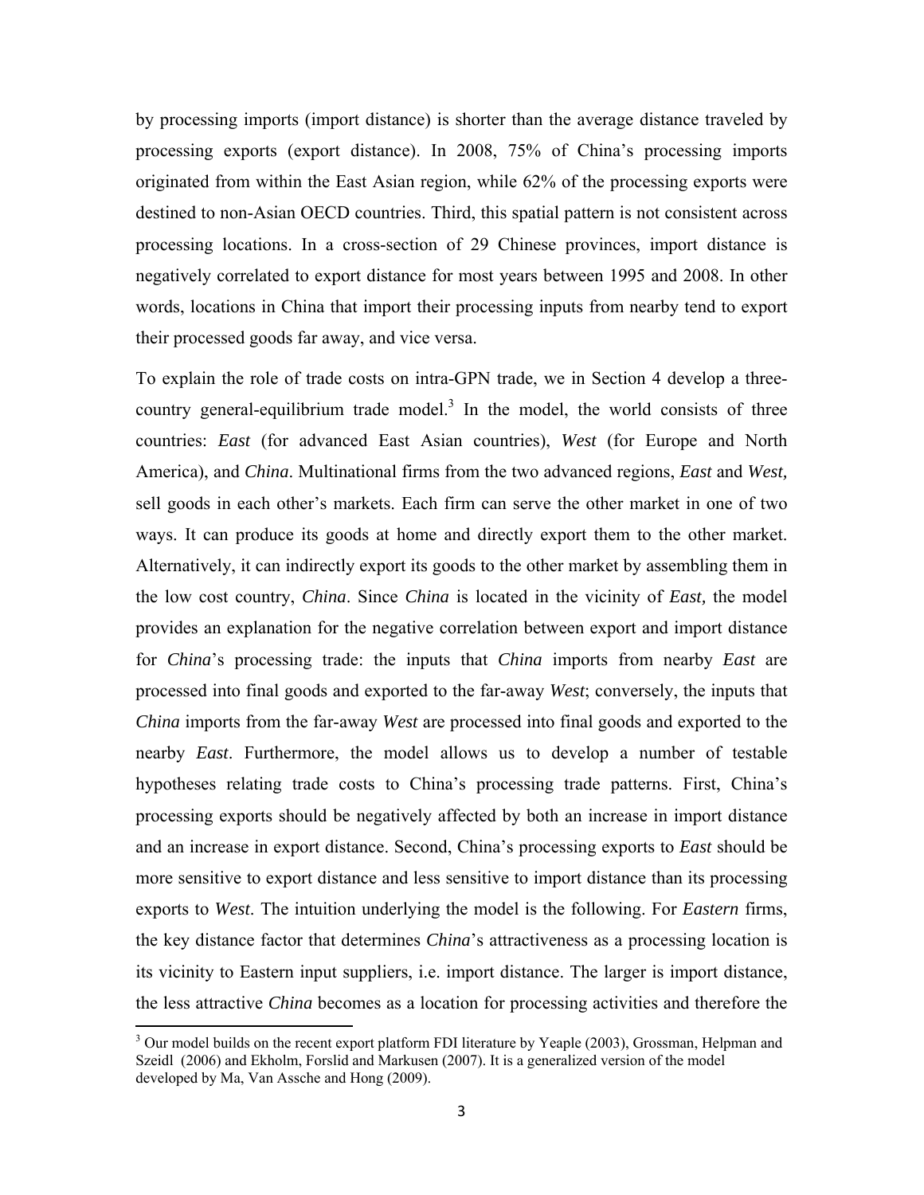by processing imports (import distance) is shorter than the average distance traveled by processing exports (export distance). In 2008, 75% of China's processing imports originated from within the East Asian region, while 62% of the processing exports were destined to non-Asian OECD countries. Third, this spatial pattern is not consistent across processing locations. In a cross-section of 29 Chinese provinces, import distance is negatively correlated to export distance for most years between 1995 and 2008. In other words, locations in China that import their processing inputs from nearby tend to export their processed goods far away, and vice versa.

To explain the role of trade costs on intra-GPN trade, we in Section 4 develop a three-country general-equilibrium trade model.[3] In the model, the world consists of three countries: *East* (for advanced East Asian countries), *West* (for Europe and North America), and *China*. Multinational firms from the two advanced regions, *East* and *West,* sell goods in each other's markets. Each firm can serve the other market in one of two ways. It can produce its goods at home and directly export them to the other market. Alternatively, it can indirectly export its goods to the other market by assembling them in the low cost country, *China*. Since *China* is located in the vicinity of *East,* the model provides an explanation for the negative correlation between export and import distance for *China*'s processing trade: the inputs that *China* imports from nearby *East* are processed into final goods and exported to the far-away *West*; conversely, the inputs that *China* imports from the far-away *West* are processed into final goods and exported to the nearby *East*. Furthermore, the model allows us to develop a number of testable hypotheses relating trade costs to China's processing trade patterns. First, China's processing exports should be negatively affected by both an increase in import distance and an increase in export distance. Second, China's processing exports to *East* should be more sensitive to export distance and less sensitive to import distance than its processing exports to *West*. The intuition underlying the model is the following. For *Eastern* firms, the key distance factor that determines *China*'s attractiveness as a processing location is its vicinity to Eastern input suppliers, i.e. import distance. The larger is import distance, the less attractive *China* becomes as a location for processing activities and therefore the

[3] Our model builds on the recent export platform FDI literature by Yeaple (2003), Grossman, Helpman and Szeidl (2006) and Ekholm, Forslid and Markusen (2007). It is a generalized version of the model developed by Ma, Van Assche and Hong (2009).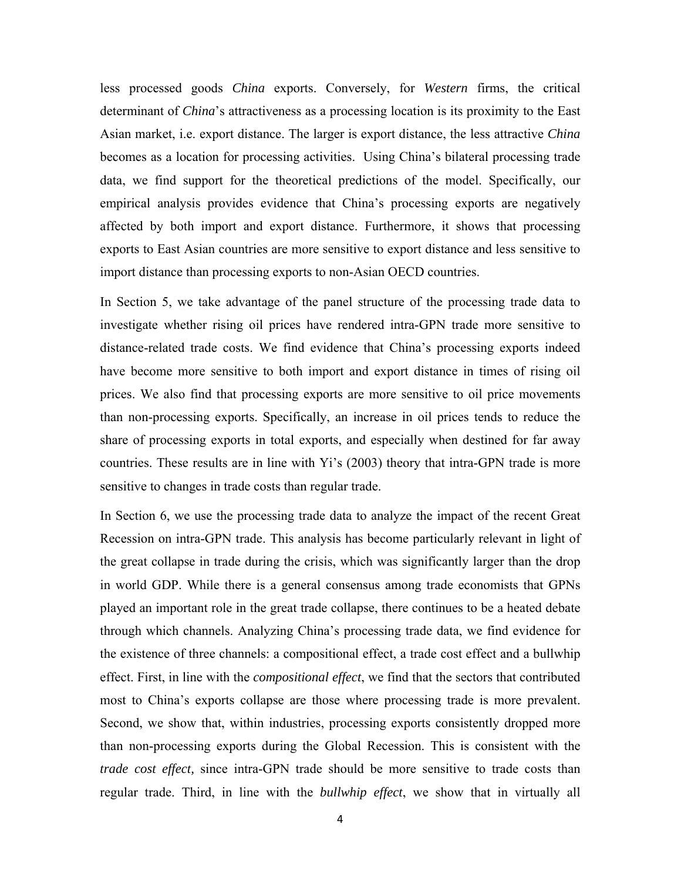less processed goods *China* exports. Conversely, for *Western* firms, the critical determinant of *China*'s attractiveness as a processing location is its proximity to the East Asian market, i.e. export distance. The larger is export distance, the less attractive *China* becomes as a location for processing activities. Using China's bilateral processing trade data, we find support for the theoretical predictions of the model. Specifically, our empirical analysis provides evidence that China's processing exports are negatively affected by both import and export distance. Furthermore, it shows that processing exports to East Asian countries are more sensitive to export distance and less sensitive to import distance than processing exports to non-Asian OECD countries.

In Section 5, we take advantage of the panel structure of the processing trade data to investigate whether rising oil prices have rendered intra-GPN trade more sensitive to distance-related trade costs. We find evidence that China's processing exports indeed have become more sensitive to both import and export distance in times of rising oil prices. We also find that processing exports are more sensitive to oil price movements than non-processing exports. Specifically, an increase in oil prices tends to reduce the share of processing exports in total exports, and especially when destined for far away countries. These results are in line with Yi's (2003) theory that intra-GPN trade is more sensitive to changes in trade costs than regular trade.

In Section 6, we use the processing trade data to analyze the impact of the recent Great Recession on intra-GPN trade. This analysis has become particularly relevant in light of the great collapse in trade during the crisis, which was significantly larger than the drop in world GDP. While there is a general consensus among trade economists that GPNs played an important role in the great trade collapse, there continues to be a heated debate through which channels. Analyzing China's processing trade data, we find evidence for the existence of three channels: a compositional effect, a trade cost effect and a bullwhip effect. First, in line with the *compositional effect*, we find that the sectors that contributed most to China's exports collapse are those where processing trade is more prevalent. Second, we show that, within industries, processing exports consistently dropped more than non-processing exports during the Global Recession. This is consistent with the *trade cost effect,* since intra-GPN trade should be more sensitive to trade costs than regular trade. Third, in line with the *bullwhip effect*, we show that in virtually all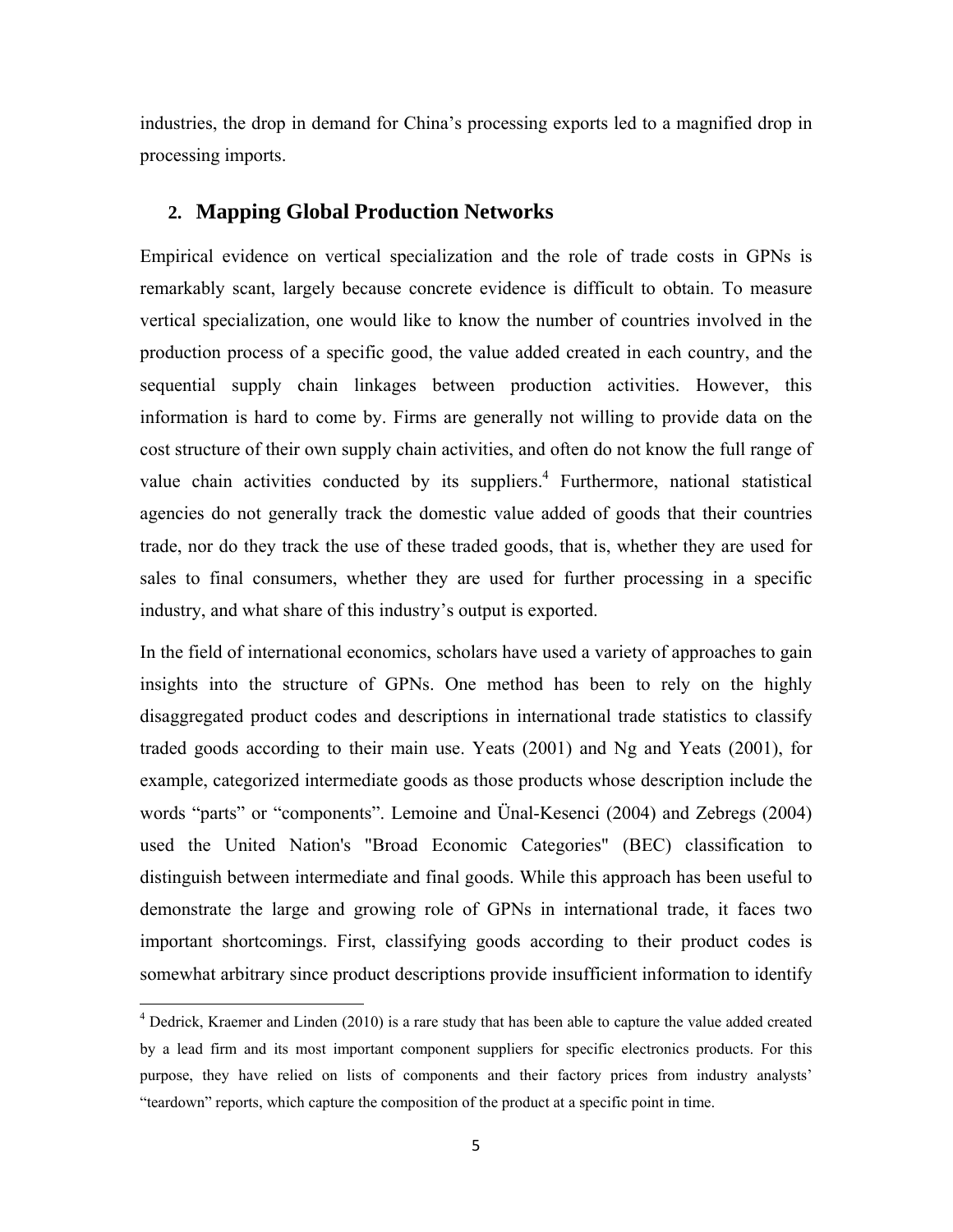industries, the drop in demand for China's processing exports led to a magnified drop in processing imports.

## 2. Mapping Global Production Networks

Empirical evidence on vertical specialization and the role of trade costs in GPNs is remarkably scant, largely because concrete evidence is difficult to obtain. To measure vertical specialization, one would like to know the number of countries involved in the production process of a specific good, the value added created in each country, and the sequential supply chain linkages between production activities. However, this information is hard to come by. Firms are generally not willing to provide data on the cost structure of their own supply chain activities, and often do not know the full range of value chain activities conducted by its suppliers.[4] Furthermore, national statistical agencies do not generally track the domestic value added of goods that their countries trade, nor do they track the use of these traded goods, that is, whether they are used for sales to final consumers, whether they are used for further processing in a specific industry, and what share of this industry's output is exported.

In the field of international economics, scholars have used a variety of approaches to gain insights into the structure of GPNs. One method has been to rely on the highly disaggregated product codes and descriptions in international trade statistics to classify traded goods according to their main use. Yeats (2001) and Ng and Yeats (2001), for example, categorized intermediate goods as those products whose description include the words "parts" or "components". Lemoine and Ünal-Kesenci (2004) and Zebregs (2004) used the United Nation's "Broad Economic Categories" (BEC) classification to distinguish between intermediate and final goods. While this approach has been useful to demonstrate the large and growing role of GPNs in international trade, it faces two important shortcomings. First, classifying goods according to their product codes is somewhat arbitrary since product descriptions provide insufficient information to identify

[4] Dedrick, Kraemer and Linden (2010) is a rare study that has been able to capture the value added created by a lead firm and its most important component suppliers for specific electronics products. For this purpose, they have relied on lists of components and their factory prices from industry analysts' "teardown" reports, which capture the composition of the product at a specific point in time.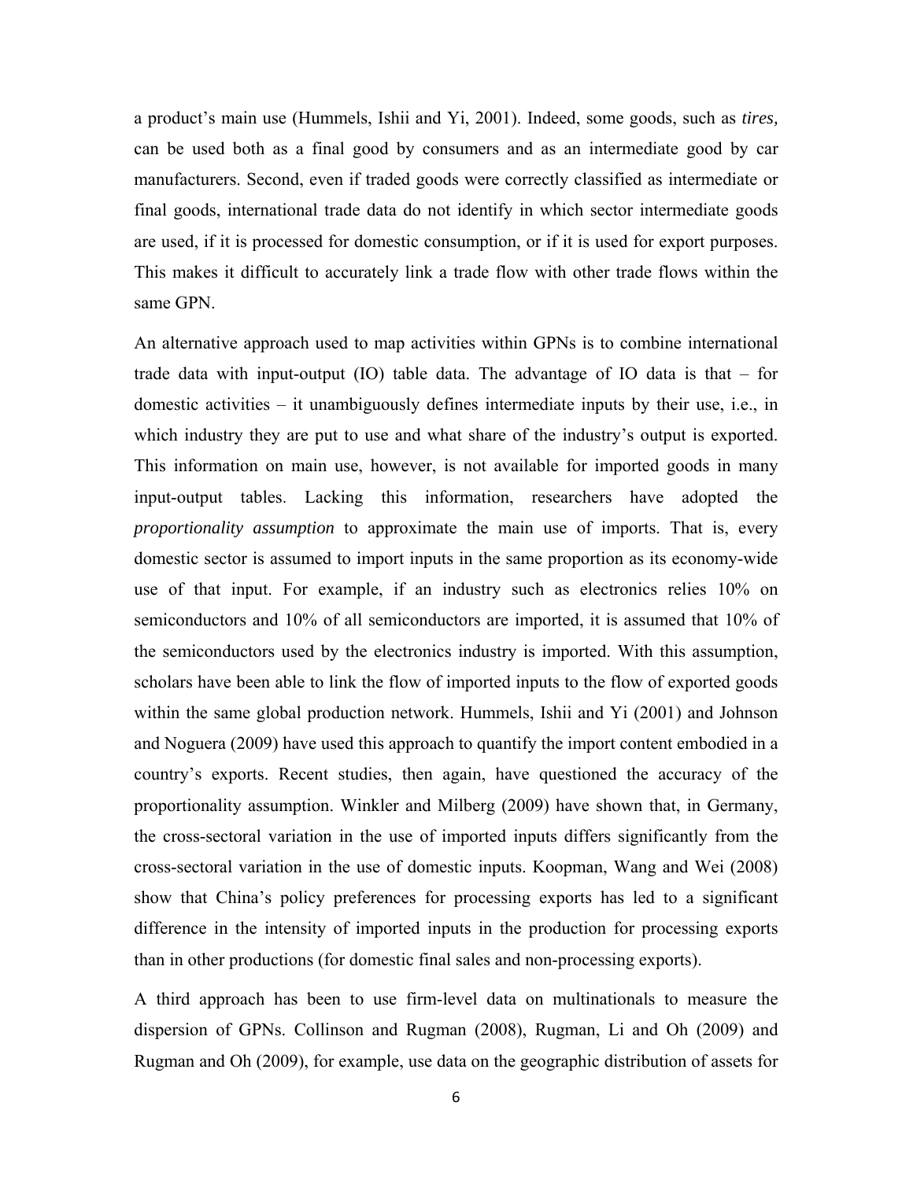a product's main use (Hummels, Ishii and Yi, 2001). Indeed, some goods, such as *tires,* can be used both as a final good by consumers and as an intermediate good by car manufacturers. Second, even if traded goods were correctly classified as intermediate or final goods, international trade data do not identify in which sector intermediate goods are used, if it is processed for domestic consumption, or if it is used for export purposes. This makes it difficult to accurately link a trade flow with other trade flows within the same GPN.

An alternative approach used to map activities within GPNs is to combine international trade data with input-output (IO) table data. The advantage of IO data is that – for domestic activities – it unambiguously defines intermediate inputs by their use, i.e., in which industry they are put to use and what share of the industry's output is exported. This information on main use, however, is not available for imported goods in many input-output tables. Lacking this information, researchers have adopted the *proportionality assumption* to approximate the main use of imports. That is, every domestic sector is assumed to import inputs in the same proportion as its economy-wide use of that input. For example, if an industry such as electronics relies 10% on semiconductors and 10% of all semiconductors are imported, it is assumed that 10% of the semiconductors used by the electronics industry is imported. With this assumption, scholars have been able to link the flow of imported inputs to the flow of exported goods within the same global production network. Hummels, Ishii and Yi (2001) and Johnson and Noguera (2009) have used this approach to quantify the import content embodied in a country's exports. Recent studies, then again, have questioned the accuracy of the proportionality assumption. Winkler and Milberg (2009) have shown that, in Germany, the cross-sectoral variation in the use of imported inputs differs significantly from the cross-sectoral variation in the use of domestic inputs. Koopman, Wang and Wei (2008) show that China's policy preferences for processing exports has led to a significant difference in the intensity of imported inputs in the production for processing exports than in other productions (for domestic final sales and non-processing exports).

A third approach has been to use firm-level data on multinationals to measure the dispersion of GPNs. Collinson and Rugman (2008), Rugman, Li and Oh (2009) and Rugman and Oh (2009), for example, use data on the geographic distribution of assets for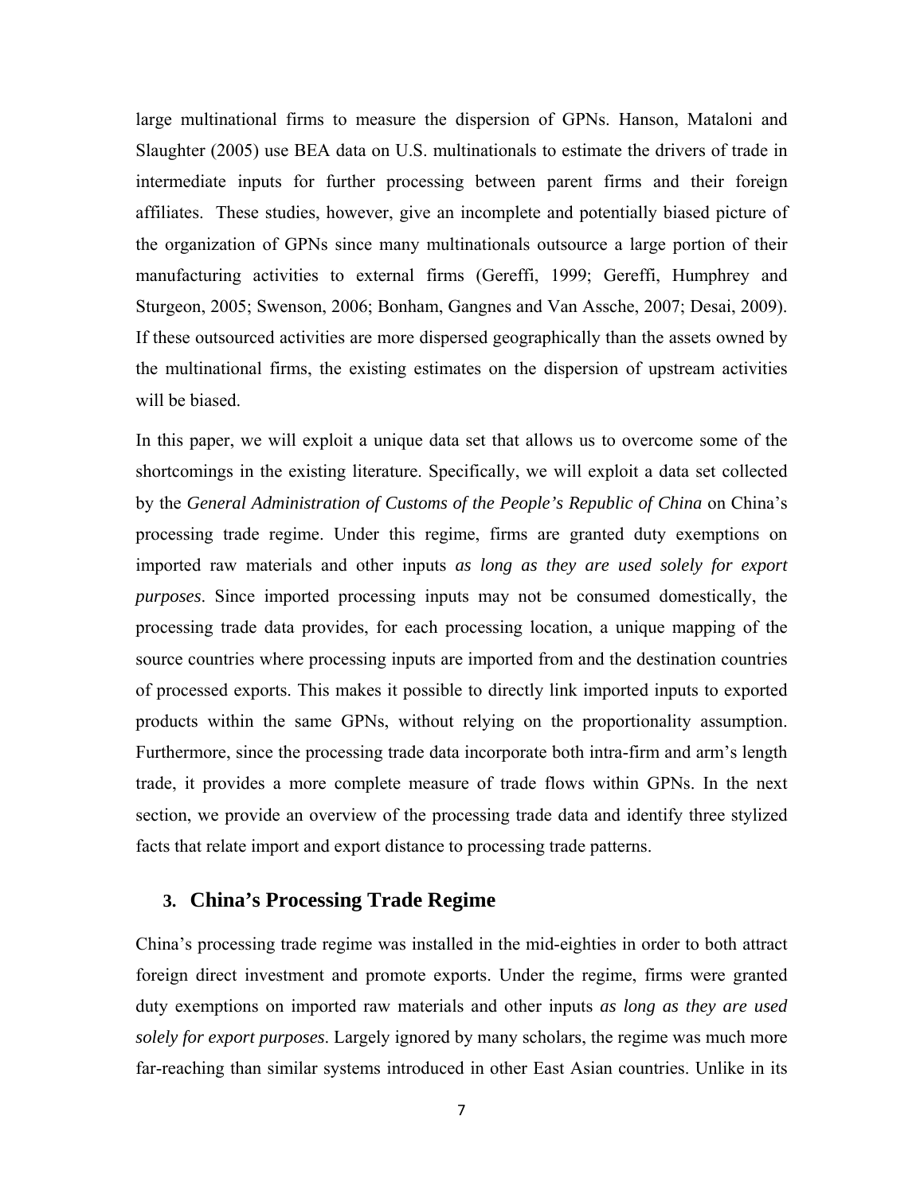large multinational firms to measure the dispersion of GPNs. Hanson, Mataloni and Slaughter (2005) use BEA data on U.S. multinationals to estimate the drivers of trade in intermediate inputs for further processing between parent firms and their foreign affiliates. These studies, however, give an incomplete and potentially biased picture of the organization of GPNs since many multinationals outsource a large portion of their manufacturing activities to external firms (Gereffi, 1999; Gereffi, Humphrey and Sturgeon, 2005; Swenson, 2006; Bonham, Gangnes and Van Assche, 2007; Desai, 2009). If these outsourced activities are more dispersed geographically than the assets owned by the multinational firms, the existing estimates on the dispersion of upstream activities will be biased.

In this paper, we will exploit a unique data set that allows us to overcome some of the shortcomings in the existing literature. Specifically, we will exploit a data set collected by the *General Administration of Customs of the People's Republic of China* on China's processing trade regime. Under this regime, firms are granted duty exemptions on imported raw materials and other inputs *as long as they are used solely for export purposes*. Since imported processing inputs may not be consumed domestically, the processing trade data provides, for each processing location, a unique mapping of the source countries where processing inputs are imported from and the destination countries of processed exports. This makes it possible to directly link imported inputs to exported products within the same GPNs, without relying on the proportionality assumption. Furthermore, since the processing trade data incorporate both intra-firm and arm's length trade, it provides a more complete measure of trade flows within GPNs. In the next section, we provide an overview of the processing trade data and identify three stylized facts that relate import and export distance to processing trade patterns.

## 3. China's Processing Trade Regime

China's processing trade regime was installed in the mid-eighties in order to both attract foreign direct investment and promote exports. Under the regime, firms were granted duty exemptions on imported raw materials and other inputs *as long as they are used solely for export purposes*. Largely ignored by many scholars, the regime was much more far-reaching than similar systems introduced in other East Asian countries. Unlike in its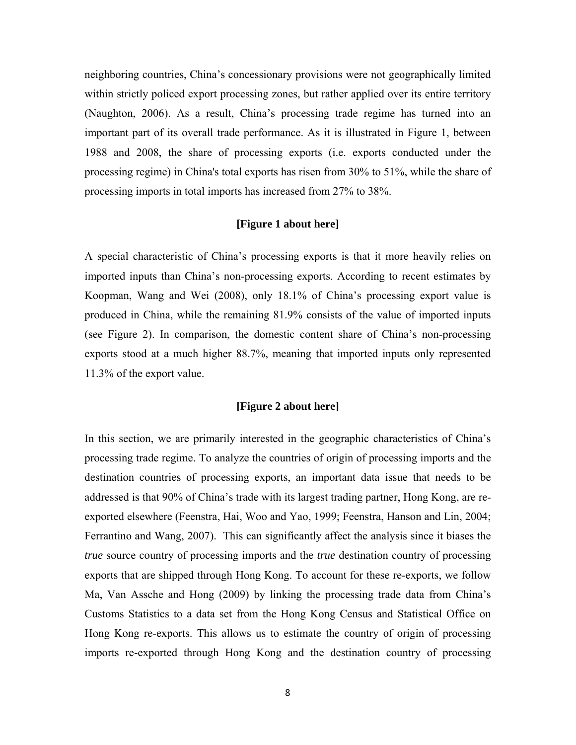neighboring countries, China's concessionary provisions were not geographically limited within strictly policed export processing zones, but rather applied over its entire territory (Naughton, 2006). As a result, China's processing trade regime has turned into an important part of its overall trade performance. As it is illustrated in Figure 1, between 1988 and 2008, the share of processing exports (i.e. exports conducted under the processing regime) in China's total exports has risen from 30% to 51%, while the share of processing imports in total imports has increased from 27% to 38%.

**[Figure 1 about here]**

A special characteristic of China's processing exports is that it more heavily relies on imported inputs than China's non-processing exports. According to recent estimates by Koopman, Wang and Wei (2008), only 18.1% of China's processing export value is produced in China, while the remaining 81.9% consists of the value of imported inputs (see Figure 2). In comparison, the domestic content share of China's non-processing exports stood at a much higher 88.7%, meaning that imported inputs only represented 11.3% of the export value.

**[Figure 2 about here]**

In this section, we are primarily interested in the geographic characteristics of China's processing trade regime. To analyze the countries of origin of processing imports and the destination countries of processing exports, an important data issue that needs to be addressed is that 90% of China's trade with its largest trading partner, Hong Kong, are re-exported elsewhere (Feenstra, Hai, Woo and Yao, 1999; Feenstra, Hanson and Lin, 2004; Ferrantino and Wang, 2007). This can significantly affect the analysis since it biases the *true* source country of processing imports and the *true* destination country of processing exports that are shipped through Hong Kong. To account for these re-exports, we follow Ma, Van Assche and Hong (2009) by linking the processing trade data from China's Customs Statistics to a data set from the Hong Kong Census and Statistical Office on Hong Kong re-exports. This allows us to estimate the country of origin of processing imports re-exported through Hong Kong and the destination country of processing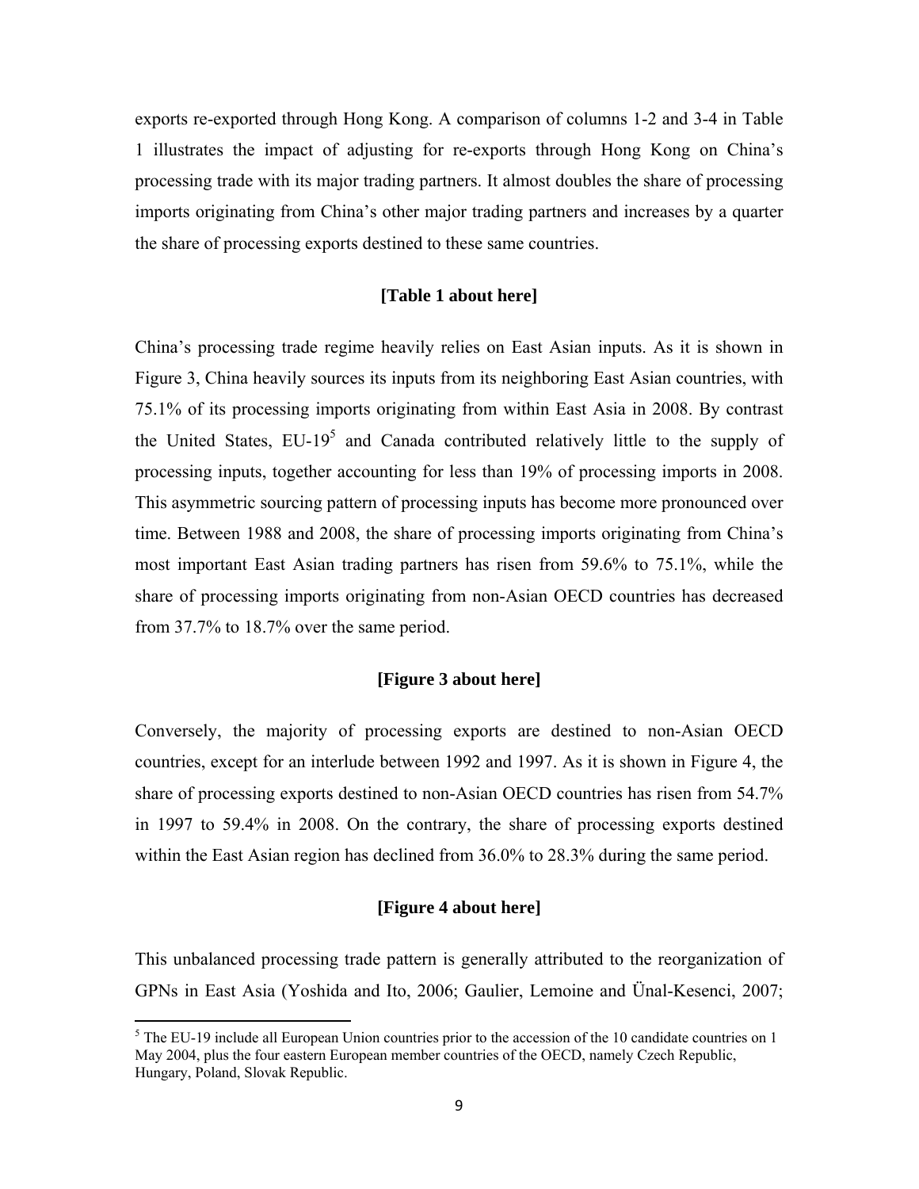exports re-exported through Hong Kong. A comparison of columns 1-2 and 3-4 in Table 1 illustrates the impact of adjusting for re-exports through Hong Kong on China's processing trade with its major trading partners. It almost doubles the share of processing imports originating from China's other major trading partners and increases by a quarter the share of processing exports destined to these same countries.

**[Table 1 about here]**

China's processing trade regime heavily relies on East Asian inputs. As it is shown in Figure 3, China heavily sources its inputs from its neighboring East Asian countries, with 75.1% of its processing imports originating from within East Asia in 2008. By contrast the United States, EU-19[5] and Canada contributed relatively little to the supply of processing inputs, together accounting for less than 19% of processing imports in 2008. This asymmetric sourcing pattern of processing inputs has become more pronounced over time. Between 1988 and 2008, the share of processing imports originating from China's most important East Asian trading partners has risen from 59.6% to 75.1%, while the share of processing imports originating from non-Asian OECD countries has decreased from 37.7% to 18.7% over the same period.

**[Figure 3 about here]**

Conversely, the majority of processing exports are destined to non-Asian OECD countries, except for an interlude between 1992 and 1997. As it is shown in Figure 4, the share of processing exports destined to non-Asian OECD countries has risen from 54.7% in 1997 to 59.4% in 2008. On the contrary, the share of processing exports destined within the East Asian region has declined from 36.0% to 28.3% during the same period.

**[Figure 4 about here]**

This unbalanced processing trade pattern is generally attributed to the reorganization of GPNs in East Asia (Yoshida and Ito, 2006; Gaulier, Lemoine and Ünal-Kesenci, 2007;

[5] The EU-19 include all European Union countries prior to the accession of the 10 candidate countries on 1 May 2004, plus the four eastern European member countries of the OECD, namely Czech Republic, Hungary, Poland, Slovak Republic.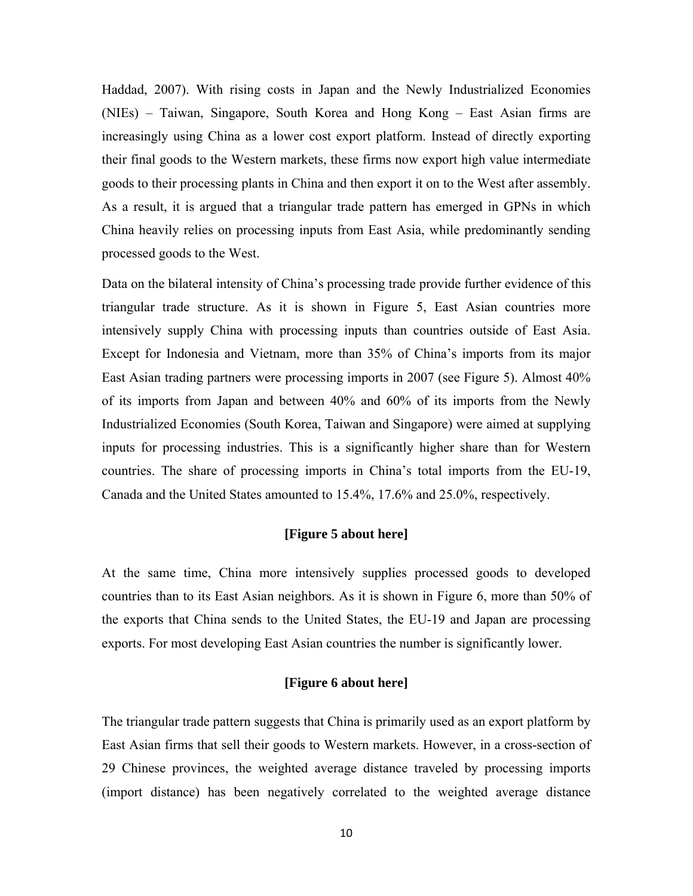Haddad, 2007). With rising costs in Japan and the Newly Industrialized Economies (NIEs) – Taiwan, Singapore, South Korea and Hong Kong – East Asian firms are increasingly using China as a lower cost export platform. Instead of directly exporting their final goods to the Western markets, these firms now export high value intermediate goods to their processing plants in China and then export it on to the West after assembly. As a result, it is argued that a triangular trade pattern has emerged in GPNs in which China heavily relies on processing inputs from East Asia, while predominantly sending processed goods to the West.

Data on the bilateral intensity of China's processing trade provide further evidence of this triangular trade structure. As it is shown in Figure 5, East Asian countries more intensively supply China with processing inputs than countries outside of East Asia. Except for Indonesia and Vietnam, more than 35% of China's imports from its major East Asian trading partners were processing imports in 2007 (see Figure 5). Almost 40% of its imports from Japan and between 40% and 60% of its imports from the Newly Industrialized Economies (South Korea, Taiwan and Singapore) were aimed at supplying inputs for processing industries. This is a significantly higher share than for Western countries. The share of processing imports in China's total imports from the EU-19, Canada and the United States amounted to 15.4%, 17.6% and 25.0%, respectively.

**[Figure 5 about here]**

At the same time, China more intensively supplies processed goods to developed countries than to its East Asian neighbors. As it is shown in Figure 6, more than 50% of the exports that China sends to the United States, the EU-19 and Japan are processing exports. For most developing East Asian countries the number is significantly lower.

**[Figure 6 about here]**

The triangular trade pattern suggests that China is primarily used as an export platform by East Asian firms that sell their goods to Western markets. However, in a cross-section of 29 Chinese provinces, the weighted average distance traveled by processing imports (import distance) has been negatively correlated to the weighted average distance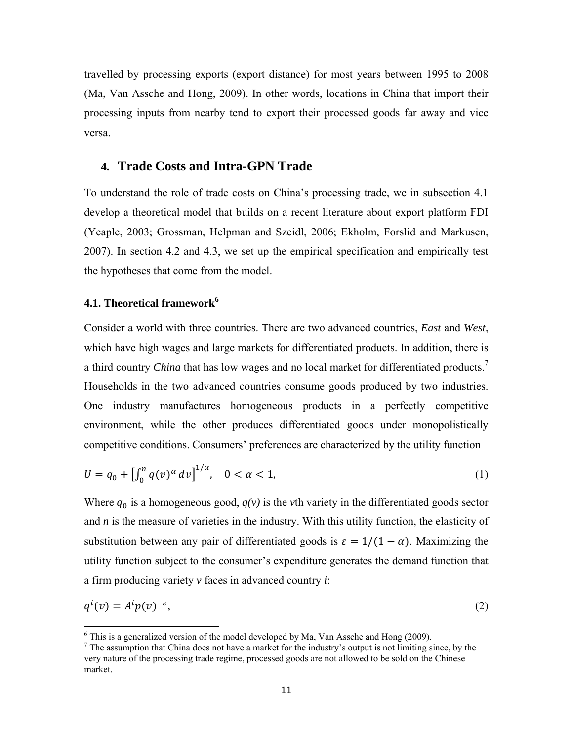travelled by processing exports (export distance) for most years between 1995 to 2008 (Ma, Van Assche and Hong, 2009). In other words, locations in China that import their processing inputs from nearby tend to export their processed goods far away and vice versa.

## 4. Trade Costs and Intra-GPN Trade

To understand the role of trade costs on China's processing trade, we in subsection 4.1 develop a theoretical model that builds on a recent literature about export platform FDI (Yeaple, 2003; Grossman, Helpman and Szeidl, 2006; Ekholm, Forslid and Markusen, 2007). In section 4.2 and 4.3, we set up the empirical specification and empirically test the hypotheses that come from the model.

### 4.1. Theoretical framework[6]

Consider a world with three countries. There are two advanced countries, *East* and *West*, which have high wages and large markets for differentiated products. In addition, there is a third country *China* that has low wages and no local market for differentiated products.[7] Households in the two advanced countries consume goods produced by two industries. One industry manufactures homogeneous products in a perfectly competitive environment, while the other produces differentiated goods under monopolistically competitive conditions. Consumers' preferences are characterized by the utility function

$$U = q_0 + \left[\int_0^n q(v)^\alpha \, dv\right]^{1/\alpha}, \quad 0 < \alpha < 1, \tag{1}$$

Where $q_0$ is a homogeneous good, $q(v)$ is the $v$th variety in the differentiated goods sector and $n$ is the measure of varieties in the industry. With this utility function, the elasticity of substitution between any pair of differentiated goods is $\varepsilon = 1/(1-\alpha)$. Maximizing the utility function subject to the consumer's expenditure generates the demand function that a firm producing variety $v$ faces in advanced country $i$:

$$q^i(v) = A^i p(v)^{-\varepsilon}, \tag{2}$$

---

[6] This is a generalized version of the model developed by Ma, Van Assche and Hong (2009).

[7] The assumption that China does not have a market for the industry's output is not limiting since, by the very nature of the processing trade regime, processed goods are not allowed to be sold on the Chinese market.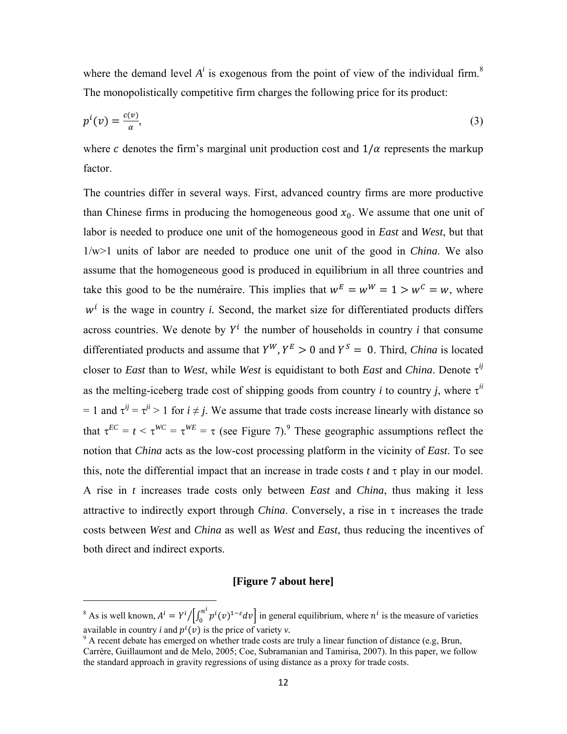where the demand level $A^i$ is exogenous from the point of view of the individual firm.[8] The monopolistically competitive firm charges the following price for its product:

$$p^i(v) = \frac{c(v)}{\alpha}, \tag{3}$$

where $c$ denotes the firm's marginal unit production cost and $1/\alpha$ represents the markup factor.

The countries differ in several ways. First, advanced country firms are more productive than Chinese firms in producing the homogeneous good $x_0$. We assume that one unit of labor is needed to produce one unit of the homogeneous good in *East* and *West*, but that $1/w>1$ units of labor are needed to produce one unit of the good in *China*. We also assume that the homogeneous good is produced in equilibrium in all three countries and take this good to be the numéraire. This implies that $w^E = w^W = 1 > w^C = w$, where $w^i$ is the wage in country *i.* Second, the market size for differentiated products differs across countries. We denote by $Y^i$ the number of households in country *i* that consume differentiated products and assume that $Y^W, Y^E > 0$ and $Y^S = 0$. Third, *China* is located closer to *East* than to *West*, while *West* is equidistant to both *East* and *China*. Denote $\tau^{ij}$ as the melting-iceberg trade cost of shipping goods from country *i* to country *j*, where $\tau^{ii} = 1$ and $\tau^{ij} = \tau^{ji} > 1$ for $i \neq j$. We assume that trade costs increase linearly with distance so that $\tau^{EC} = t < \tau^{WC} = \tau^{WE} = \tau$ (see Figure 7).[9] These geographic assumptions reflect the notion that *China* acts as the low-cost processing platform in the vicinity of *East*. To see this, note the differential impact that an increase in trade costs *t* and $\tau$ play in our model. A rise in *t* increases trade costs only between *East* and *China*, thus making it less attractive to indirectly export through *China*. Conversely, a rise in $\tau$ increases the trade costs between *West* and *China* as well as *West* and *East*, thus reducing the incentives of both direct and indirect exports.

**[Figure 7 about here]**

[8] As is well known, $A^i = Y^i/\left[\int_0^{n^i} p^i(v)^{1-\varepsilon}dv\right]$ in general equilibrium, where $n^i$ is the measure of varieties available in country *i* and $p^i(v)$ is the price of variety *v*.

[9] A recent debate has emerged on whether trade costs are truly a linear function of distance (e.g, Brun, Carrère, Guillaumont and de Melo, 2005; Coe, Subramanian and Tamirisa, 2007). In this paper, we follow the standard approach in gravity regressions of using distance as a proxy for trade costs.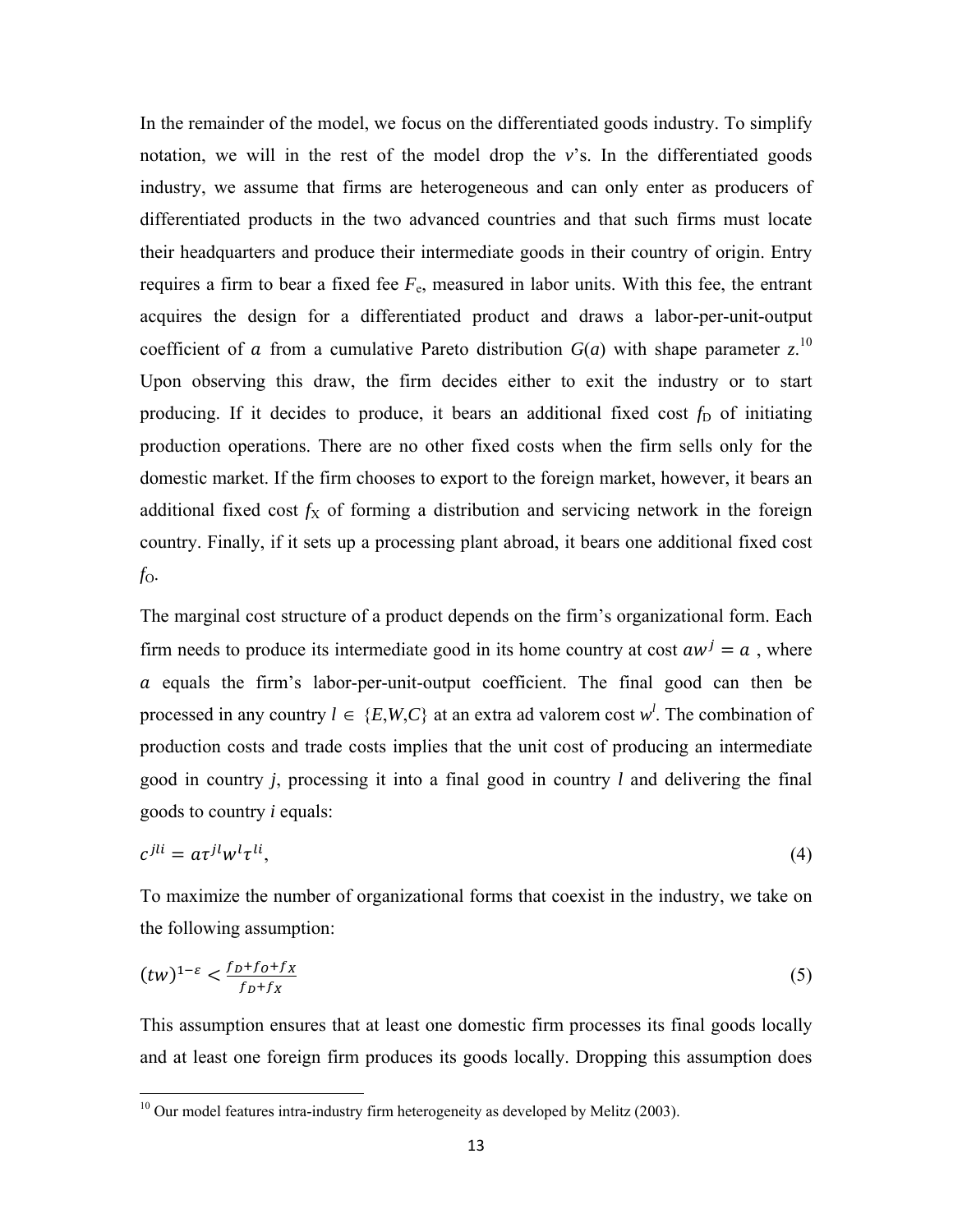In the remainder of the model, we focus on the differentiated goods industry. To simplify notation, we will in the rest of the model drop the *v*'s. In the differentiated goods industry, we assume that firms are heterogeneous and can only enter as producers of differentiated products in the two advanced countries and that such firms must locate their headquarters and produce their intermediate goods in their country of origin. Entry requires a firm to bear a fixed fee $F_e$, measured in labor units. With this fee, the entrant acquires the design for a differentiated product and draws a labor-per-unit-output coefficient of $a$ from a cumulative Pareto distribution $G(a)$ with shape parameter $z$.[10] Upon observing this draw, the firm decides either to exit the industry or to start producing. If it decides to produce, it bears an additional fixed cost $f_D$ of initiating production operations. There are no other fixed costs when the firm sells only for the domestic market. If the firm chooses to export to the foreign market, however, it bears an additional fixed cost $f_X$ of forming a distribution and servicing network in the foreign country. Finally, if it sets up a processing plant abroad, it bears one additional fixed cost $f_O$.

The marginal cost structure of a product depends on the firm's organizational form. Each firm needs to produce its intermediate good in its home country at cost $aw^j = a$, where $a$ equals the firm's labor-per-unit-output coefficient. The final good can then be processed in any country $l \in \{E,W,C\}$ at an extra ad valorem cost $w^l$. The combination of production costs and trade costs implies that the unit cost of producing an intermediate good in country $j$, processing it into a final good in country $l$ and delivering the final goods to country $i$ equals:

$$c^{jli} = a\tau^{jl}w^l\tau^{li}, \tag{4}$$

To maximize the number of organizational forms that coexist in the industry, we take on the following assumption:

$$(tw)^{1-\varepsilon} < \frac{f_D + f_O + f_X}{f_D + f_X} \tag{5}$$

This assumption ensures that at least one domestic firm processes its final goods locally and at least one foreign firm produces its goods locally. Dropping this assumption does

[10] Our model features intra-industry firm heterogeneity as developed by Melitz (2003).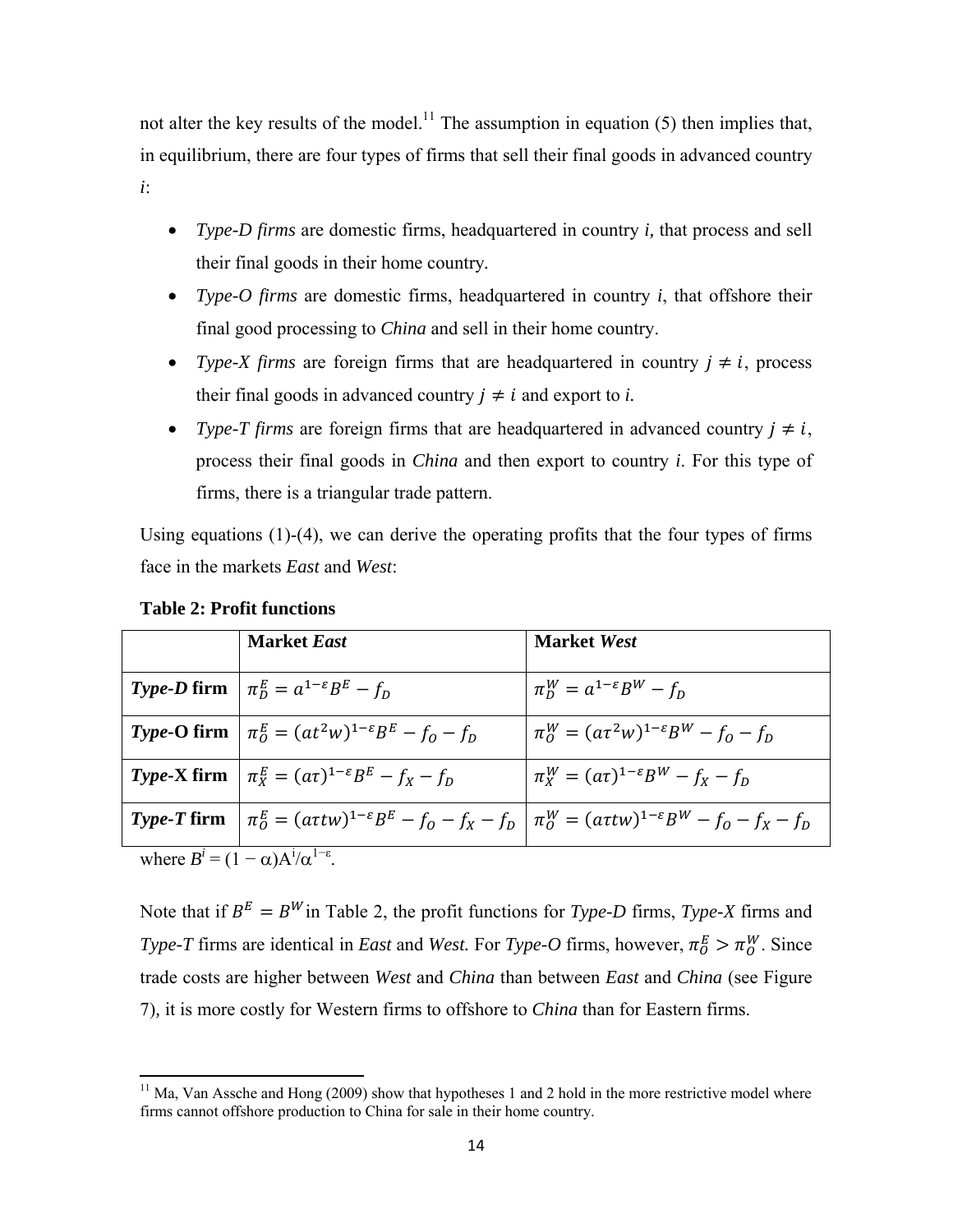not alter the key results of the model.[11] The assumption in equation (5) then implies that, in equilibrium, there are four types of firms that sell their final goods in advanced country *i*:

- *Type-D firms* are domestic firms, headquartered in country *i*, that process and sell their final goods in their home country.
- *Type-O firms* are domestic firms, headquartered in country *i*, that offshore their final good processing to *China* and sell in their home country.
- *Type-X firms* are foreign firms that are headquartered in country $j \neq i$, process their final goods in advanced country $j \neq i$ and export to *i*.
- *Type-T firms* are foreign firms that are headquartered in advanced country $j \neq i$, process their final goods in *China* and then export to country *i*. For this type of firms, there is a triangular trade pattern.

Using equations (1)-(4), we can derive the operating profits that the four types of firms face in the markets *East* and *West*:

**Table 2: Profit functions**

| | **Market *East*** | **Market *West*** |
|---|---|---|
| ***Type-D* firm** | $\pi_D^E = a^{1-\varepsilon}B^E - f_D$ | $\pi_D^W = a^{1-\varepsilon}B^W - f_D$ |
| ***Type*-O firm** | $\pi_O^E = (a\tau^2 w)^{1-\varepsilon}B^E - f_O - f_D$ | $\pi_O^W = (a\tau^2 w)^{1-\varepsilon}B^W - f_O - f_D$ |
| ***Type*-X firm** | $\pi_X^E = (a\tau)^{1-\varepsilon}B^E - f_X - f_D$ | $\pi_X^W = (a\tau)^{1-\varepsilon}B^W - f_X - f_D$ |
| ***Type-T* firm** | $\pi_O^E = (a\tau t w)^{1-\varepsilon}B^E - f_O - f_X - f_D$ | $\pi_O^W = (a\tau t w)^{1-\varepsilon}B^W - f_O - f_X - f_D$ |

where $B^i = (1-\alpha)A^i/\alpha^{1-\varepsilon}$.

Note that if $B^E = B^W$ in Table 2, the profit functions for *Type-D* firms, *Type-X* firms and *Type-T* firms are identical in *East* and *West*. For *Type-O* firms, however, $\pi_O^E > \pi_O^W$. Since trade costs are higher between *West* and *China* than between *East* and *China* (see Figure 7), it is more costly for Western firms to offshore to *China* than for Eastern firms.

[11] Ma, Van Assche and Hong (2009) show that hypotheses 1 and 2 hold in the more restrictive model where firms cannot offshore production to China for sale in their home country.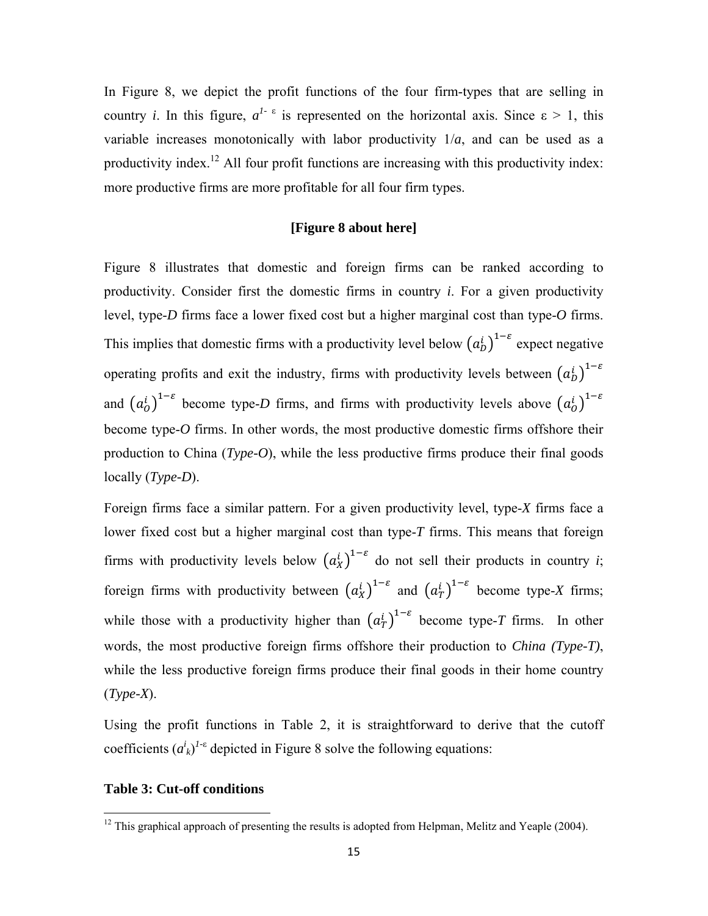In Figure 8, we depict the profit functions of the four firm-types that are selling in country *i*. In this figure, $a^{1-\varepsilon}$ is represented on the horizontal axis. Since $\varepsilon > 1$, this variable increases monotonically with labor productivity $1/a$, and can be used as a productivity index.[12] All four profit functions are increasing with this productivity index: more productive firms are more profitable for all four firm types.

**[Figure 8 about here]**

Figure 8 illustrates that domestic and foreign firms can be ranked according to productivity. Consider first the domestic firms in country *i*. For a given productivity level, type-*D* firms face a lower fixed cost but a higher marginal cost than type-*O* firms. This implies that domestic firms with a productivity level below $\left(a_D^i\right)^{1-\varepsilon}$ expect negative operating profits and exit the industry, firms with productivity levels between $\left(a_D^i\right)^{1-\varepsilon}$ and $\left(a_O^i\right)^{1-\varepsilon}$ become type-*D* firms, and firms with productivity levels above $\left(a_O^i\right)^{1-\varepsilon}$ become type-*O* firms. In other words, the most productive domestic firms offshore their production to China (*Type-O*), while the less productive firms produce their final goods locally (*Type-D*).

Foreign firms face a similar pattern. For a given productivity level, type-*X* firms face a lower fixed cost but a higher marginal cost than type-*T* firms. This means that foreign firms with productivity levels below $\left(a_X^i\right)^{1-\varepsilon}$ do not sell their products in country *i*; foreign firms with productivity between $\left(a_X^i\right)^{1-\varepsilon}$ and $\left(a_T^i\right)^{1-\varepsilon}$ become type-*X* firms; while those with a productivity higher than $\left(a_T^i\right)^{1-\varepsilon}$ become type-*T* firms. In other words, the most productive foreign firms offshore their production to *China (Type-T)*, while the less productive foreign firms produce their final goods in their home country (*Type-X*).

Using the profit functions in Table 2, it is straightforward to derive that the cutoff coefficients $(a^i_k)^{1-\varepsilon}$ depicted in Figure 8 solve the following equations:

**Table 3: Cut-off conditions**

[12] This graphical approach of presenting the results is adopted from Helpman, Melitz and Yeaple (2004).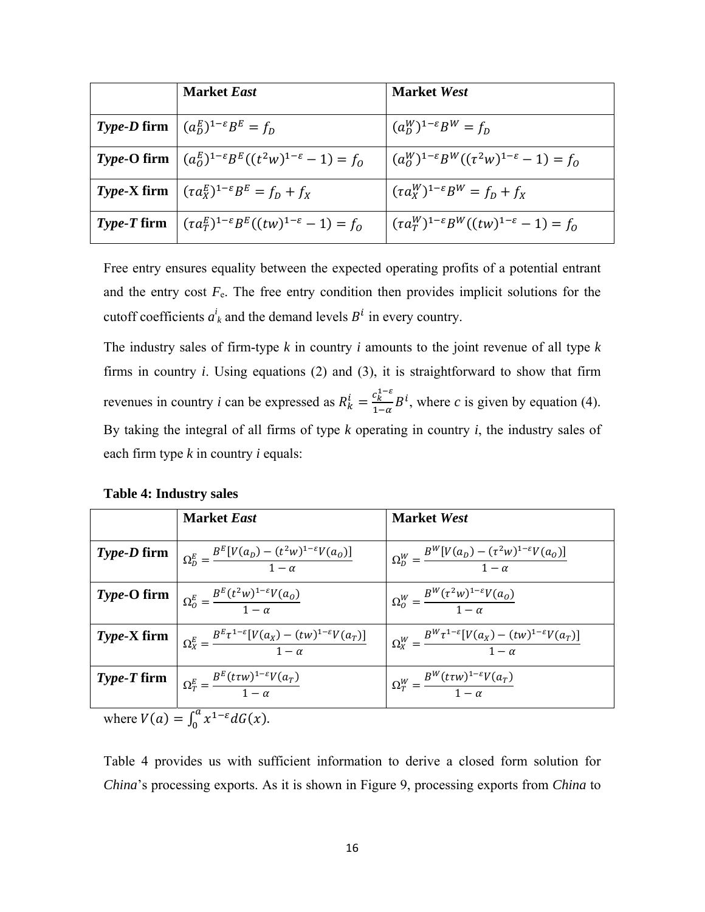|  | Market *East* | Market *West* |
|---|---|---|
| ***Type-D*** **firm** | $(a_D^E)^{1-\varepsilon}B^E = f_D$ | $(a_D^W)^{1-\varepsilon}B^W = f_D$ |
| ***Type*-O firm** | $(a_O^E)^{1-\varepsilon}B^E((t^2w)^{1-\varepsilon} - 1) = f_O$ | $(a_O^W)^{1-\varepsilon}B^W((\tau^2w)^{1-\varepsilon} - 1) = f_O$ |
| ***Type*-X firm** | $(\tau a_X^E)^{1-\varepsilon}B^E = f_D + f_X$ | $(\tau a_X^W)^{1-\varepsilon}B^W = f_D + f_X$ |
| ***Type-T*** **firm** | $(\tau a_T^E)^{1-\varepsilon}B^E((tw)^{1-\varepsilon} - 1) = f_O$ | $(\tau a_T^W)^{1-\varepsilon}B^W((tw)^{1-\varepsilon} - 1) = f_O$ |

Free entry ensures equality between the expected operating profits of a potential entrant and the entry cost $F_e$. The free entry condition then provides implicit solutions for the cutoff coefficients $a^i_k$ and the demand levels $B^i$ in every country.

The industry sales of firm-type *k* in country *i* amounts to the joint revenue of all type *k* firms in country *i*. Using equations (2) and (3), it is straightforward to show that firm revenues in country *i* can be expressed as $R_k^i = \frac{c_k^{1-\varepsilon}}{1-\alpha}B^i$, where *c* is given by equation (4). By taking the integral of all firms of type *k* operating in country *i*, the industry sales of each firm type *k* in country *i* equals:

**Table 4: Industry sales**

|  | Market *East* | Market *West* |
|---|---|---|
| ***Type-D*** **firm** | $\Omega_D^E = \frac{B^E[V(a_D) - (t^2w)^{1-\varepsilon}V(a_O)]}{1-\alpha}$ | $\Omega_D^W = \frac{B^W[V(a_D) - (\tau^2w)^{1-\varepsilon}V(a_O)]}{1-\alpha}$ |
| ***Type*-O firm** | $\Omega_O^E = \frac{B^E(t^2w)^{1-\varepsilon}V(a_O)}{1-\alpha}$ | $\Omega_O^W = \frac{B^W(\tau^2w)^{1-\varepsilon}V(a_O)}{1-\alpha}$ |
| ***Type*-X firm** | $\Omega_X^E = \frac{B^E\tau^{1-\varepsilon}[V(a_X) - (tw)^{1-\varepsilon}V(a_T)]}{1-\alpha}$ | $\Omega_X^W = \frac{B^W\tau^{1-\varepsilon}[V(a_X) - (tw)^{1-\varepsilon}V(a_T)]}{1-\alpha}$ |
| ***Type-T*** **firm** | $\Omega_T^E = \frac{B^E(t\tau w)^{1-\varepsilon}V(a_T)}{1-\alpha}$ | $\Omega_T^W = \frac{B^W(t\tau w)^{1-\varepsilon}V(a_T)}{1-\alpha}$ |

where $V(a) = \int_0^a x^{1-\varepsilon}dG(x)$.

Table 4 provides us with sufficient information to derive a closed form solution for *China*'s processing exports. As it is shown in Figure 9, processing exports from *China* to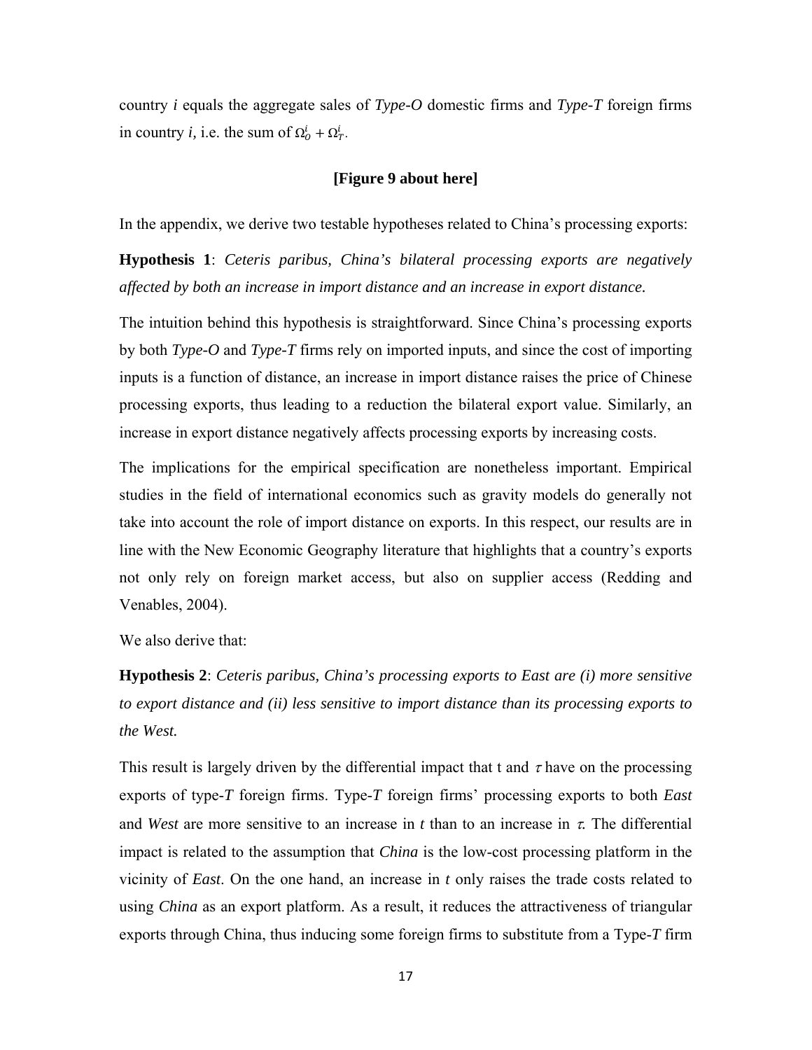country *i* equals the aggregate sales of *Type-O* domestic firms and *Type-T* foreign firms in country *i*, i.e. the sum of $\Omega_O^i + \Omega_T^i$.

**[Figure 9 about here]**

In the appendix, we derive two testable hypotheses related to China's processing exports:

**Hypothesis 1**: *Ceteris paribus, China's bilateral processing exports are negatively affected by both an increase in import distance and an increase in export distance.*

The intuition behind this hypothesis is straightforward. Since China's processing exports by both *Type-O* and *Type-T* firms rely on imported inputs, and since the cost of importing inputs is a function of distance, an increase in import distance raises the price of Chinese processing exports, thus leading to a reduction the bilateral export value. Similarly, an increase in export distance negatively affects processing exports by increasing costs.

The implications for the empirical specification are nonetheless important. Empirical studies in the field of international economics such as gravity models do generally not take into account the role of import distance on exports. In this respect, our results are in line with the New Economic Geography literature that highlights that a country's exports not only rely on foreign market access, but also on supplier access (Redding and Venables, 2004).

We also derive that:

**Hypothesis 2**: *Ceteris paribus, China's processing exports to East are (i) more sensitive to export distance and (ii) less sensitive to import distance than its processing exports to the West.*

This result is largely driven by the differential impact that t and $\tau$ have on the processing exports of type-*T* foreign firms. Type-*T* foreign firms' processing exports to both *East* and *West* are more sensitive to an increase in *t* than to an increase in $\tau$. The differential impact is related to the assumption that *China* is the low-cost processing platform in the vicinity of *East*. On the one hand, an increase in *t* only raises the trade costs related to using *China* as an export platform. As a result, it reduces the attractiveness of triangular exports through China, thus inducing some foreign firms to substitute from a Type-*T* firm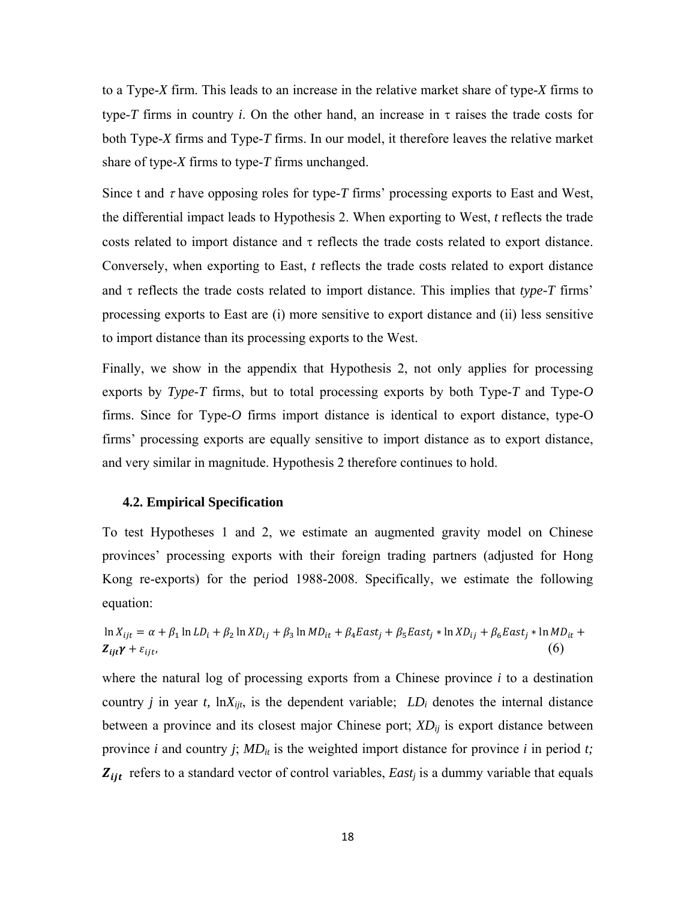to a Type-*X* firm. This leads to an increase in the relative market share of type-*X* firms to type-*T* firms in country *i*. On the other hand, an increase in $\tau$ raises the trade costs for both Type-*X* firms and Type-*T* firms. In our model, it therefore leaves the relative market share of type-*X* firms to type-*T* firms unchanged.

Since t and $\tau$ have opposing roles for type-*T* firms' processing exports to East and West, the differential impact leads to Hypothesis 2. When exporting to West, *t* reflects the trade costs related to import distance and $\tau$ reflects the trade costs related to export distance. Conversely, when exporting to East, *t* reflects the trade costs related to export distance and $\tau$ reflects the trade costs related to import distance. This implies that ***type-T*** firms' processing exports to East are (i) more sensitive to export distance and (ii) less sensitive to import distance than its processing exports to the West.

Finally, we show in the appendix that Hypothesis 2, not only applies for processing exports by ***Type-T*** firms, but to total processing exports by both Type-*T* and Type-*O* firms. Since for Type-*O* firms import distance is identical to export distance, type-O firms' processing exports are equally sensitive to import distance as to export distance, and very similar in magnitude. Hypothesis 2 therefore continues to hold.

### 4.2. Empirical Specification

To test Hypotheses 1 and 2, we estimate an augmented gravity model on Chinese provinces' processing exports with their foreign trading partners (adjusted for Hong Kong re-exports) for the period 1988-2008. Specifically, we estimate the following equation:

$$\ln X_{ijt} = \alpha + \beta_1 \ln LD_i + \beta_2 \ln XD_{ij} + \beta_3 \ln MD_{it} + \beta_4 East_j + \beta_5 East_j * \ln XD_{ij} + \beta_6 East_j * \ln MD_{it} + \boldsymbol{Z_{ijt}\gamma} + \varepsilon_{ijt}, \qquad (6)$$

where the natural log of processing exports from a Chinese province *i* to a destination country *j* in year *t*, $\ln X_{ijt}$, is the dependent variable; $LD_i$ denotes the internal distance between a province and its closest major Chinese port; $XD_{ij}$ is export distance between province *i* and country *j*; $MD_{it}$ is the weighted import distance for province *i* in period *t;* $\boldsymbol{Z_{ijt}}$ refers to a standard vector of control variables, $East_j$ is a dummy variable that equals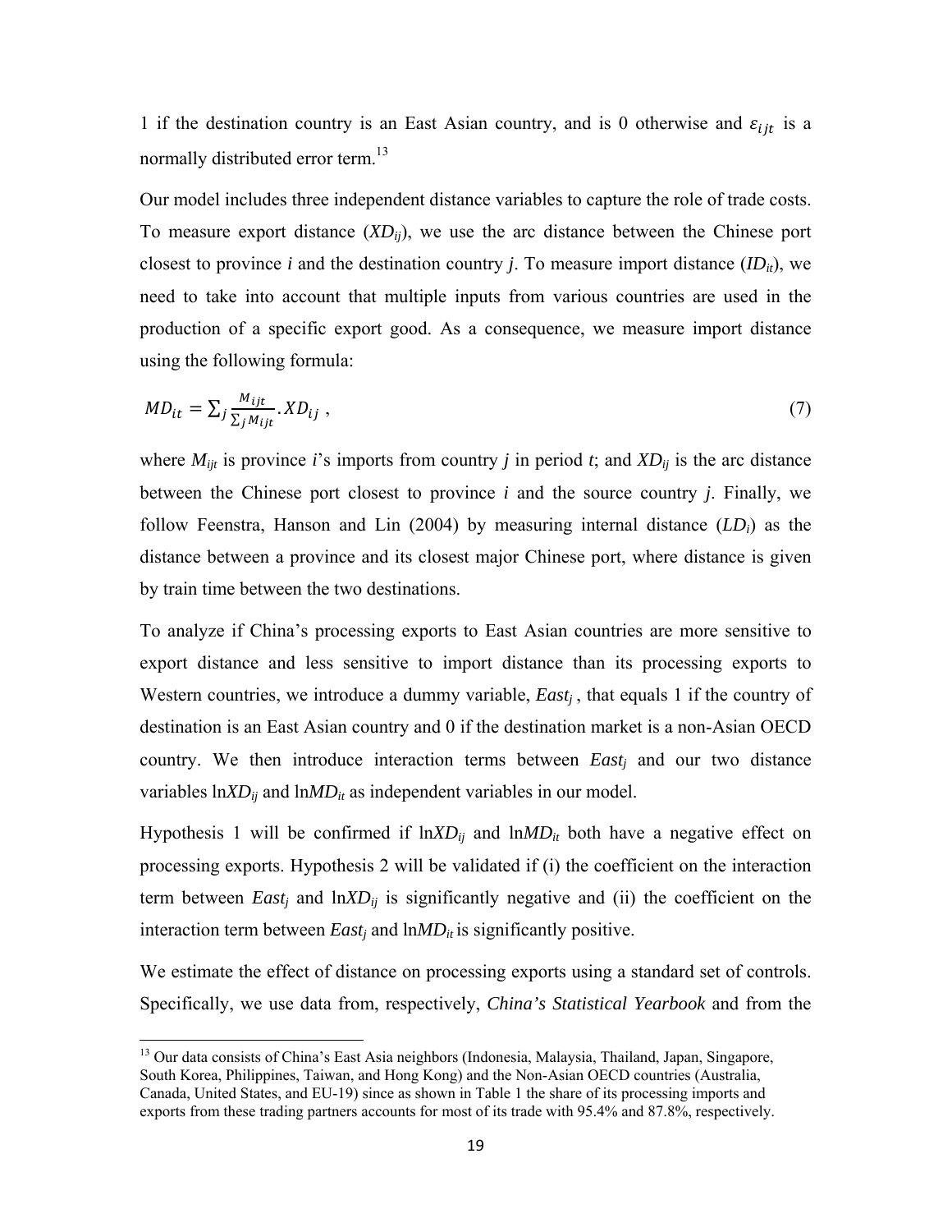1 if the destination country is an East Asian country, and is 0 otherwise and $\varepsilon_{ijt}$ is a normally distributed error term.[13]

Our model includes three independent distance variables to capture the role of trade costs. To measure export distance ($XD_{ij}$), we use the arc distance between the Chinese port closest to province $i$ and the destination country $j$. To measure import distance ($ID_{it}$), we need to take into account that multiple inputs from various countries are used in the production of a specific export good. As a consequence, we measure import distance using the following formula:

$$MD_{it} = \sum_j \frac{M_{ijt}}{\sum_j M_{ijt}} . XD_{ij} \ , \tag{7}$$

where $M_{ijt}$ is province $i$'s imports from country $j$ in period $t$; and $XD_{ij}$ is the arc distance between the Chinese port closest to province $i$ and the source country $j$. Finally, we follow Feenstra, Hanson and Lin (2004) by measuring internal distance ($LD_i$) as the distance between a province and its closest major Chinese port, where distance is given by train time between the two destinations.

To analyze if China's processing exports to East Asian countries are more sensitive to export distance and less sensitive to import distance than its processing exports to Western countries, we introduce a dummy variable, $East_j$, that equals 1 if the country of destination is an East Asian country and 0 if the destination market is a non-Asian OECD country. We then introduce interaction terms between $East_j$ and our two distance variables $\ln XD_{ij}$ and $\ln MD_{it}$ as independent variables in our model.

Hypothesis 1 will be confirmed if $\ln XD_{ij}$ and $\ln MD_{it}$ both have a negative effect on processing exports. Hypothesis 2 will be validated if (i) the coefficient on the interaction term between $East_j$ and $\ln XD_{ij}$ is significantly negative and (ii) the coefficient on the interaction term between $East_j$ and $\ln MD_{it}$ is significantly positive.

We estimate the effect of distance on processing exports using a standard set of controls. Specifically, we use data from, respectively, *China's Statistical Yearbook* and from the

[13] Our data consists of China's East Asia neighbors (Indonesia, Malaysia, Thailand, Japan, Singapore, South Korea, Philippines, Taiwan, and Hong Kong) and the Non-Asian OECD countries (Australia, Canada, United States, and EU-19) since as shown in Table 1 the share of its processing imports and exports from these trading partners accounts for most of its trade with 95.4% and 87.8%, respectively.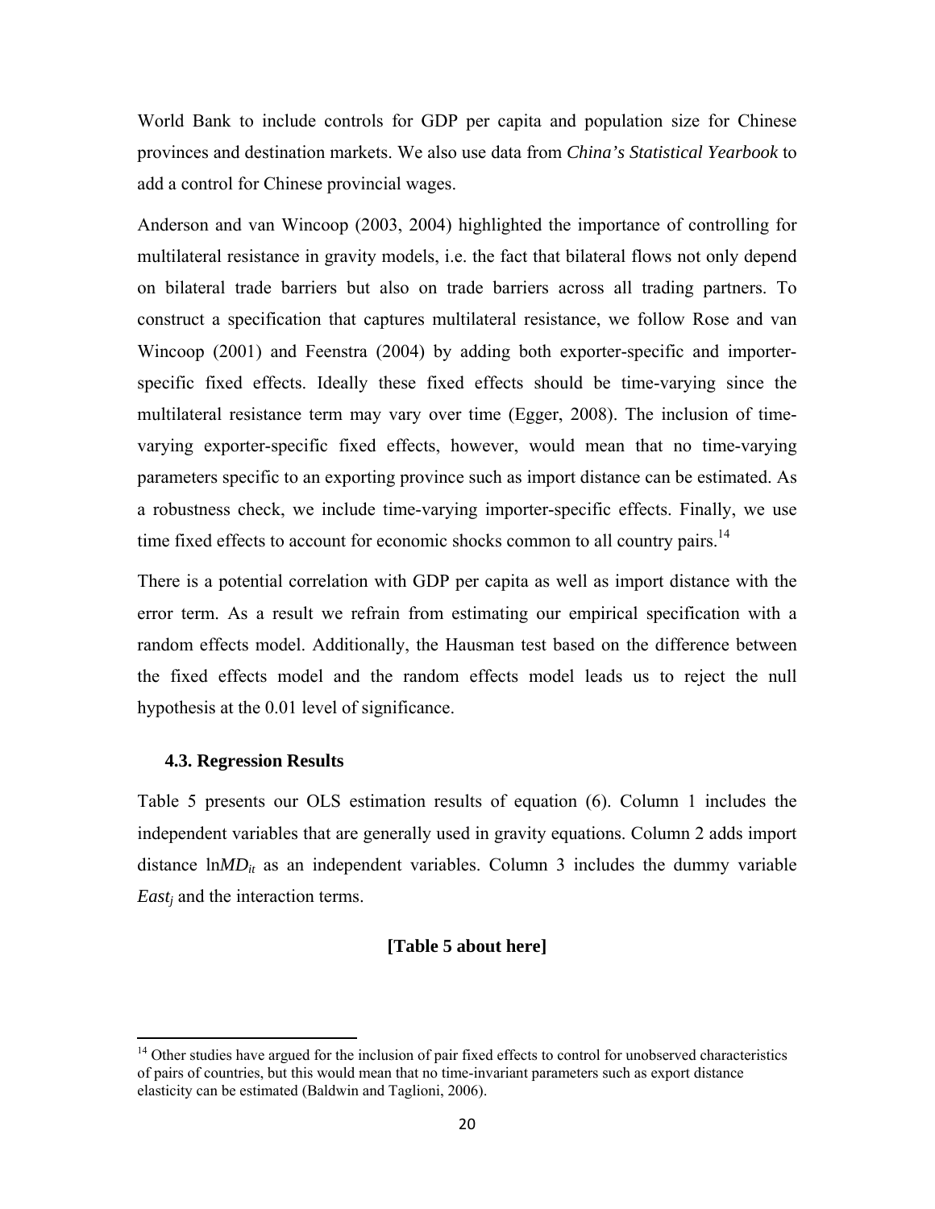World Bank to include controls for GDP per capita and population size for Chinese provinces and destination markets. We also use data from *China's Statistical Yearbook* to add a control for Chinese provincial wages.

Anderson and van Wincoop (2003, 2004) highlighted the importance of controlling for multilateral resistance in gravity models, i.e. the fact that bilateral flows not only depend on bilateral trade barriers but also on trade barriers across all trading partners. To construct a specification that captures multilateral resistance, we follow Rose and van Wincoop (2001) and Feenstra (2004) by adding both exporter-specific and importer-specific fixed effects. Ideally these fixed effects should be time-varying since the multilateral resistance term may vary over time (Egger, 2008). The inclusion of time-varying exporter-specific fixed effects, however, would mean that no time-varying parameters specific to an exporting province such as import distance can be estimated. As a robustness check, we include time-varying importer-specific effects. Finally, we use time fixed effects to account for economic shocks common to all country pairs.[14]

There is a potential correlation with GDP per capita as well as import distance with the error term. As a result we refrain from estimating our empirical specification with a random effects model. Additionally, the Hausman test based on the difference between the fixed effects model and the random effects model leads us to reject the null hypothesis at the 0.01 level of significance.

### 4.3. Regression Results

Table 5 presents our OLS estimation results of equation (6). Column 1 includes the independent variables that are generally used in gravity equations. Column 2 adds import distance $\ln MD_{it}$ as an independent variables. Column 3 includes the dummy variable $East_j$ and the interaction terms.

**[Table 5 about here]**

[14] Other studies have argued for the inclusion of pair fixed effects to control for unobserved characteristics of pairs of countries, but this would mean that no time-invariant parameters such as export distance elasticity can be estimated (Baldwin and Taglioni, 2006).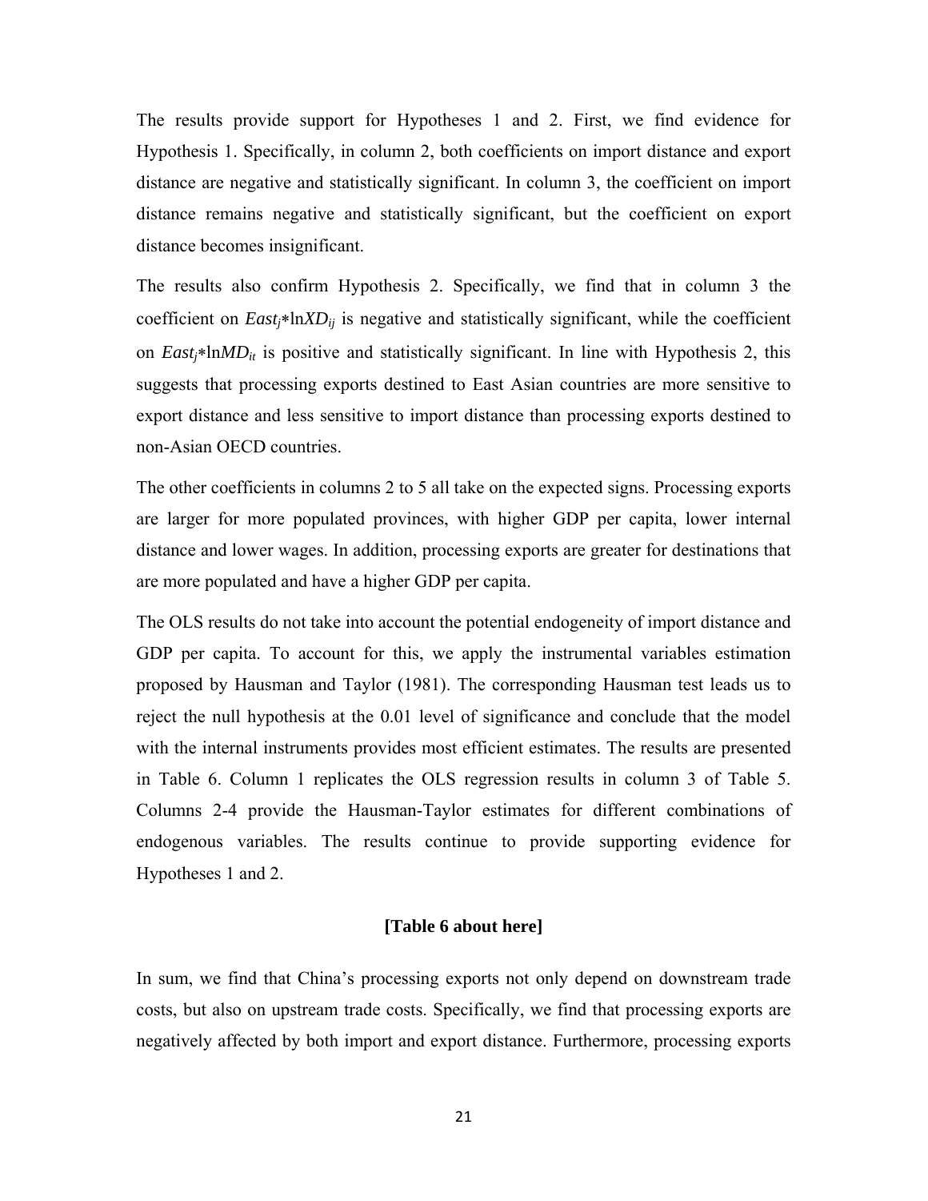The results provide support for Hypotheses 1 and 2. First, we find evidence for Hypothesis 1. Specifically, in column 2, both coefficients on import distance and export distance are negative and statistically significant. In column 3, the coefficient on import distance remains negative and statistically significant, but the coefficient on export distance becomes insignificant.

The results also confirm Hypothesis 2. Specifically, we find that in column 3 the coefficient on $East_j{*}\ln XD_{ij}$ is negative and statistically significant, while the coefficient on $East_j{*}\ln MD_{it}$ is positive and statistically significant. In line with Hypothesis 2, this suggests that processing exports destined to East Asian countries are more sensitive to export distance and less sensitive to import distance than processing exports destined to non-Asian OECD countries.

The other coefficients in columns 2 to 5 all take on the expected signs. Processing exports are larger for more populated provinces, with higher GDP per capita, lower internal distance and lower wages. In addition, processing exports are greater for destinations that are more populated and have a higher GDP per capita.

The OLS results do not take into account the potential endogeneity of import distance and GDP per capita. To account for this, we apply the instrumental variables estimation proposed by Hausman and Taylor (1981). The corresponding Hausman test leads us to reject the null hypothesis at the 0.01 level of significance and conclude that the model with the internal instruments provides most efficient estimates. The results are presented in Table 6. Column 1 replicates the OLS regression results in column 3 of Table 5. Columns 2-4 provide the Hausman-Taylor estimates for different combinations of endogenous variables. The results continue to provide supporting evidence for Hypotheses 1 and 2.

**[Table 6 about here]**

In sum, we find that China's processing exports not only depend on downstream trade costs, but also on upstream trade costs. Specifically, we find that processing exports are negatively affected by both import and export distance. Furthermore, processing exports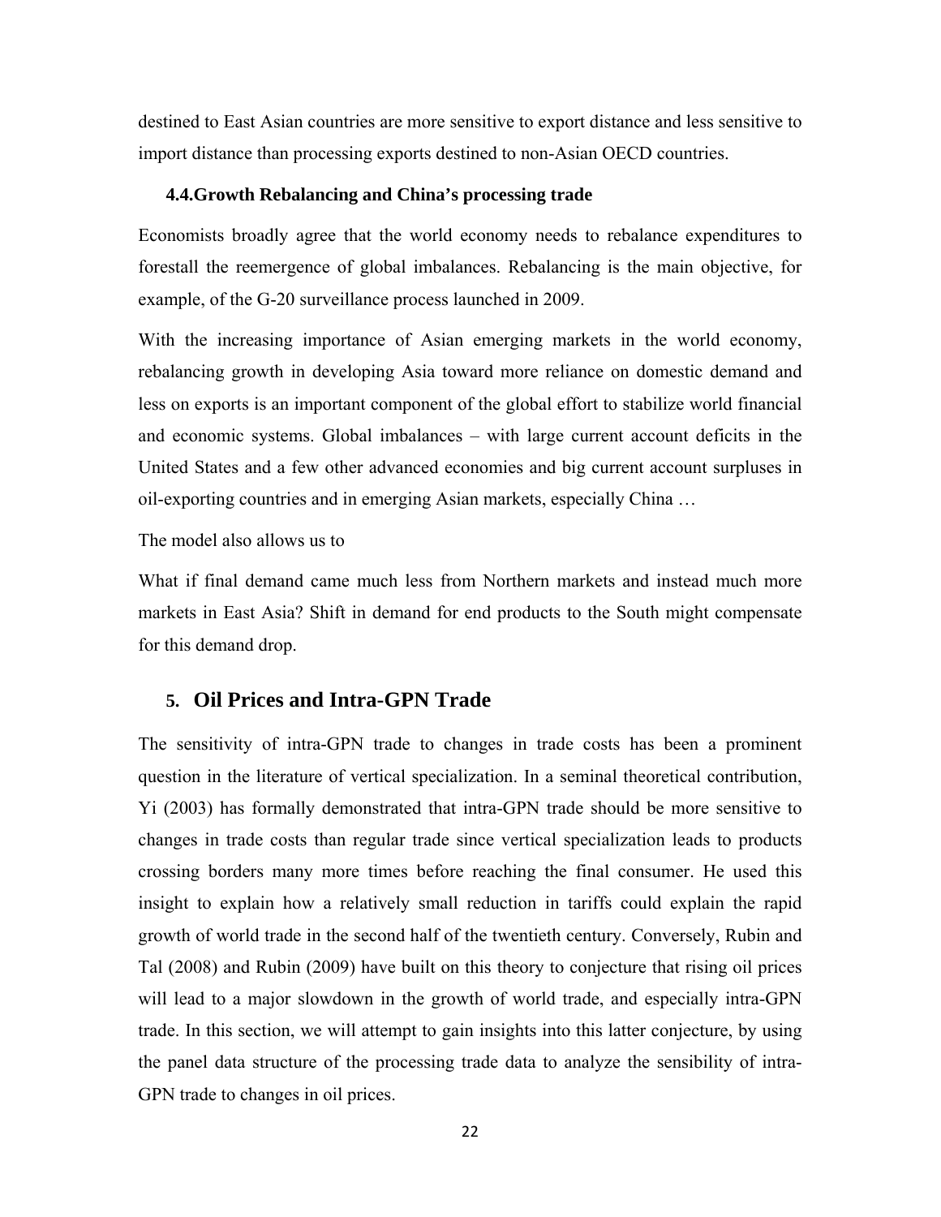destined to East Asian countries are more sensitive to export distance and less sensitive to import distance than processing exports destined to non-Asian OECD countries.

### 4.4. Growth Rebalancing and China's processing trade

Economists broadly agree that the world economy needs to rebalance expenditures to forestall the reemergence of global imbalances. Rebalancing is the main objective, for example, of the G-20 surveillance process launched in 2009.

With the increasing importance of Asian emerging markets in the world economy, rebalancing growth in developing Asia toward more reliance on domestic demand and less on exports is an important component of the global effort to stabilize world financial and economic systems. Global imbalances – with large current account deficits in the United States and a few other advanced economies and big current account surpluses in oil-exporting countries and in emerging Asian markets, especially China …

The model also allows us to

What if final demand came much less from Northern markets and instead much more markets in East Asia? Shift in demand for end products to the South might compensate for this demand drop.

## 5. Oil Prices and Intra-GPN Trade

The sensitivity of intra-GPN trade to changes in trade costs has been a prominent question in the literature of vertical specialization. In a seminal theoretical contribution, Yi (2003) has formally demonstrated that intra-GPN trade should be more sensitive to changes in trade costs than regular trade since vertical specialization leads to products crossing borders many more times before reaching the final consumer. He used this insight to explain how a relatively small reduction in tariffs could explain the rapid growth of world trade in the second half of the twentieth century. Conversely, Rubin and Tal (2008) and Rubin (2009) have built on this theory to conjecture that rising oil prices will lead to a major slowdown in the growth of world trade, and especially intra-GPN trade. In this section, we will attempt to gain insights into this latter conjecture, by using the panel data structure of the processing trade data to analyze the sensibility of intra-GPN trade to changes in oil prices.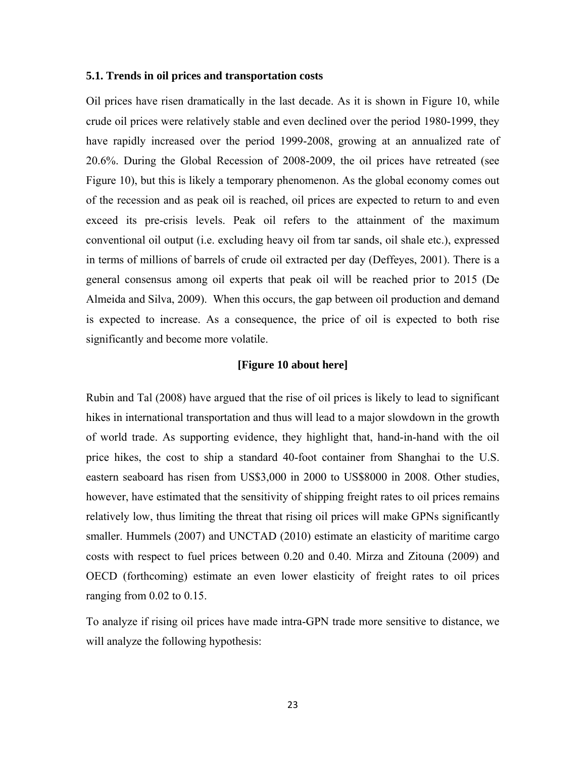### 5.1. Trends in oil prices and transportation costs

Oil prices have risen dramatically in the last decade. As it is shown in Figure 10, while crude oil prices were relatively stable and even declined over the period 1980-1999, they have rapidly increased over the period 1999-2008, growing at an annualized rate of 20.6%. During the Global Recession of 2008-2009, the oil prices have retreated (see Figure 10), but this is likely a temporary phenomenon. As the global economy comes out of the recession and as peak oil is reached, oil prices are expected to return to and even exceed its pre-crisis levels. Peak oil refers to the attainment of the maximum conventional oil output (i.e. excluding heavy oil from tar sands, oil shale etc.), expressed in terms of millions of barrels of crude oil extracted per day (Deffeyes, 2001). There is a general consensus among oil experts that peak oil will be reached prior to 2015 (De Almeida and Silva, 2009). When this occurs, the gap between oil production and demand is expected to increase. As a consequence, the price of oil is expected to both rise significantly and become more volatile.

**[Figure 10 about here]**

Rubin and Tal (2008) have argued that the rise of oil prices is likely to lead to significant hikes in international transportation and thus will lead to a major slowdown in the growth of world trade. As supporting evidence, they highlight that, hand-in-hand with the oil price hikes, the cost to ship a standard 40-foot container from Shanghai to the U.S. eastern seaboard has risen from US$3,000 in 2000 to US$8000 in 2008. Other studies, however, have estimated that the sensitivity of shipping freight rates to oil prices remains relatively low, thus limiting the threat that rising oil prices will make GPNs significantly smaller. Hummels (2007) and UNCTAD (2010) estimate an elasticity of maritime cargo costs with respect to fuel prices between 0.20 and 0.40. Mirza and Zitouna (2009) and OECD (forthcoming) estimate an even lower elasticity of freight rates to oil prices ranging from 0.02 to 0.15.

To analyze if rising oil prices have made intra-GPN trade more sensitive to distance, we will analyze the following hypothesis: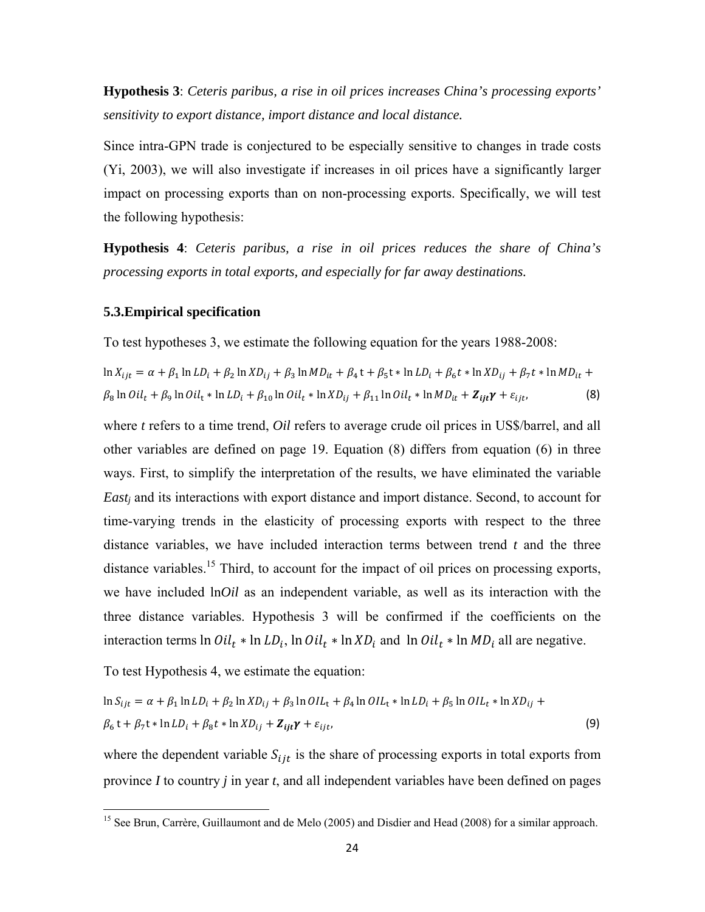**Hypothesis 3**: *Ceteris paribus, a rise in oil prices increases China's processing exports' sensitivity to export distance, import distance and local distance.*

Since intra-GPN trade is conjectured to be especially sensitive to changes in trade costs (Yi, 2003), we will also investigate if increases in oil prices have a significantly larger impact on processing exports than on non-processing exports. Specifically, we will test the following hypothesis:

**Hypothesis 4**: *Ceteris paribus, a rise in oil prices reduces the share of China's processing exports in total exports, and especially for far away destinations.*

### 5.3.Empirical specification

To test hypotheses 3, we estimate the following equation for the years 1988-2008:

$$\ln X_{ijt} = \alpha + \beta_1 \ln LD_i + \beta_2 \ln XD_{ij} + \beta_3 \ln MD_{it} + \beta_4 \mathrm{t} + \beta_5 \mathrm{t} * \ln LD_i + \beta_6 t * \ln XD_{ij} + \beta_7 t * \ln MD_{it} + \beta_8 \ln Oil_t + \beta_9 \ln Oil_\mathrm{t} * \ln LD_i + \beta_{10} \ln Oil_t * \ln XD_{ij} + \beta_{11} \ln Oil_t * \ln MD_{it} + \boldsymbol{Z_{ijt}\gamma} + \varepsilon_{ijt}, \quad (8)$$

where *t* refers to a time trend, *Oil* refers to average crude oil prices in US$/barrel, and all other variables are defined on page 19. Equation (8) differs from equation (6) in three ways. First, to simplify the interpretation of the results, we have eliminated the variable $East_j$ and its interactions with export distance and import distance. Second, to account for time-varying trends in the elasticity of processing exports with respect to the three distance variables, we have included interaction terms between trend *t* and the three distance variables.[15] Third, to account for the impact of oil prices on processing exports, we have included ln*Oil* as an independent variable, as well as its interaction with the three distance variables. Hypothesis 3 will be confirmed if the coefficients on the interaction terms $\ln Oil_t * \ln LD_i$, $\ln Oil_t * \ln XD_i$ and $\ln Oil_t * \ln MD_i$ all are negative.

To test Hypothesis 4, we estimate the equation:

$$\ln S_{ijt} = \alpha + \beta_1 \ln LD_i + \beta_2 \ln XD_{ij} + \beta_3 \ln OIL_\mathrm{t} + \beta_4 \ln OIL_\mathrm{t} * \ln LD_i + \beta_5 \ln OIL_t * \ln XD_{ij} + \beta_6 \mathrm{t} + \beta_7 \mathrm{t} * \ln LD_i + \beta_8 t * \ln XD_{ij} + \boldsymbol{Z_{ijt}\gamma} + \varepsilon_{ijt}, \quad (9)$$

where the dependent variable $S_{ijt}$ is the share of processing exports in total exports from province *I* to country *j* in year *t*, and all independent variables have been defined on pages

[15] See Brun, Carrère, Guillaumont and de Melo (2005) and Disdier and Head (2008) for a similar approach.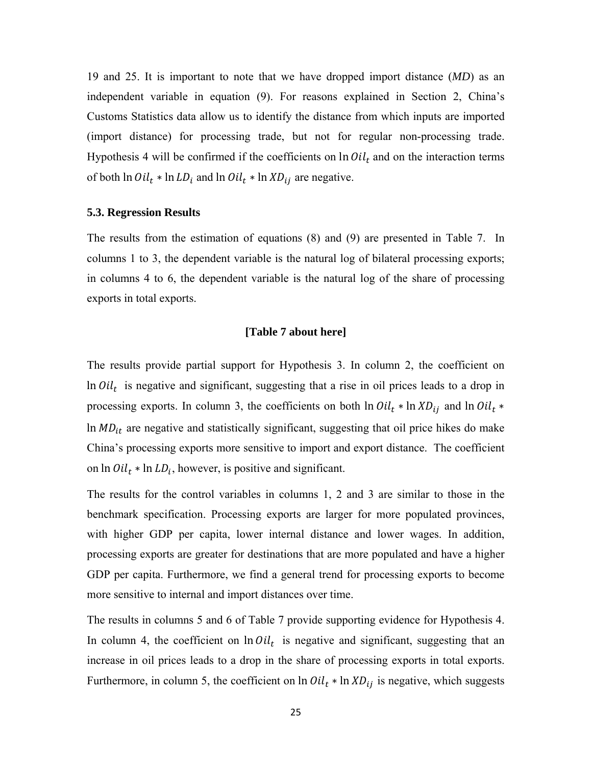19 and 25. It is important to note that we have dropped import distance (*MD*) as an independent variable in equation (9). For reasons explained in Section 2, China's Customs Statistics data allow us to identify the distance from which inputs are imported (import distance) for processing trade, but not for regular non-processing trade. Hypothesis 4 will be confirmed if the coefficients on $\ln Oil_t$ and on the interaction terms of both $\ln Oil_t * \ln LD_i$ and $\ln Oil_t * \ln XD_{ij}$ are negative.

### 5.3. Regression Results

The results from the estimation of equations (8) and (9) are presented in Table 7. In columns 1 to 3, the dependent variable is the natural log of bilateral processing exports; in columns 4 to 6, the dependent variable is the natural log of the share of processing exports in total exports.

**[Table 7 about here]**

The results provide partial support for Hypothesis 3. In column 2, the coefficient on $\ln Oil_t$ is negative and significant, suggesting that a rise in oil prices leads to a drop in processing exports. In column 3, the coefficients on both $\ln Oil_t * \ln XD_{ij}$ and $\ln Oil_t * \ln MD_{it}$ are negative and statistically significant, suggesting that oil price hikes do make China's processing exports more sensitive to import and export distance. The coefficient on $\ln Oil_t * \ln LD_i$, however, is positive and significant.

The results for the control variables in columns 1, 2 and 3 are similar to those in the benchmark specification. Processing exports are larger for more populated provinces, with higher GDP per capita, lower internal distance and lower wages. In addition, processing exports are greater for destinations that are more populated and have a higher GDP per capita. Furthermore, we find a general trend for processing exports to become more sensitive to internal and import distances over time.

The results in columns 5 and 6 of Table 7 provide supporting evidence for Hypothesis 4. In column 4, the coefficient on $\ln Oil_t$ is negative and significant, suggesting that an increase in oil prices leads to a drop in the share of processing exports in total exports. Furthermore, in column 5, the coefficient on $\ln Oil_t * \ln XD_{ij}$ is negative, which suggests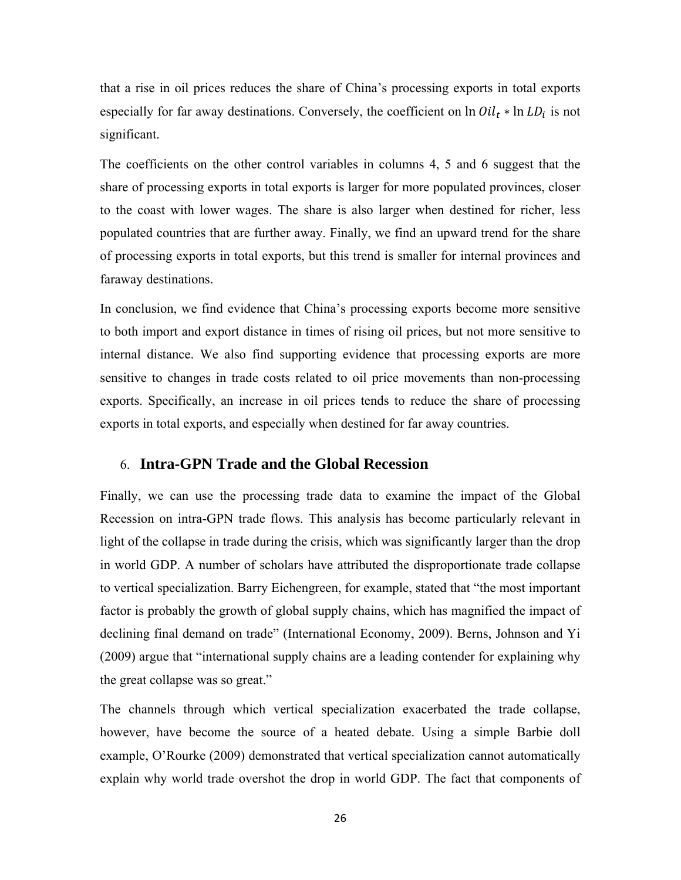that a rise in oil prices reduces the share of China's processing exports in total exports especially for far away destinations. Conversely, the coefficient on $\ln Oil_t * \ln LD_i$ is not significant.

The coefficients on the other control variables in columns 4, 5 and 6 suggest that the share of processing exports in total exports is larger for more populated provinces, closer to the coast with lower wages. The share is also larger when destined for richer, less populated countries that are further away. Finally, we find an upward trend for the share of processing exports in total exports, but this trend is smaller for internal provinces and faraway destinations.

In conclusion, we find evidence that China's processing exports become more sensitive to both import and export distance in times of rising oil prices, but not more sensitive to internal distance. We also find supporting evidence that processing exports are more sensitive to changes in trade costs related to oil price movements than non-processing exports. Specifically, an increase in oil prices tends to reduce the share of processing exports in total exports, and especially when destined for far away countries.

## 6. Intra-GPN Trade and the Global Recession

Finally, we can use the processing trade data to examine the impact of the Global Recession on intra-GPN trade flows. This analysis has become particularly relevant in light of the collapse in trade during the crisis, which was significantly larger than the drop in world GDP. A number of scholars have attributed the disproportionate trade collapse to vertical specialization. Barry Eichengreen, for example, stated that "the most important factor is probably the growth of global supply chains, which has magnified the impact of declining final demand on trade" (International Economy, 2009). Berns, Johnson and Yi (2009) argue that "international supply chains are a leading contender for explaining why the great collapse was so great."

The channels through which vertical specialization exacerbated the trade collapse, however, have become the source of a heated debate. Using a simple Barbie doll example, O'Rourke (2009) demonstrated that vertical specialization cannot automatically explain why world trade overshot the drop in world GDP. The fact that components of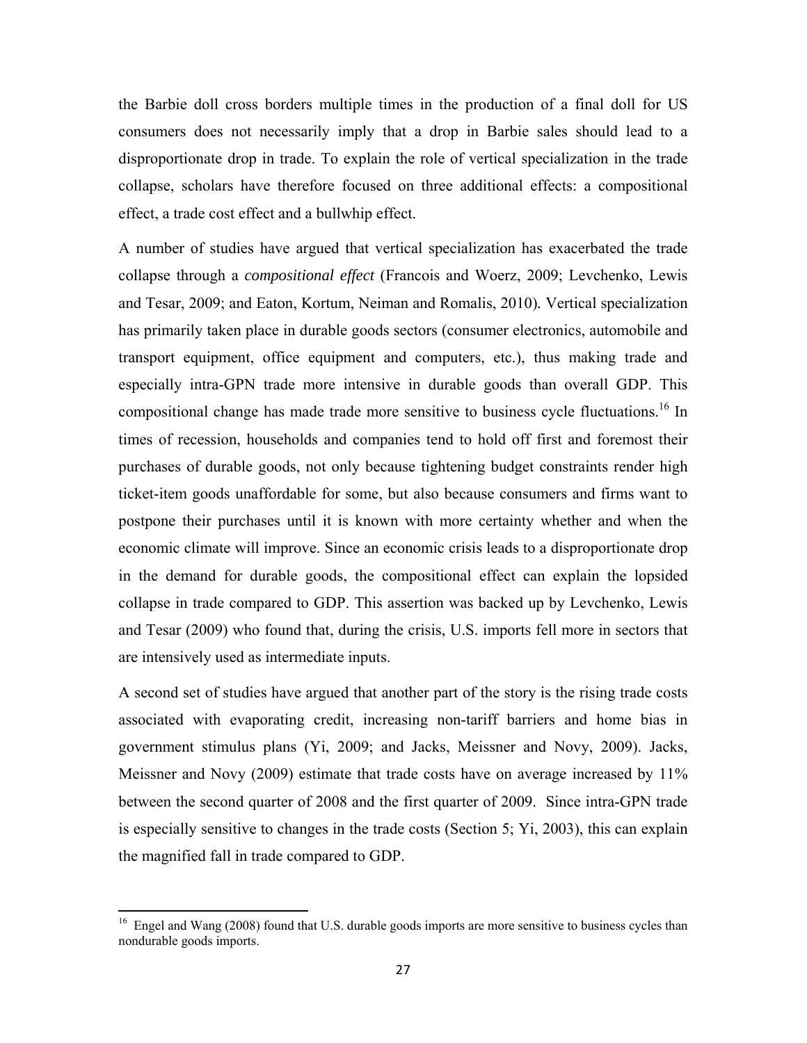the Barbie doll cross borders multiple times in the production of a final doll for US consumers does not necessarily imply that a drop in Barbie sales should lead to a disproportionate drop in trade. To explain the role of vertical specialization in the trade collapse, scholars have therefore focused on three additional effects: a compositional effect, a trade cost effect and a bullwhip effect.

A number of studies have argued that vertical specialization has exacerbated the trade collapse through a *compositional effect* (Francois and Woerz, 2009; Levchenko, Lewis and Tesar, 2009; and Eaton, Kortum, Neiman and Romalis, 2010). Vertical specialization has primarily taken place in durable goods sectors (consumer electronics, automobile and transport equipment, office equipment and computers, etc.), thus making trade and especially intra-GPN trade more intensive in durable goods than overall GDP. This compositional change has made trade more sensitive to business cycle fluctuations.[16] In times of recession, households and companies tend to hold off first and foremost their purchases of durable goods, not only because tightening budget constraints render high ticket-item goods unaffordable for some, but also because consumers and firms want to postpone their purchases until it is known with more certainty whether and when the economic climate will improve. Since an economic crisis leads to a disproportionate drop in the demand for durable goods, the compositional effect can explain the lopsided collapse in trade compared to GDP. This assertion was backed up by Levchenko, Lewis and Tesar (2009) who found that, during the crisis, U.S. imports fell more in sectors that are intensively used as intermediate inputs.

A second set of studies have argued that another part of the story is the rising trade costs associated with evaporating credit, increasing non-tariff barriers and home bias in government stimulus plans (Yi, 2009; and Jacks, Meissner and Novy, 2009). Jacks, Meissner and Novy (2009) estimate that trade costs have on average increased by 11% between the second quarter of 2008 and the first quarter of 2009. Since intra-GPN trade is especially sensitive to changes in the trade costs (Section 5; Yi, 2003), this can explain the magnified fall in trade compared to GDP.

[16] Engel and Wang (2008) found that U.S. durable goods imports are more sensitive to business cycles than nondurable goods imports.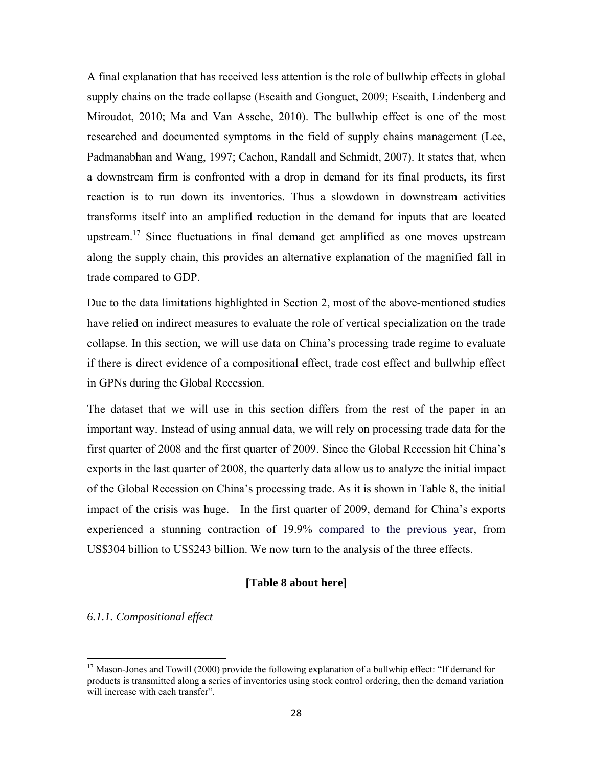A final explanation that has received less attention is the role of bullwhip effects in global supply chains on the trade collapse (Escaith and Gonguet, 2009; Escaith, Lindenberg and Miroudot, 2010; Ma and Van Assche, 2010). The bullwhip effect is one of the most researched and documented symptoms in the field of supply chains management (Lee, Padmanabhan and Wang, 1997; Cachon, Randall and Schmidt, 2007). It states that, when a downstream firm is confronted with a drop in demand for its final products, its first reaction is to run down its inventories. Thus a slowdown in downstream activities transforms itself into an amplified reduction in the demand for inputs that are located upstream.[17] Since fluctuations in final demand get amplified as one moves upstream along the supply chain, this provides an alternative explanation of the magnified fall in trade compared to GDP.

Due to the data limitations highlighted in Section 2, most of the above-mentioned studies have relied on indirect measures to evaluate the role of vertical specialization on the trade collapse. In this section, we will use data on China's processing trade regime to evaluate if there is direct evidence of a compositional effect, trade cost effect and bullwhip effect in GPNs during the Global Recession.

The dataset that we will use in this section differs from the rest of the paper in an important way. Instead of using annual data, we will rely on processing trade data for the first quarter of 2008 and the first quarter of 2009. Since the Global Recession hit China's exports in the last quarter of 2008, the quarterly data allow us to analyze the initial impact of the Global Recession on China's processing trade. As it is shown in Table 8, the initial impact of the crisis was huge. In the first quarter of 2009, demand for China's exports experienced a stunning contraction of 19.9% compared to the previous year, from US$304 billion to US$243 billion. We now turn to the analysis of the three effects.

**[Table 8 about here]**

*6.1.1. Compositional effect*

[17] Mason-Jones and Towill (2000) provide the following explanation of a bullwhip effect: "If demand for products is transmitted along a series of inventories using stock control ordering, then the demand variation will increase with each transfer".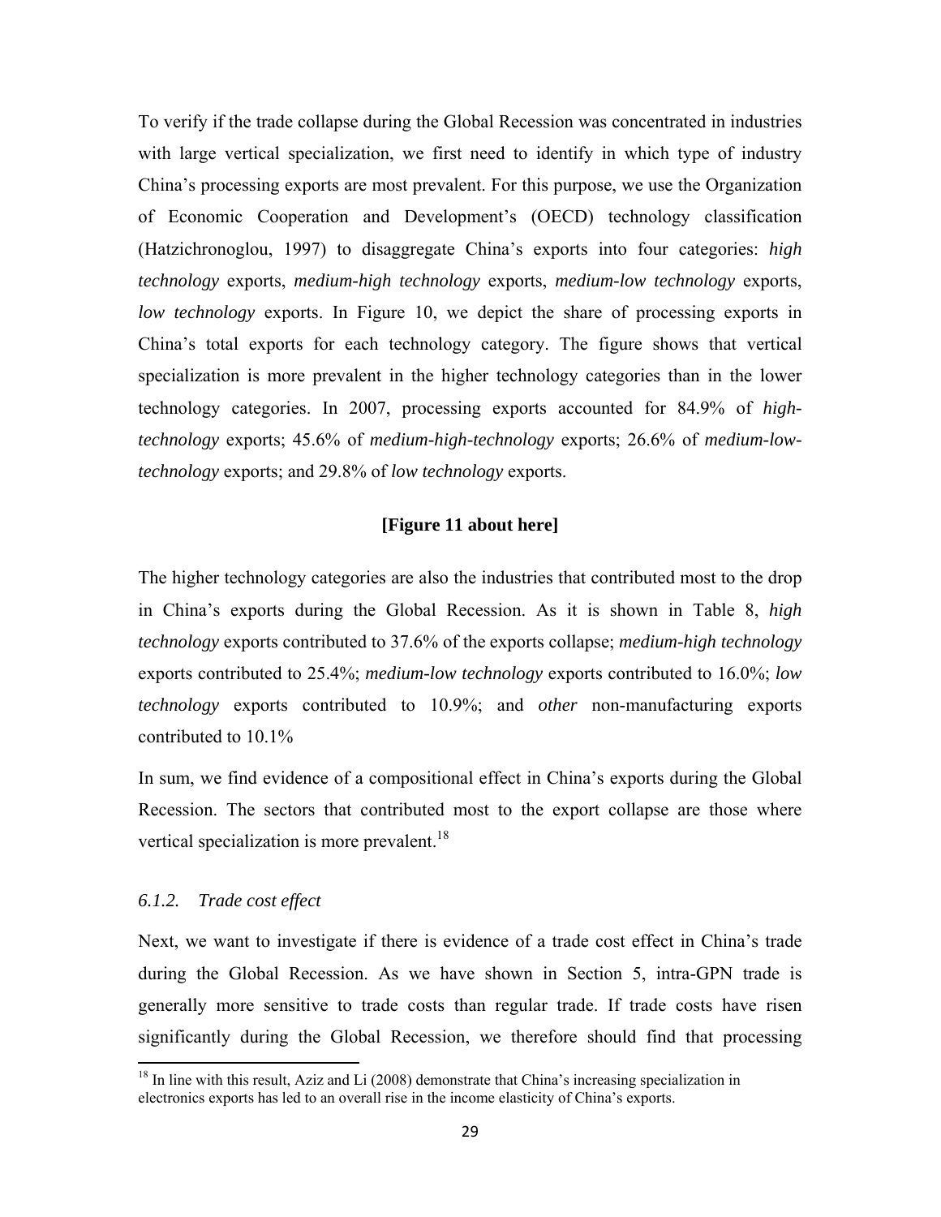To verify if the trade collapse during the Global Recession was concentrated in industries with large vertical specialization, we first need to identify in which type of industry China's processing exports are most prevalent. For this purpose, we use the Organization of Economic Cooperation and Development's (OECD) technology classification (Hatzichronoglou, 1997) to disaggregate China's exports into four categories: *high technology* exports, *medium-high technology* exports, *medium-low technology* exports, *low technology* exports. In Figure 10, we depict the share of processing exports in China's total exports for each technology category. The figure shows that vertical specialization is more prevalent in the higher technology categories than in the lower technology categories. In 2007, processing exports accounted for 84.9% of *high-technology* exports; 45.6% of *medium-high-technology* exports; 26.6% of *medium-low-technology* exports; and 29.8% of *low technology* exports.

**[Figure 11 about here]**

The higher technology categories are also the industries that contributed most to the drop in China's exports during the Global Recession. As it is shown in Table 8, *high technology* exports contributed to 37.6% of the exports collapse; *medium-high technology* exports contributed to 25.4%; *medium-low technology* exports contributed to 16.0%; *low technology* exports contributed to 10.9%; and *other* non-manufacturing exports contributed to 10.1%

In sum, we find evidence of a compositional effect in China's exports during the Global Recession. The sectors that contributed most to the export collapse are those where vertical specialization is more prevalent.[18]

### *6.1.2. Trade cost effect*

Next, we want to investigate if there is evidence of a trade cost effect in China's trade during the Global Recession. As we have shown in Section 5, intra-GPN trade is generally more sensitive to trade costs than regular trade. If trade costs have risen significantly during the Global Recession, we therefore should find that processing

[18] In line with this result, Aziz and Li (2008) demonstrate that China's increasing specialization in electronics exports has led to an overall rise in the income elasticity of China's exports.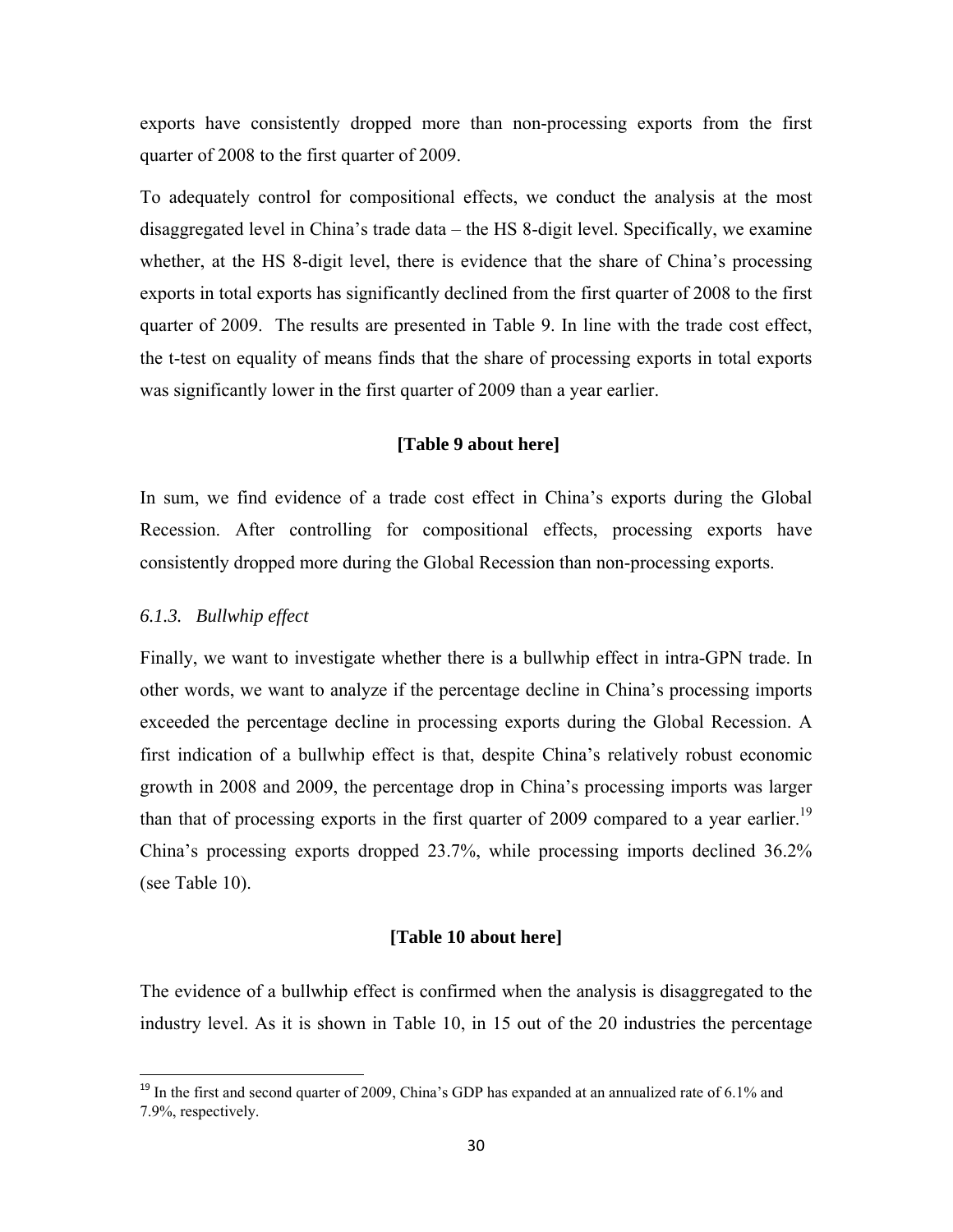exports have consistently dropped more than non-processing exports from the first quarter of 2008 to the first quarter of 2009.

To adequately control for compositional effects, we conduct the analysis at the most disaggregated level in China's trade data – the HS 8-digit level. Specifically, we examine whether, at the HS 8-digit level, there is evidence that the share of China's processing exports in total exports has significantly declined from the first quarter of 2008 to the first quarter of 2009. The results are presented in Table 9. In line with the trade cost effect, the t-test on equality of means finds that the share of processing exports in total exports was significantly lower in the first quarter of 2009 than a year earlier.

**[Table 9 about here]**

In sum, we find evidence of a trade cost effect in China's exports during the Global Recession. After controlling for compositional effects, processing exports have consistently dropped more during the Global Recession than non-processing exports.

### *6.1.3. Bullwhip effect*

Finally, we want to investigate whether there is a bullwhip effect in intra-GPN trade. In other words, we want to analyze if the percentage decline in China's processing imports exceeded the percentage decline in processing exports during the Global Recession. A first indication of a bullwhip effect is that, despite China's relatively robust economic growth in 2008 and 2009, the percentage drop in China's processing imports was larger than that of processing exports in the first quarter of 2009 compared to a year earlier.[19] China's processing exports dropped 23.7%, while processing imports declined 36.2% (see Table 10).

**[Table 10 about here]**

The evidence of a bullwhip effect is confirmed when the analysis is disaggregated to the industry level. As it is shown in Table 10, in 15 out of the 20 industries the percentage

[19] In the first and second quarter of 2009, China's GDP has expanded at an annualized rate of 6.1% and 7.9%, respectively.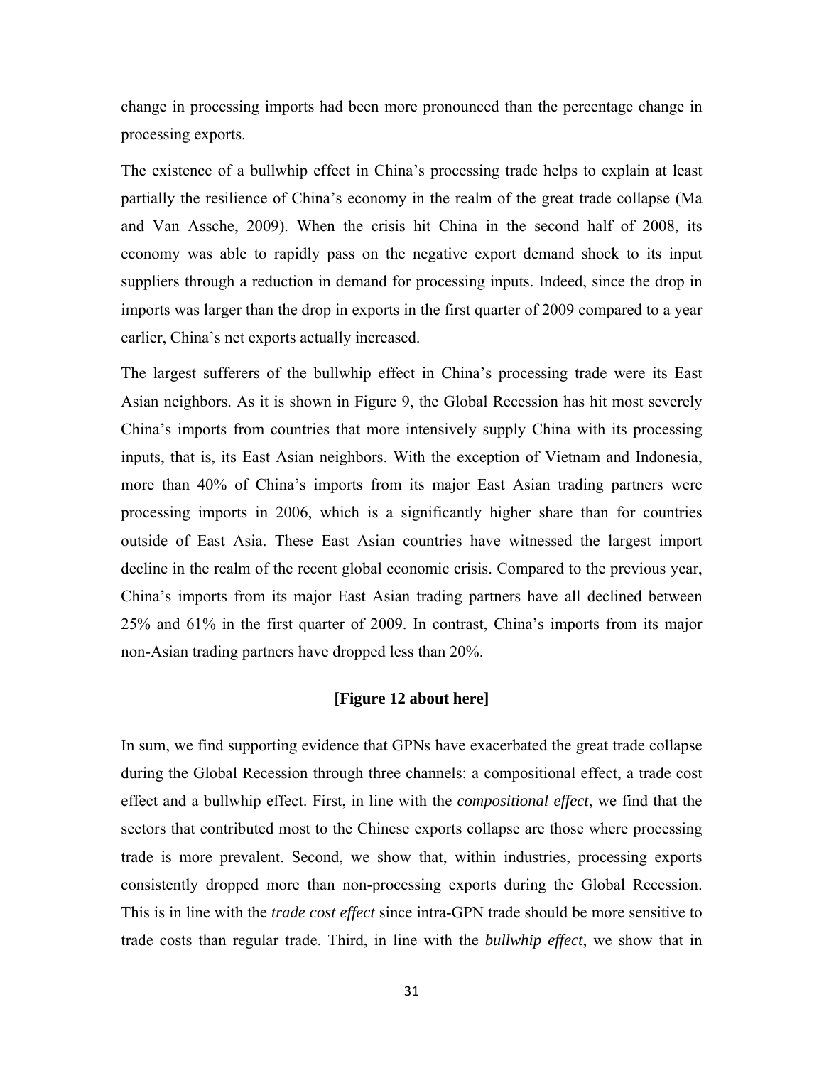change in processing imports had been more pronounced than the percentage change in processing exports.

The existence of a bullwhip effect in China's processing trade helps to explain at least partially the resilience of China's economy in the realm of the great trade collapse (Ma and Van Assche, 2009). When the crisis hit China in the second half of 2008, its economy was able to rapidly pass on the negative export demand shock to its input suppliers through a reduction in demand for processing inputs. Indeed, since the drop in imports was larger than the drop in exports in the first quarter of 2009 compared to a year earlier, China's net exports actually increased.

The largest sufferers of the bullwhip effect in China's processing trade were its East Asian neighbors. As it is shown in Figure 9, the Global Recession has hit most severely China's imports from countries that more intensively supply China with its processing inputs, that is, its East Asian neighbors. With the exception of Vietnam and Indonesia, more than 40% of China's imports from its major East Asian trading partners were processing imports in 2006, which is a significantly higher share than for countries outside of East Asia. These East Asian countries have witnessed the largest import decline in the realm of the recent global economic crisis. Compared to the previous year, China's imports from its major East Asian trading partners have all declined between 25% and 61% in the first quarter of 2009. In contrast, China's imports from its major non-Asian trading partners have dropped less than 20%.

**[Figure 12 about here]**

In sum, we find supporting evidence that GPNs have exacerbated the great trade collapse during the Global Recession through three channels: a compositional effect, a trade cost effect and a bullwhip effect. First, in line with the *compositional effect*, we find that the sectors that contributed most to the Chinese exports collapse are those where processing trade is more prevalent. Second, we show that, within industries, processing exports consistently dropped more than non-processing exports during the Global Recession. This is in line with the *trade cost effect* since intra-GPN trade should be more sensitive to trade costs than regular trade. Third, in line with the *bullwhip effect*, we show that in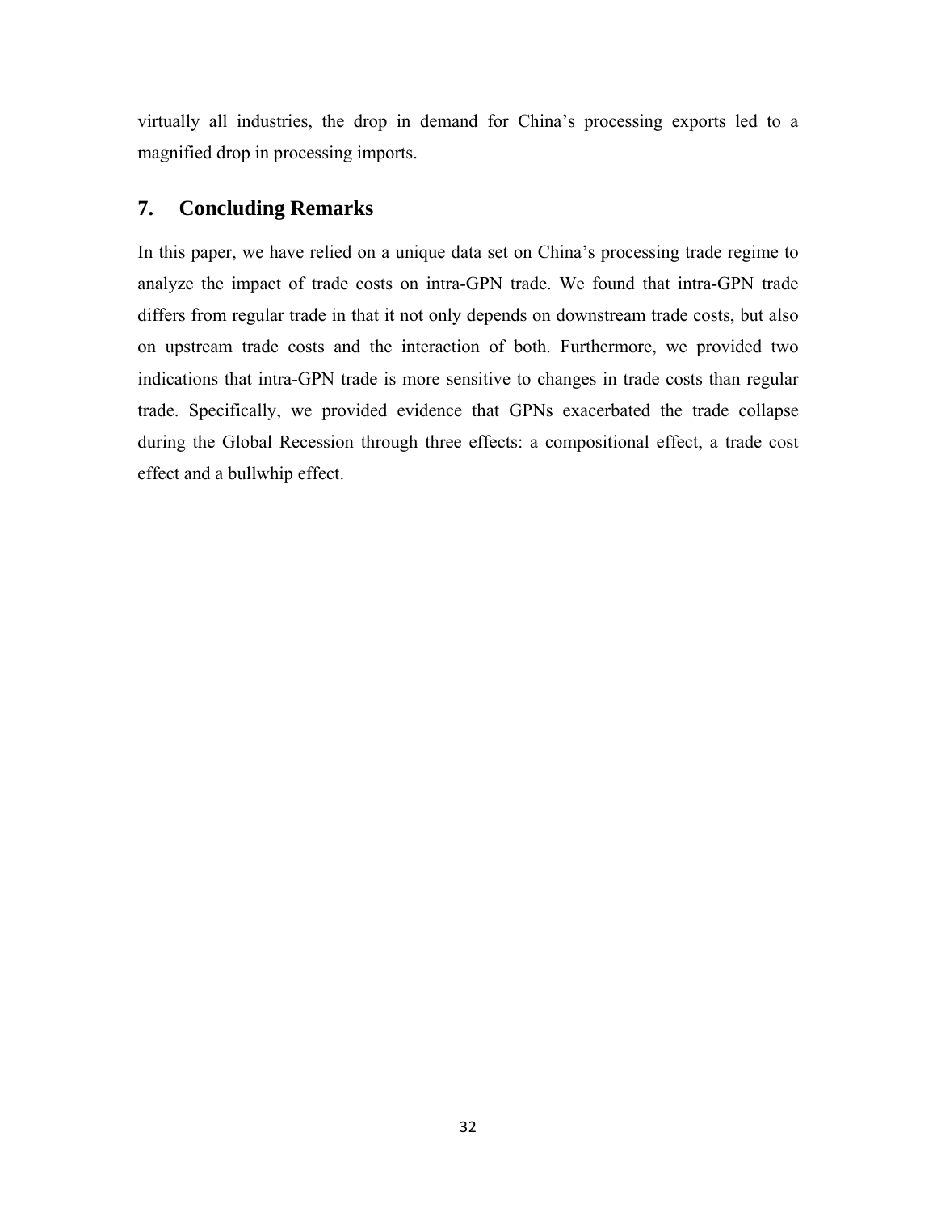virtually all industries, the drop in demand for China's processing exports led to a magnified drop in processing imports.

## 7. Concluding Remarks

In this paper, we have relied on a unique data set on China's processing trade regime to analyze the impact of trade costs on intra-GPN trade. We found that intra-GPN trade differs from regular trade in that it not only depends on downstream trade costs, but also on upstream trade costs and the interaction of both. Furthermore, we provided two indications that intra-GPN trade is more sensitive to changes in trade costs than regular trade. Specifically, we provided evidence that GPNs exacerbated the trade collapse during the Global Recession through three effects: a compositional effect, a trade cost effect and a bullwhip effect.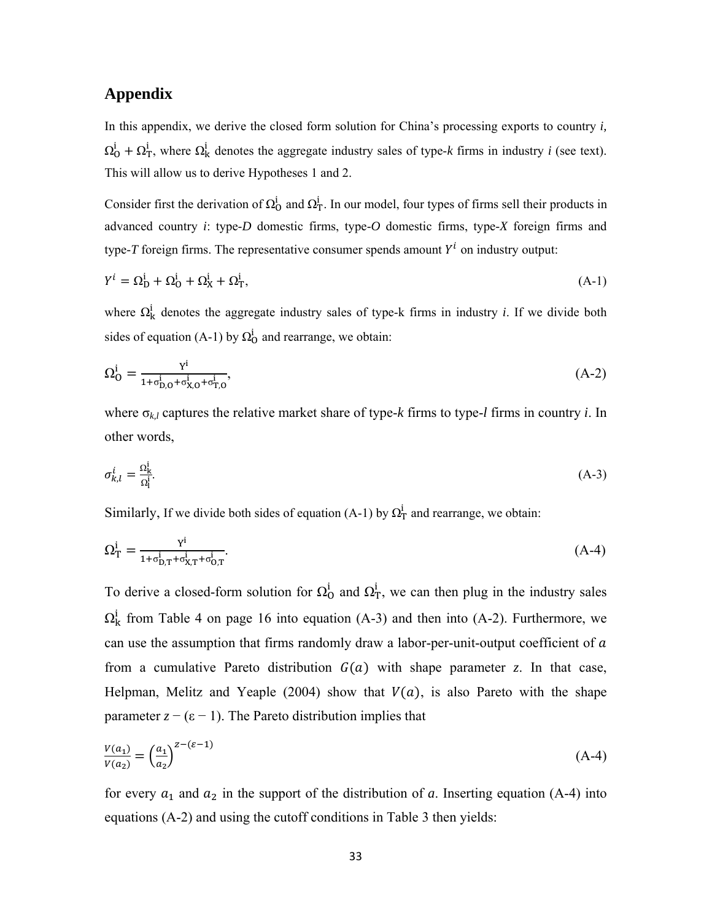## Appendix

In this appendix, we derive the closed form solution for China's processing exports to country *i*, $\Omega_O^i + \Omega_T^i$, where $\Omega_k^i$ denotes the aggregate industry sales of type-*k* firms in industry *i* (see text). This will allow us to derive Hypotheses 1 and 2.

Consider first the derivation of $\Omega_O^i$ and $\Omega_T^i$. In our model, four types of firms sell their products in advanced country *i*: type-*D* domestic firms, type-*O* domestic firms, type-*X* foreign firms and type-*T* foreign firms. The representative consumer spends amount $Y^i$ on industry output:

$$Y^i = \Omega_D^i + \Omega_O^i + \Omega_X^i + \Omega_T^i, \tag{A-1}$$

where $\Omega_k^i$ denotes the aggregate industry sales of type-k firms in industry *i*. If we divide both sides of equation (A-1) by $\Omega_O^i$ and rearrange, we obtain:

$$\Omega_O^i = \frac{Y^i}{1+\sigma_{D,O}^i+\sigma_{X,O}^i+\sigma_{T,O}^i}, \tag{A-2}$$

where $\sigma_{k,l}$ captures the relative market share of type-*k* firms to type-*l* firms in country *i*. In other words,

$$\sigma_{k,l}^i = \frac{\Omega_k^i}{\Omega_l^i}. \tag{A-3}$$

Similarly, If we divide both sides of equation (A-1) by $\Omega_T^i$ and rearrange, we obtain:

$$\Omega_T^i = \frac{Y^i}{1+\sigma_{D,T}^i+\sigma_{X,T}^i+\sigma_{O,T}^i}. \tag{A-4}$$

To derive a closed-form solution for $\Omega_O^i$ and $\Omega_T^i$, we can then plug in the industry sales $\Omega_k^i$ from Table 4 on page 16 into equation (A-3) and then into (A-2). Furthermore, we can use the assumption that firms randomly draw a labor-per-unit-output coefficient of $a$ from a cumulative Pareto distribution $G(a)$ with shape parameter *z*. In that case, Helpman, Melitz and Yeaple (2004) show that $V(a)$, is also Pareto with the shape parameter $z - (\varepsilon - 1)$. The Pareto distribution implies that

$$\frac{V(a_1)}{V(a_2)} = \left(\frac{a_1}{a_2}\right)^{z-(\varepsilon-1)} \tag{A-4}$$

for every $a_1$ and $a_2$ in the support of the distribution of $a$. Inserting equation (A-4) into equations (A-2) and using the cutoff conditions in Table 3 then yields: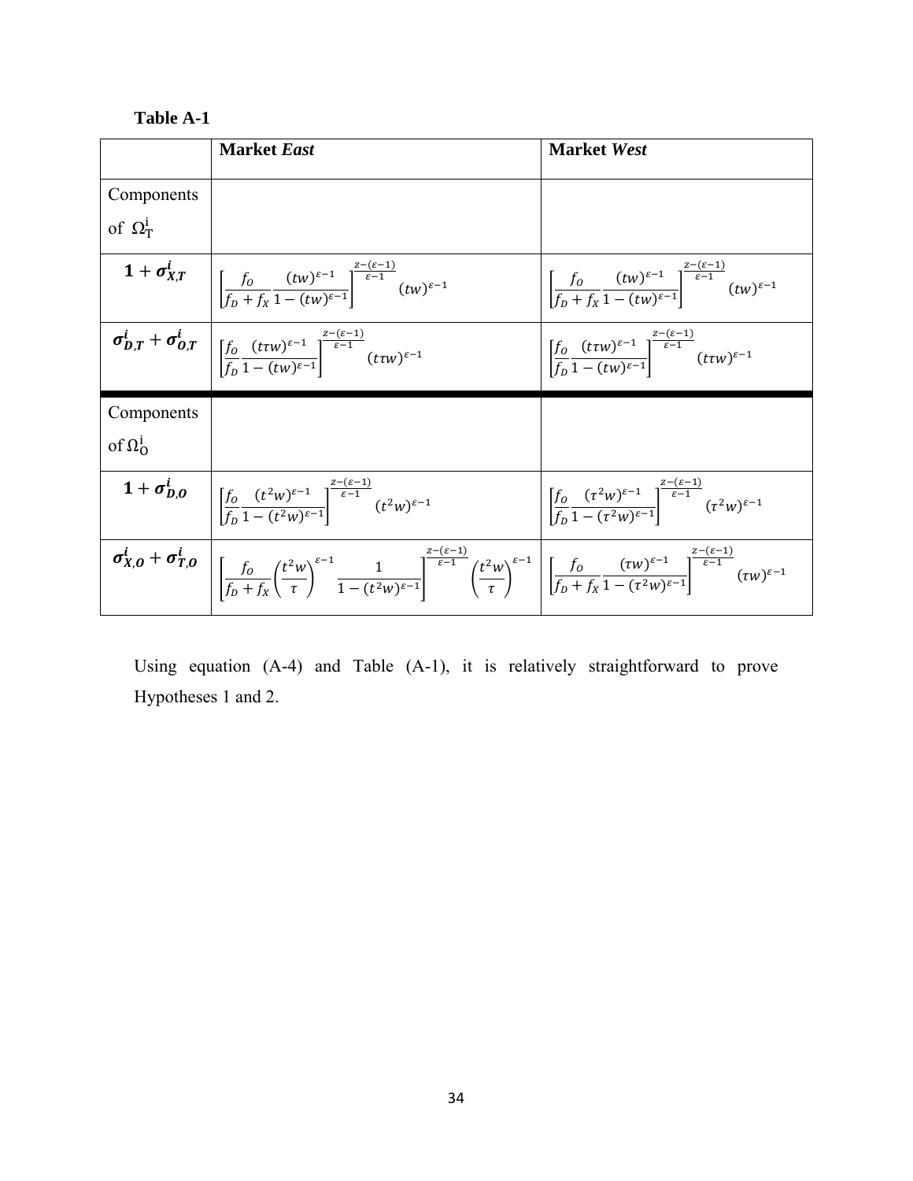**Table A-1**

| | **Market *East*** | **Market *West*** |
|---|---|---|
| Components of $\Omega_T^i$ | | |
| $\mathbf{1+\sigma_{X,T}^i}$ | $\left[\frac{f_O}{f_D+f_X}\frac{(tw)^{\varepsilon-1}}{1-(tw)^{\varepsilon-1}}\right]^{\frac{z-(\varepsilon-1)}{\varepsilon-1}}(tw)^{\varepsilon-1}$ | $\left[\frac{f_O}{f_D+f_X}\frac{(tw)^{\varepsilon-1}}{1-(tw)^{\varepsilon-1}}\right]^{\frac{z-(\varepsilon-1)}{\varepsilon-1}}(tw)^{\varepsilon-1}$ |
| $\boldsymbol{\sigma_{D,T}^i+\sigma_{O,T}^i}$ | $\left[\frac{f_O}{f_D}\frac{(t\tau w)^{\varepsilon-1}}{1-(tw)^{\varepsilon-1}}\right]^{\frac{z-(\varepsilon-1)}{\varepsilon-1}}(t\tau w)^{\varepsilon-1}$ | $\left[\frac{f_O}{f_D}\frac{(t\tau w)^{\varepsilon-1}}{1-(tw)^{\varepsilon-1}}\right]^{\frac{z-(\varepsilon-1)}{\varepsilon-1}}(t\tau w)^{\varepsilon-1}$ |
| Components of $\Omega_O^i$ | | |
| $\mathbf{1+\sigma_{D,O}^i}$ | $\left[\frac{f_O}{f_D}\frac{(t^2w)^{\varepsilon-1}}{1-(t^2w)^{\varepsilon-1}}\right]^{\frac{z-(\varepsilon-1)}{\varepsilon-1}}(t^2w)^{\varepsilon-1}$ | $\left[\frac{f_O}{f_D}\frac{(\tau^2w)^{\varepsilon-1}}{1-(\tau^2w)^{\varepsilon-1}}\right]^{\frac{z-(\varepsilon-1)}{\varepsilon-1}}(\tau^2w)^{\varepsilon-1}$ |
| $\boldsymbol{\sigma_{X,O}^i+\sigma_{T,O}^i}$ | $\left[\frac{f_O}{f_D+f_X}\left(\frac{t^2w}{\tau}\right)^{\varepsilon-1}\frac{1}{1-(t^2w)^{\varepsilon-1}}\right]^{\frac{z-(\varepsilon-1)}{\varepsilon-1}}\left(\frac{t^2w}{\tau}\right)^{\varepsilon-1}$ | $\left[\frac{f_O}{f_D+f_X}\frac{(\tau w)^{\varepsilon-1}}{1-(\tau^2w)^{\varepsilon-1}}\right]^{\frac{z-(\varepsilon-1)}{\varepsilon-1}}(\tau w)^{\varepsilon-1}$ |

Using equation (A-4) and Table (A-1), it is relatively straightforward to prove Hypotheses 1 and 2.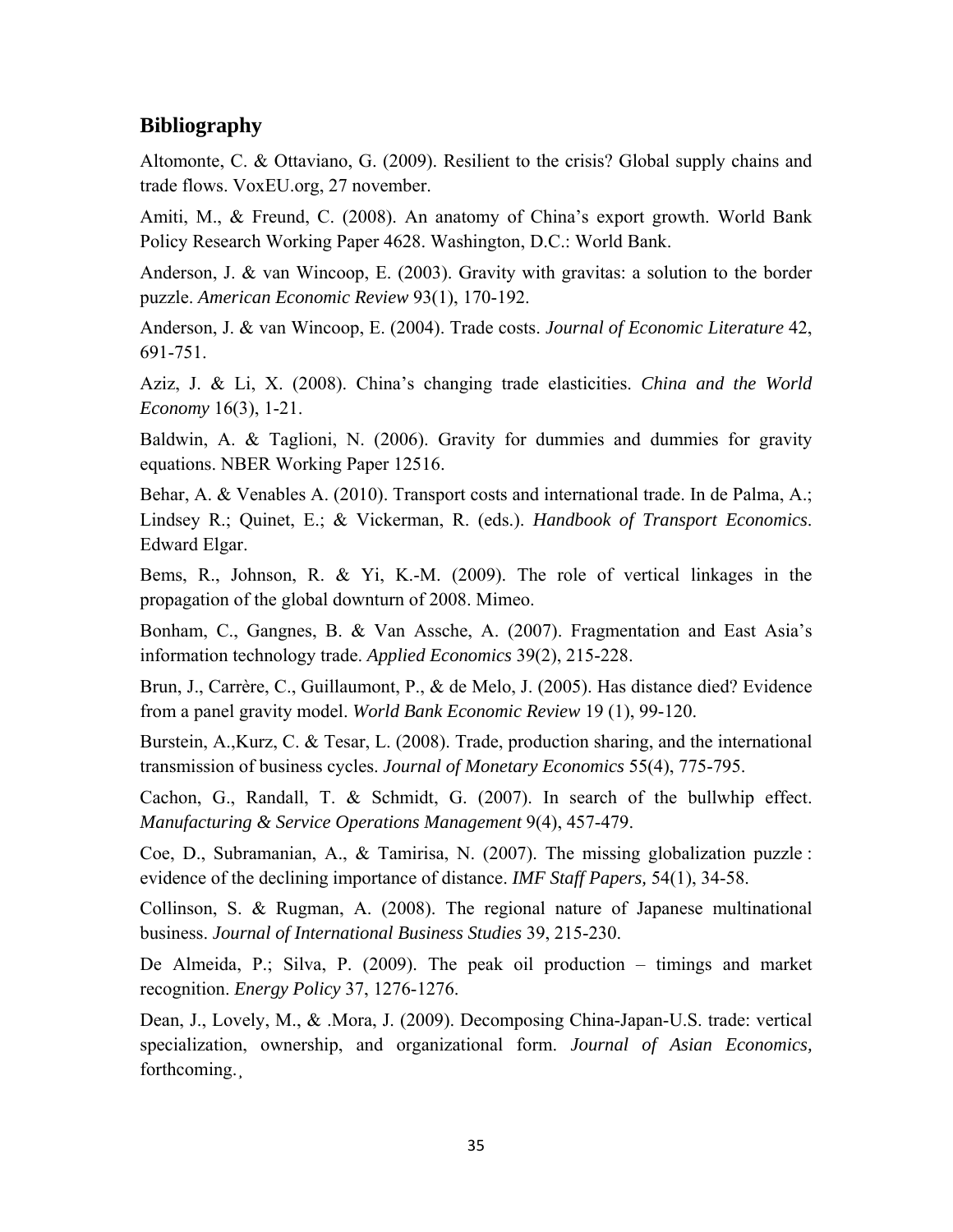## Bibliography

Altomonte, C. & Ottaviano, G. (2009). Resilient to the crisis? Global supply chains and trade flows. VoxEU.org, 27 november.

Amiti, M., & Freund, C. (2008). An anatomy of China's export growth. World Bank Policy Research Working Paper 4628. Washington, D.C.: World Bank.

Anderson, J. & van Wincoop, E. (2003). Gravity with gravitas: a solution to the border puzzle. *American Economic Review* 93(1), 170-192.

Anderson, J. & van Wincoop, E. (2004). Trade costs. *Journal of Economic Literature* 42, 691-751.

Aziz, J. & Li, X. (2008). China's changing trade elasticities. *China and the World Economy* 16(3), 1-21.

Baldwin, A. & Taglioni, N. (2006). Gravity for dummies and dummies for gravity equations. NBER Working Paper 12516.

Behar, A. & Venables A. (2010). Transport costs and international trade. In de Palma, A.; Lindsey R.; Quinet, E.; & Vickerman, R. (eds.). *Handbook of Transport Economics*. Edward Elgar.

Bems, R., Johnson, R. & Yi, K.-M. (2009). The role of vertical linkages in the propagation of the global downturn of 2008. Mimeo.

Bonham, C., Gangnes, B. & Van Assche, A. (2007). Fragmentation and East Asia's information technology trade. *Applied Economics* 39(2), 215-228.

Brun, J., Carrère, C., Guillaumont, P., & de Melo, J. (2005). Has distance died? Evidence from a panel gravity model. *World Bank Economic Review* 19 (1), 99-120.

Burstein, A.,Kurz, C. & Tesar, L. (2008). Trade, production sharing, and the international transmission of business cycles. *Journal of Monetary Economics* 55(4), 775-795.

Cachon, G., Randall, T. & Schmidt, G. (2007). In search of the bullwhip effect. *Manufacturing & Service Operations Management* 9(4), 457-479.

Coe, D., Subramanian, A., & Tamirisa, N. (2007). The missing globalization puzzle : evidence of the declining importance of distance. *IMF Staff Papers,* 54(1), 34-58.

Collinson, S. & Rugman, A. (2008). The regional nature of Japanese multinational business. *Journal of International Business Studies* 39, 215-230.

De Almeida, P.; Silva, P. (2009). The peak oil production – timings and market recognition. *Energy Policy* 37, 1276-1276.

Dean, J., Lovely, M., & .Mora, J. (2009). Decomposing China-Japan-U.S. trade: vertical specialization, ownership, and organizational form. *Journal of Asian Economics,* forthcoming.,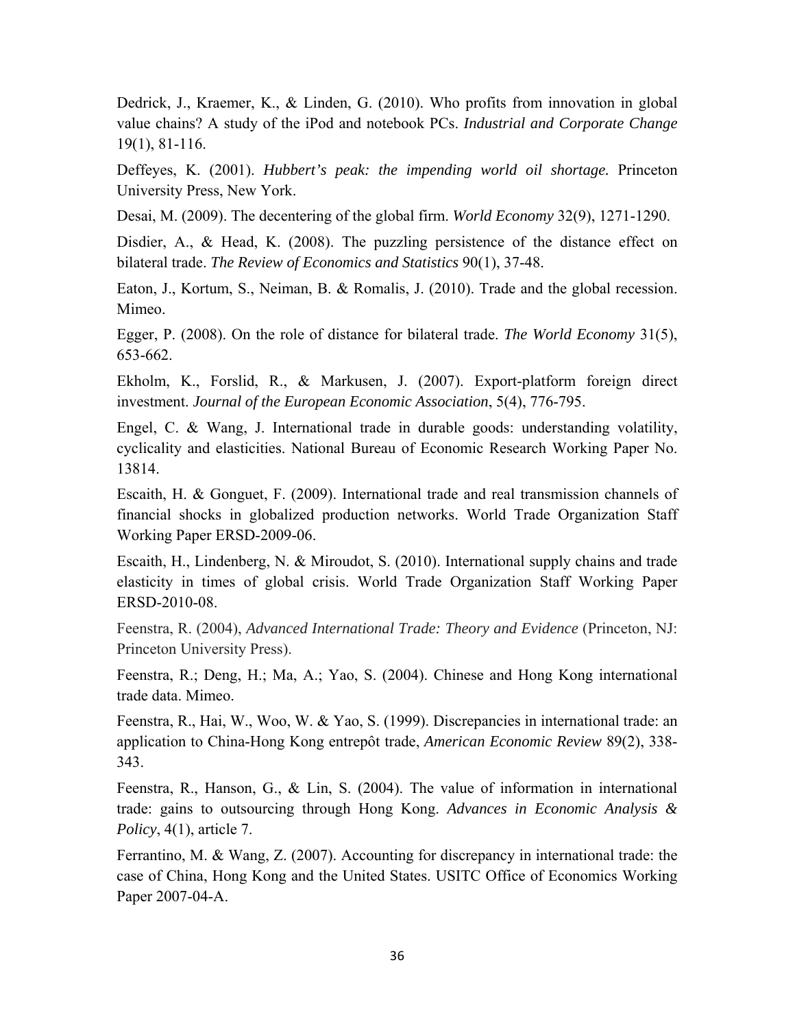Dedrick, J., Kraemer, K., & Linden, G. (2010). Who profits from innovation in global value chains? A study of the iPod and notebook PCs. *Industrial and Corporate Change* 19(1), 81-116.

Deffeyes, K. (2001). *Hubbert's peak: the impending world oil shortage.* Princeton University Press, New York.

Desai, M. (2009). The decentering of the global firm. *World Economy* 32(9), 1271-1290.

Disdier, A., & Head, K. (2008). The puzzling persistence of the distance effect on bilateral trade. *The Review of Economics and Statistics* 90(1), 37-48.

Eaton, J., Kortum, S., Neiman, B. & Romalis, J. (2010). Trade and the global recession. Mimeo.

Egger, P. (2008). On the role of distance for bilateral trade. *The World Economy* 31(5), 653-662.

Ekholm, K., Forslid, R., & Markusen, J. (2007). Export-platform foreign direct investment. *Journal of the European Economic Association*, 5(4), 776-795.

Engel, C. & Wang, J. International trade in durable goods: understanding volatility, cyclicality and elasticities. National Bureau of Economic Research Working Paper No. 13814.

Escaith, H. & Gonguet, F. (2009). International trade and real transmission channels of financial shocks in globalized production networks. World Trade Organization Staff Working Paper ERSD-2009-06.

Escaith, H., Lindenberg, N. & Miroudot, S. (2010). International supply chains and trade elasticity in times of global crisis. World Trade Organization Staff Working Paper ERSD-2010-08.

Feenstra, R. (2004), *Advanced International Trade: Theory and Evidence* (Princeton, NJ: Princeton University Press).

Feenstra, R.; Deng, H.; Ma, A.; Yao, S. (2004). Chinese and Hong Kong international trade data. Mimeo.

Feenstra, R., Hai, W., Woo, W. & Yao, S. (1999). Discrepancies in international trade: an application to China-Hong Kong entrepôt trade, *American Economic Review* 89(2), 338-343.

Feenstra, R., Hanson, G., & Lin, S. (2004). The value of information in international trade: gains to outsourcing through Hong Kong. *Advances in Economic Analysis & Policy*, 4(1), article 7.

Ferrantino, M. & Wang, Z. (2007). Accounting for discrepancy in international trade: the case of China, Hong Kong and the United States. USITC Office of Economics Working Paper 2007-04-A.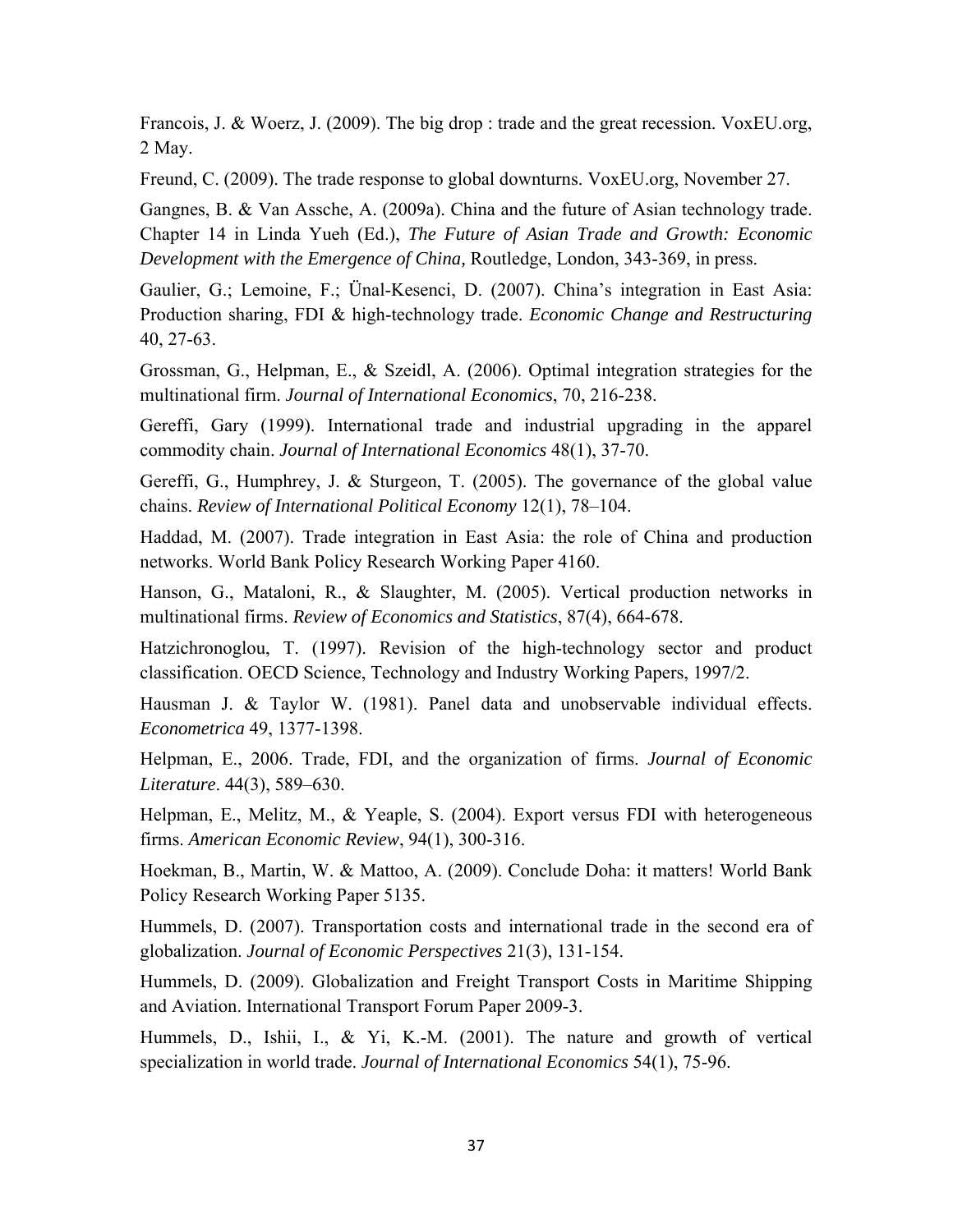Francois, J. & Woerz, J. (2009). The big drop : trade and the great recession. VoxEU.org, 2 May.

Freund, C. (2009). The trade response to global downturns. VoxEU.org, November 27.

Gangnes, B. & Van Assche, A. (2009a). China and the future of Asian technology trade. Chapter 14 in Linda Yueh (Ed.), *The Future of Asian Trade and Growth: Economic Development with the Emergence of China,* Routledge, London, 343-369, in press.

Gaulier, G.; Lemoine, F.; Ünal-Kesenci, D. (2007). China's integration in East Asia: Production sharing, FDI & high-technology trade. *Economic Change and Restructuring* 40, 27-63.

Grossman, G., Helpman, E., & Szeidl, A. (2006). Optimal integration strategies for the multinational firm. *Journal of International Economics*, 70, 216-238.

Gereffi, Gary (1999). International trade and industrial upgrading in the apparel commodity chain. *Journal of International Economics* 48(1), 37-70.

Gereffi, G., Humphrey, J. & Sturgeon, T. (2005). The governance of the global value chains. *Review of International Political Economy* 12(1), 78–104.

Haddad, M. (2007). Trade integration in East Asia: the role of China and production networks. World Bank Policy Research Working Paper 4160.

Hanson, G., Mataloni, R., & Slaughter, M. (2005). Vertical production networks in multinational firms. *Review of Economics and Statistics*, 87(4), 664-678.

Hatzichronoglou, T. (1997). Revision of the high-technology sector and product classification. OECD Science, Technology and Industry Working Papers, 1997/2.

Hausman J. & Taylor W. (1981). Panel data and unobservable individual effects. *Econometrica* 49, 1377-1398.

Helpman, E., 2006. Trade, FDI, and the organization of firms. *Journal of Economic Literature*. 44(3), 589–630.

Helpman, E., Melitz, M., & Yeaple, S. (2004). Export versus FDI with heterogeneous firms. *American Economic Review*, 94(1), 300-316.

Hoekman, B., Martin, W. & Mattoo, A. (2009). Conclude Doha: it matters! World Bank Policy Research Working Paper 5135.

Hummels, D. (2007). Transportation costs and international trade in the second era of globalization. *Journal of Economic Perspectives* 21(3), 131-154.

Hummels, D. (2009). Globalization and Freight Transport Costs in Maritime Shipping and Aviation. International Transport Forum Paper 2009-3.

Hummels, D., Ishii, I., & Yi, K.-M. (2001). The nature and growth of vertical specialization in world trade. *Journal of International Economics* 54(1), 75-96.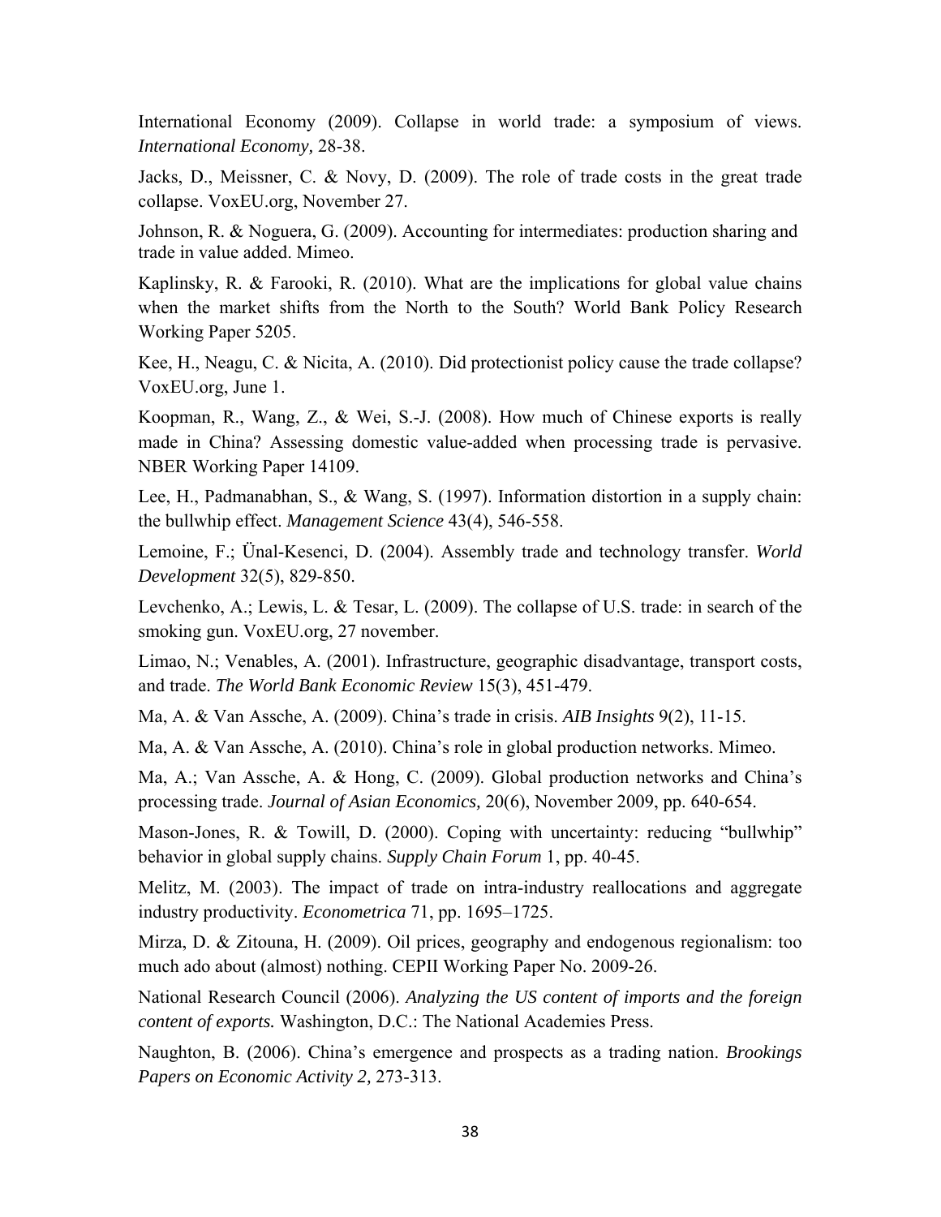International Economy (2009). Collapse in world trade: a symposium of views. *International Economy,* 28-38.

Jacks, D., Meissner, C. & Novy, D. (2009). The role of trade costs in the great trade collapse. VoxEU.org, November 27.

Johnson, R. & Noguera, G. (2009). Accounting for intermediates: production sharing and trade in value added. Mimeo.

Kaplinsky, R. & Farooki, R. (2010). What are the implications for global value chains when the market shifts from the North to the South? World Bank Policy Research Working Paper 5205.

Kee, H., Neagu, C. & Nicita, A. (2010). Did protectionist policy cause the trade collapse? VoxEU.org, June 1.

Koopman, R., Wang, Z., & Wei, S.-J. (2008). How much of Chinese exports is really made in China? Assessing domestic value-added when processing trade is pervasive. NBER Working Paper 14109.

Lee, H., Padmanabhan, S., & Wang, S. (1997). Information distortion in a supply chain: the bullwhip effect. *Management Science* 43(4), 546-558.

Lemoine, F.; Ünal-Kesenci, D. (2004). Assembly trade and technology transfer. *World Development* 32(5), 829-850.

Levchenko, A.; Lewis, L. & Tesar, L. (2009). The collapse of U.S. trade: in search of the smoking gun. VoxEU.org, 27 november.

Limao, N.; Venables, A. (2001). Infrastructure, geographic disadvantage, transport costs, and trade. *The World Bank Economic Review* 15(3), 451-479.

Ma, A. & Van Assche, A. (2009). China's trade in crisis. *AIB Insights* 9(2), 11-15.

Ma, A. & Van Assche, A. (2010). China's role in global production networks. Mimeo.

Ma, A.; Van Assche, A. & Hong, C. (2009). Global production networks and China's processing trade. *Journal of Asian Economics,* 20(6), November 2009, pp. 640-654.

Mason-Jones, R. & Towill, D. (2000). Coping with uncertainty: reducing "bullwhip" behavior in global supply chains. *Supply Chain Forum* 1, pp. 40-45.

Melitz, M. (2003). The impact of trade on intra-industry reallocations and aggregate industry productivity. *Econometrica* 71, pp. 1695–1725.

Mirza, D. & Zitouna, H. (2009). Oil prices, geography and endogenous regionalism: too much ado about (almost) nothing. CEPII Working Paper No. 2009-26.

National Research Council (2006). *Analyzing the US content of imports and the foreign content of exports.* Washington, D.C.: The National Academies Press.

Naughton, B. (2006). China's emergence and prospects as a trading nation. *Brookings Papers on Economic Activity 2,* 273-313.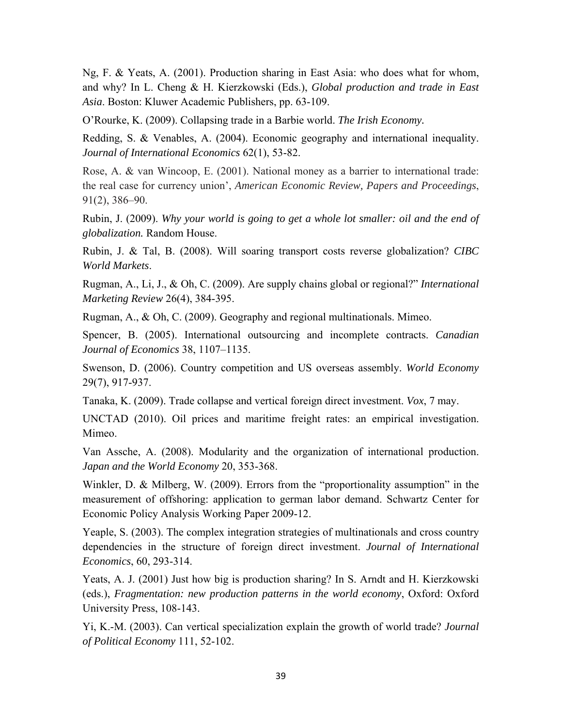Ng, F. & Yeats, A. (2001). Production sharing in East Asia: who does what for whom, and why? In L. Cheng & H. Kierzkowski (Eds.), *Global production and trade in East Asia*. Boston: Kluwer Academic Publishers, pp. 63-109.

O'Rourke, K. (2009). Collapsing trade in a Barbie world. *The Irish Economy.*

Redding, S. & Venables, A. (2004). Economic geography and international inequality. *Journal of International Economics* 62(1), 53-82.

Rose, A. & van Wincoop, E. (2001). National money as a barrier to international trade: the real case for currency union', *American Economic Review, Papers and Proceedings*, 91(2), 386–90.

Rubin, J. (2009). *Why your world is going to get a whole lot smaller: oil and the end of globalization.* Random House.

Rubin, J. & Tal, B. (2008). Will soaring transport costs reverse globalization? *CIBC World Markets*.

Rugman, A., Li, J., & Oh, C. (2009). Are supply chains global or regional?" *International Marketing Review* 26(4), 384-395.

Rugman, A., & Oh, C. (2009). Geography and regional multinationals. Mimeo.

Spencer, B. (2005). International outsourcing and incomplete contracts. *Canadian Journal of Economics* 38, 1107–1135.

Swenson, D. (2006). Country competition and US overseas assembly. *World Economy* 29(7), 917-937.

Tanaka, K. (2009). Trade collapse and vertical foreign direct investment. *Vox*, 7 may.

UNCTAD (2010). Oil prices and maritime freight rates: an empirical investigation. Mimeo.

Van Assche, A. (2008). Modularity and the organization of international production. *Japan and the World Economy* 20, 353-368.

Winkler, D. & Milberg, W. (2009). Errors from the "proportionality assumption" in the measurement of offshoring: application to german labor demand. Schwartz Center for Economic Policy Analysis Working Paper 2009-12.

Yeaple, S. (2003). The complex integration strategies of multinationals and cross country dependencies in the structure of foreign direct investment. *Journal of International Economics*, 60, 293-314.

Yeats, A. J. (2001) Just how big is production sharing? In S. Arndt and H. Kierzkowski (eds.), *Fragmentation: new production patterns in the world economy*, Oxford: Oxford University Press, 108-143.

Yi, K.-M. (2003). Can vertical specialization explain the growth of world trade? *Journal of Political Economy* 111, 52-102.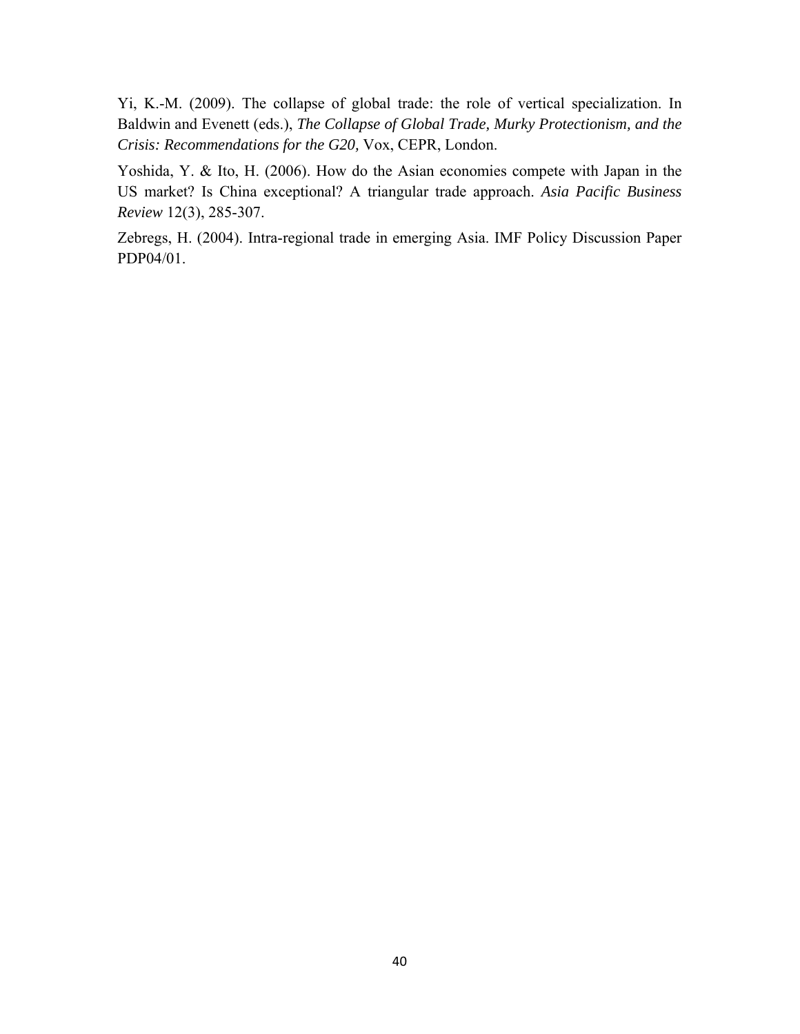Yi, K.-M. (2009). The collapse of global trade: the role of vertical specialization. In Baldwin and Evenett (eds.), *The Collapse of Global Trade, Murky Protectionism, and the Crisis: Recommendations for the G20,* Vox, CEPR, London.

Yoshida, Y. & Ito, H. (2006). How do the Asian economies compete with Japan in the US market? Is China exceptional? A triangular trade approach. *Asia Pacific Business Review* 12(3), 285-307.

Zebregs, H. (2004). Intra-regional trade in emerging Asia. IMF Policy Discussion Paper PDP04/01.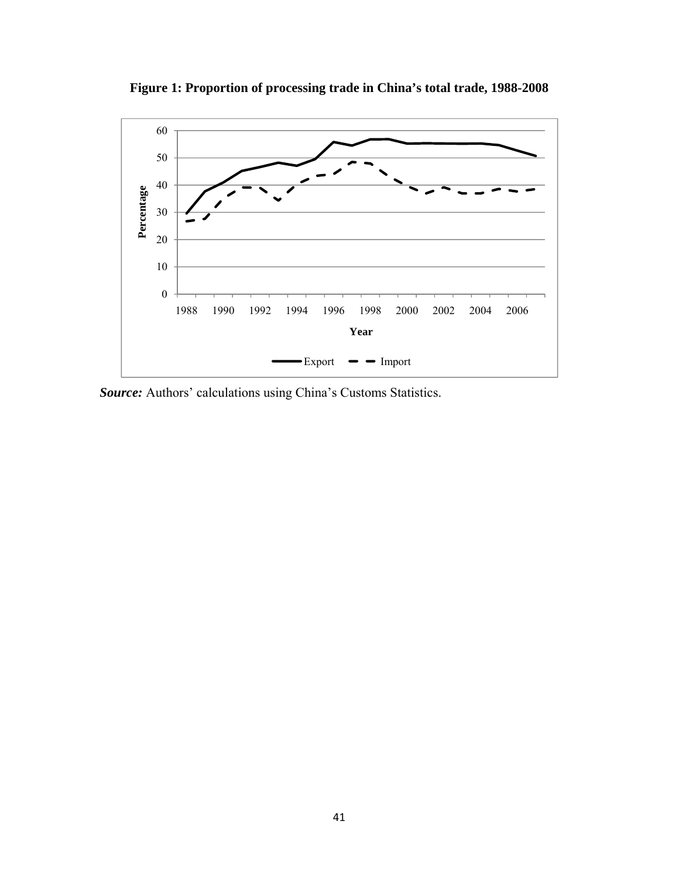**Figure 1: Proportion of processing trade in China's total trade, 1988-2008**

***Source:*** Authors' calculations using China's Customs Statistics.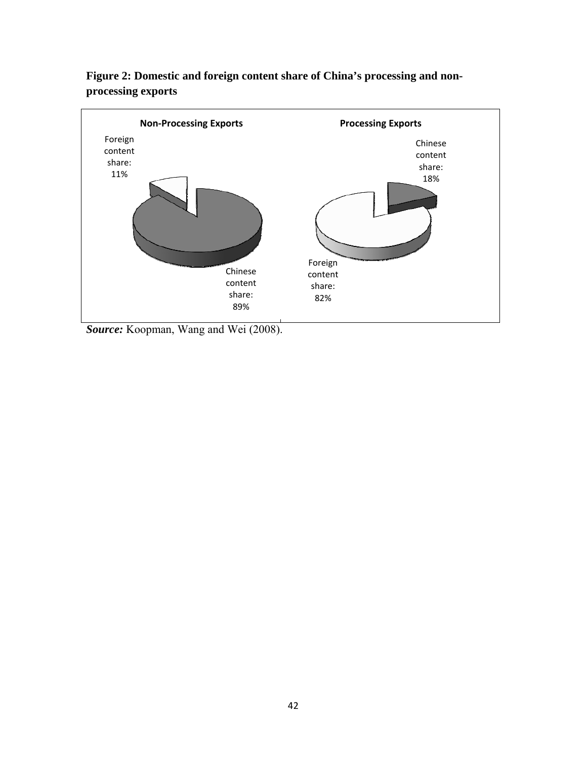**Figure 2: Domestic and foreign content share of China's processing and non-processing exports**

**Non-Processing Exports**

Foreign content share: 11%

Chinese content share: 89%

**Processing Exports**

Chinese content share: 18%

Foreign content share: 82%

***Source:*** Koopman, Wang and Wei (2008).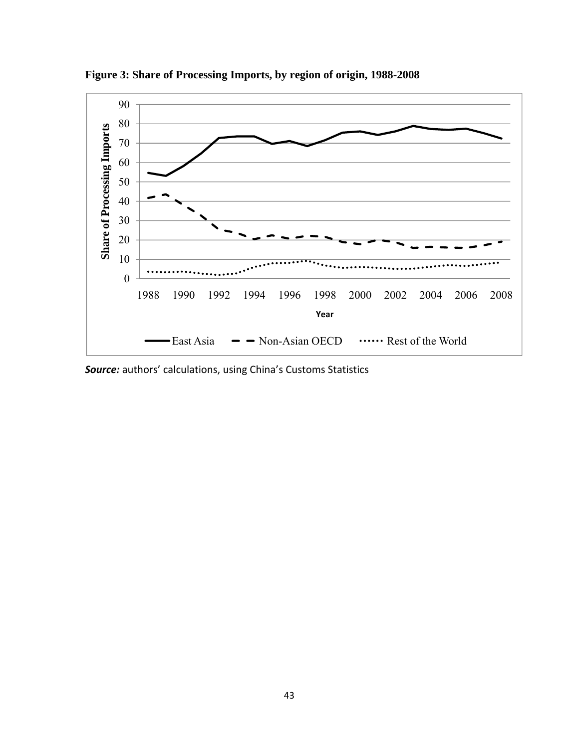**Figure 3: Share of Processing Imports, by region of origin, 1988-2008**

***Source:*** authors' calculations, using China's Customs Statistics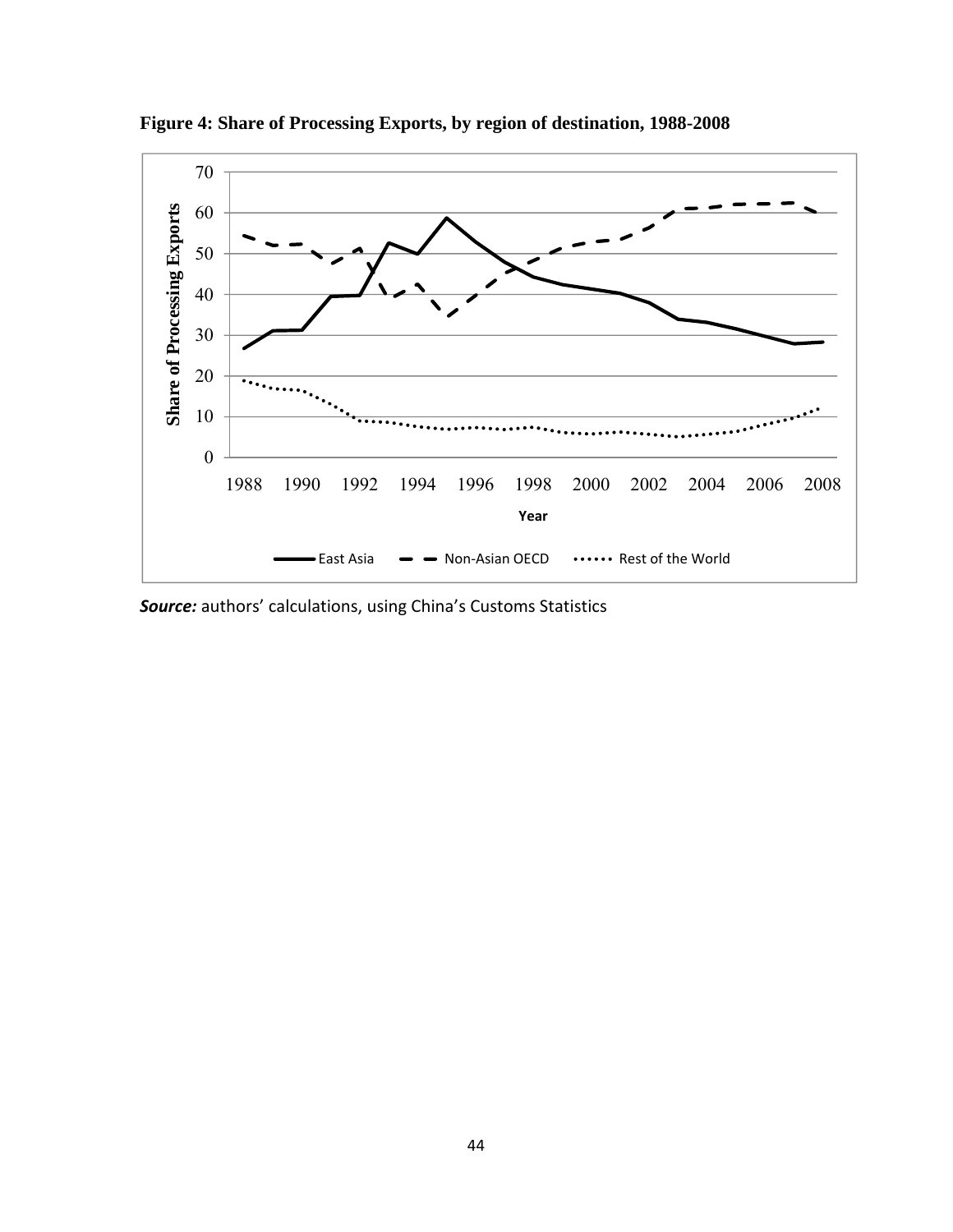**Figure 4: Share of Processing Exports, by region of destination, 1988-2008**

***Source:*** authors' calculations, using China's Customs Statistics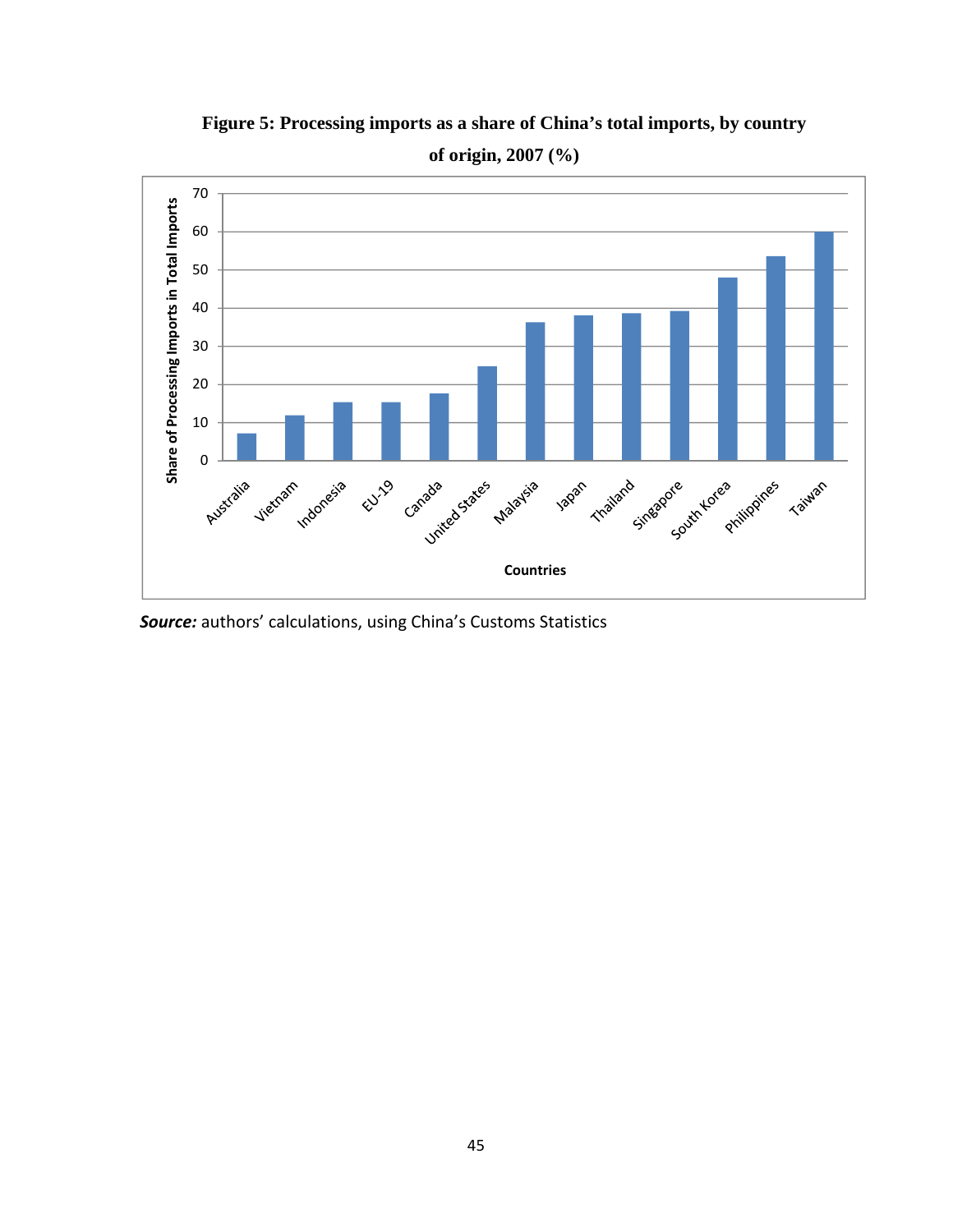**Figure 5: Processing imports as a share of China's total imports, by country of origin, 2007 (%)**

***Source:*** authors' calculations, using China's Customs Statistics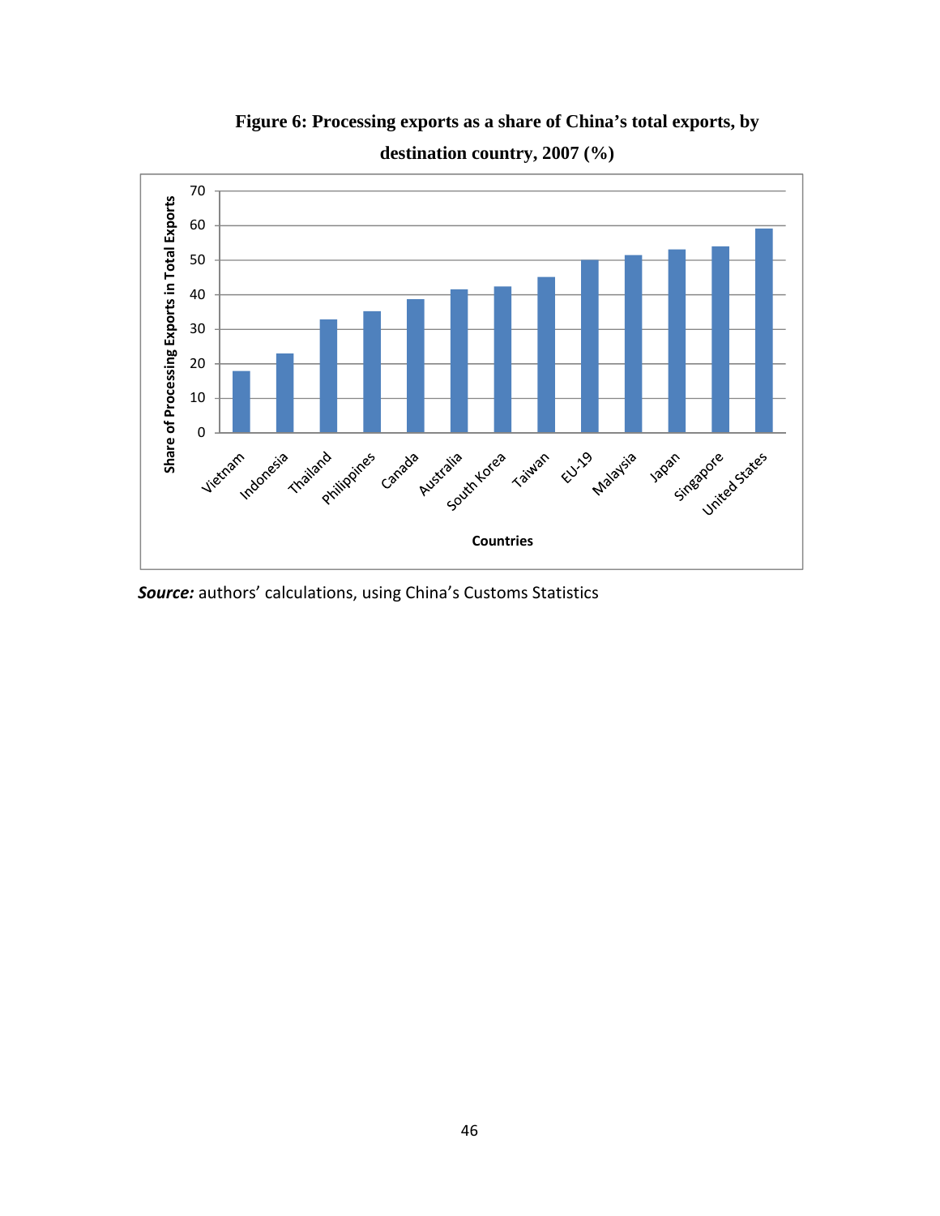**Figure 6: Processing exports as a share of China's total exports, by destination country, 2007 (%)**

***Source:*** authors' calculations, using China's Customs Statistics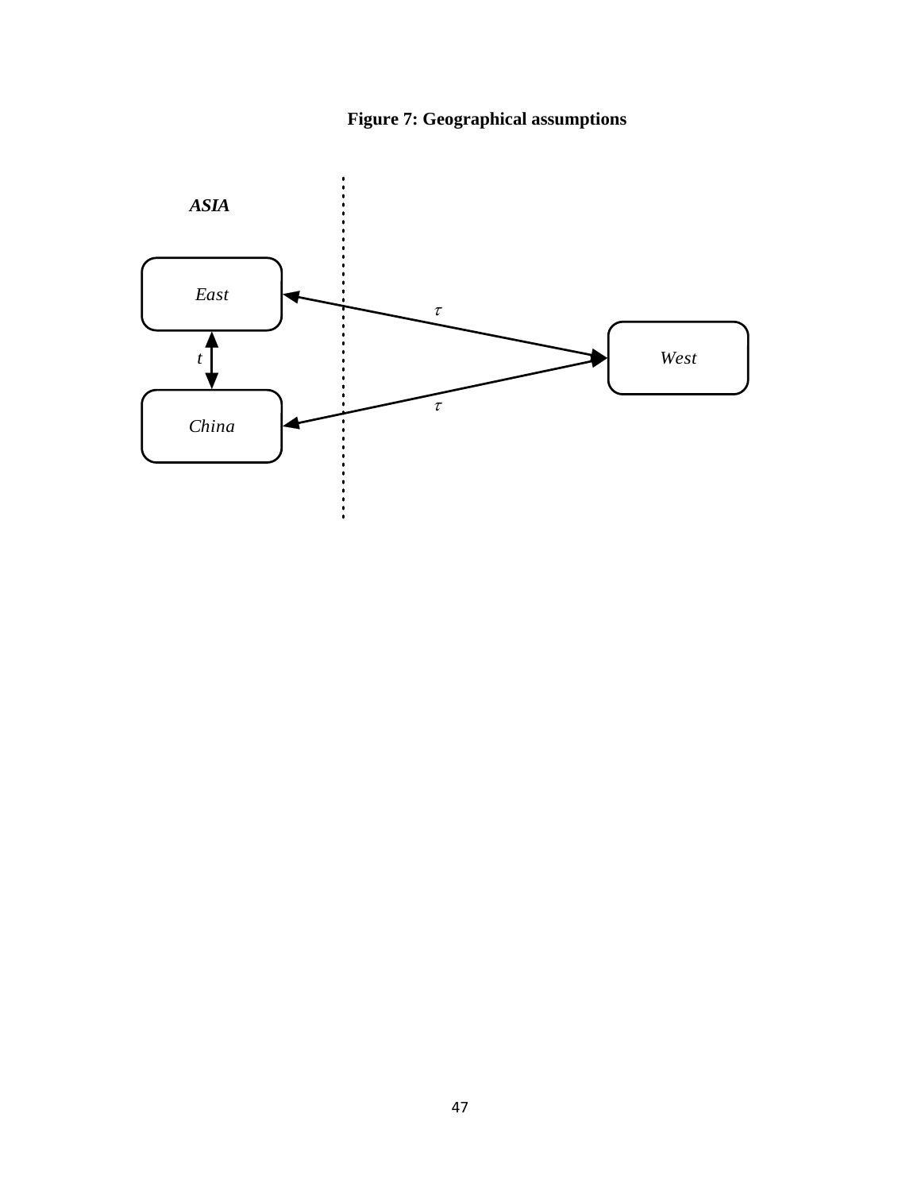**Figure 7: Geographical assumptions**

*ASIA*

*East*

*China*

*West*

$t$

$\tau$

$\tau$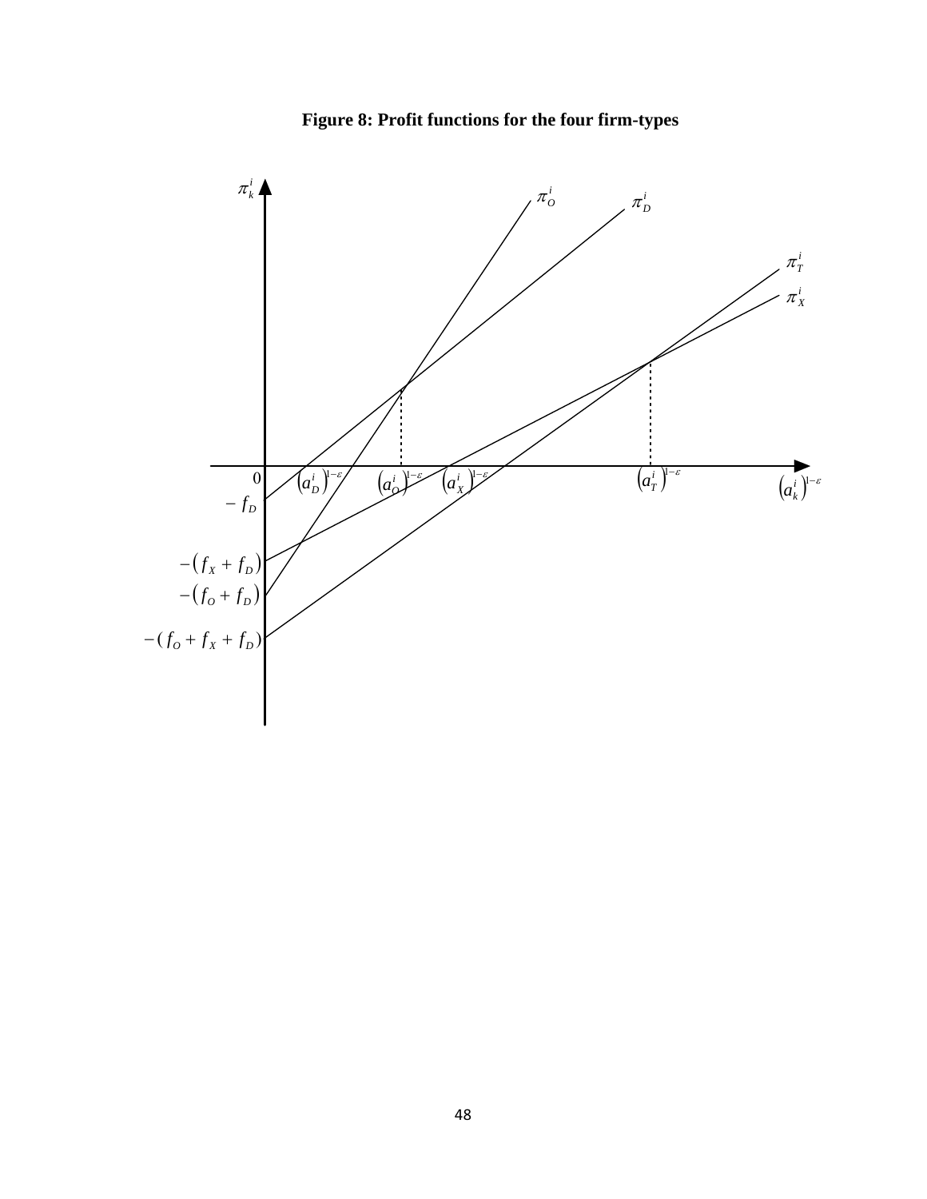**Figure 8: Profit functions for the four firm-types**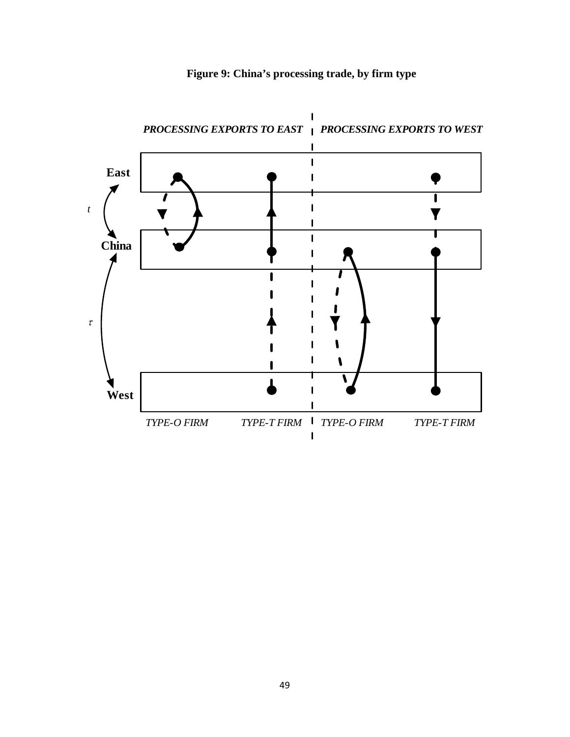**Figure 9: China's processing trade, by firm type**

*PROCESSING EXPORTS TO EAST* | *PROCESSING EXPORTS TO WEST*

East

$t$

China

$\tau$

West

*TYPE-O FIRM* *TYPE-T FIRM* *TYPE-O FIRM* *TYPE-T FIRM*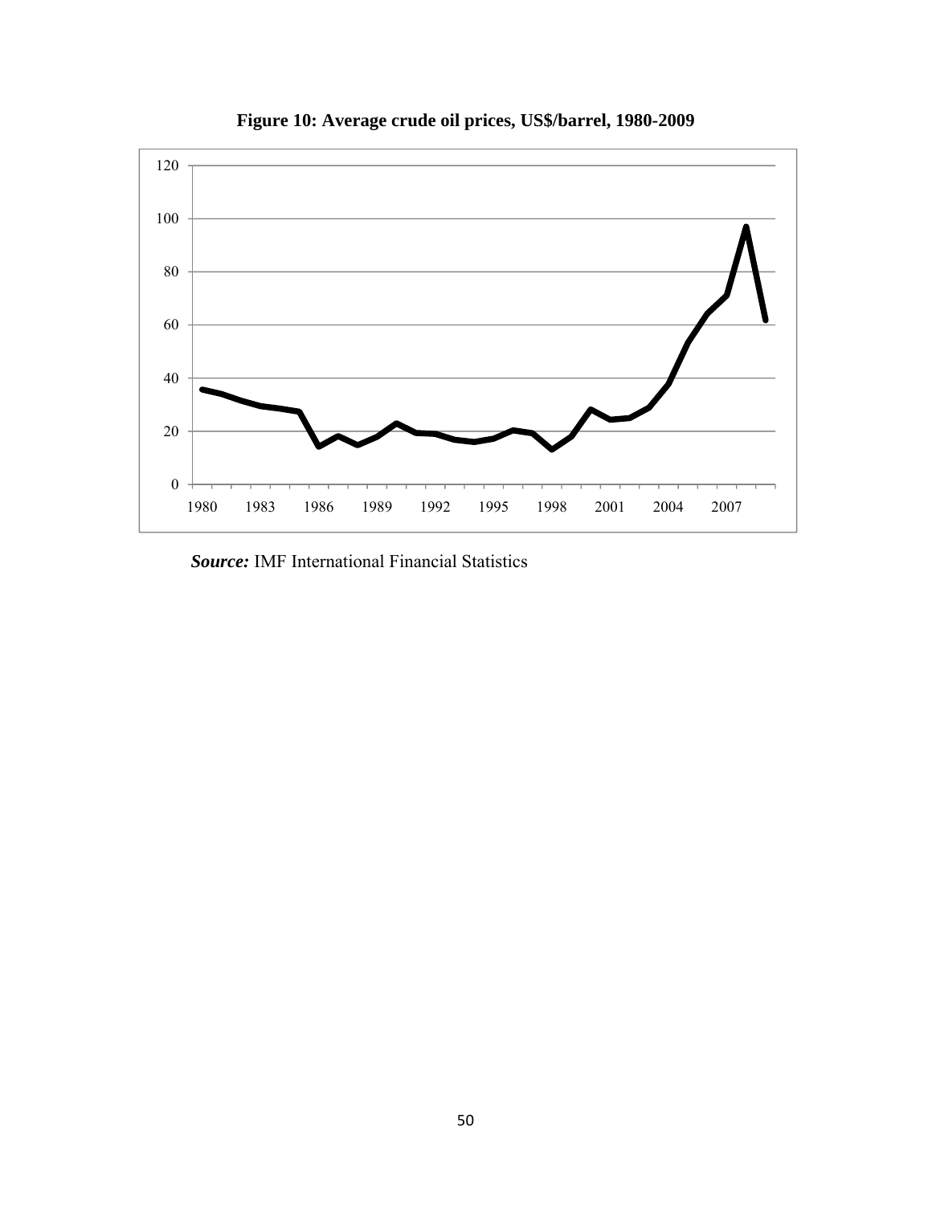**Figure 10: Average crude oil prices, US$/barrel, 1980-2009**

***Source:*** IMF International Financial Statistics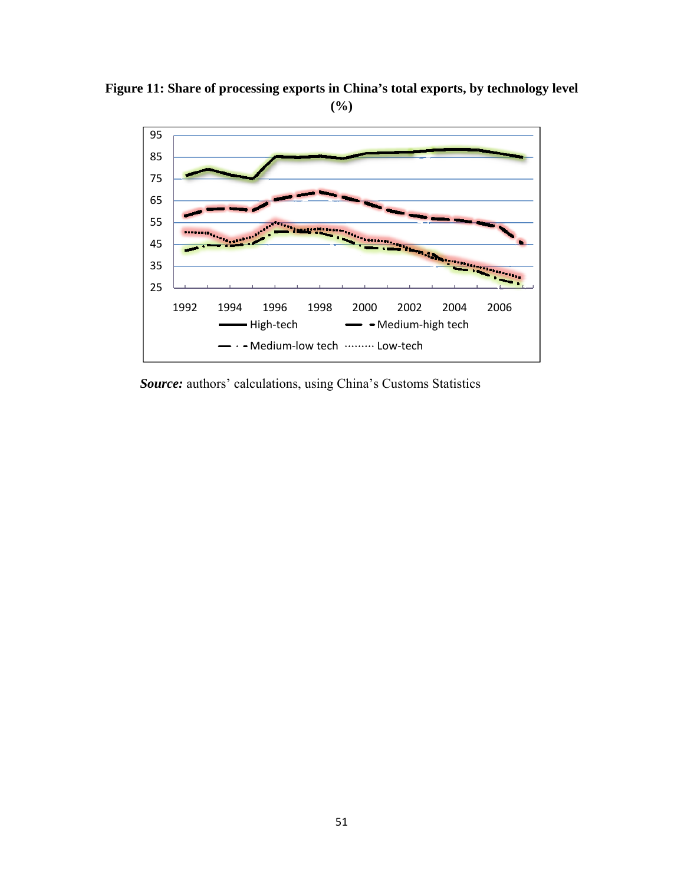**Figure 11: Share of processing exports in China's total exports, by technology level (%)**

***Source:*** authors' calculations, using China's Customs Statistics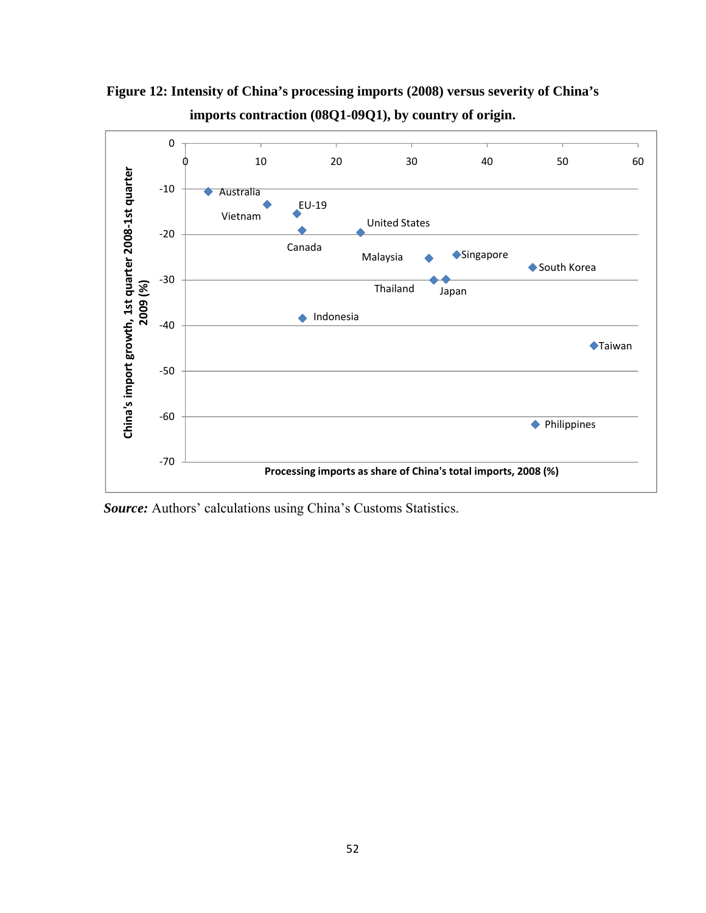**Figure 12: Intensity of China's processing imports (2008) versus severity of China's imports contraction (08Q1-09Q1), by country of origin.**

*Source:* Authors' calculations using China's Customs Statistics.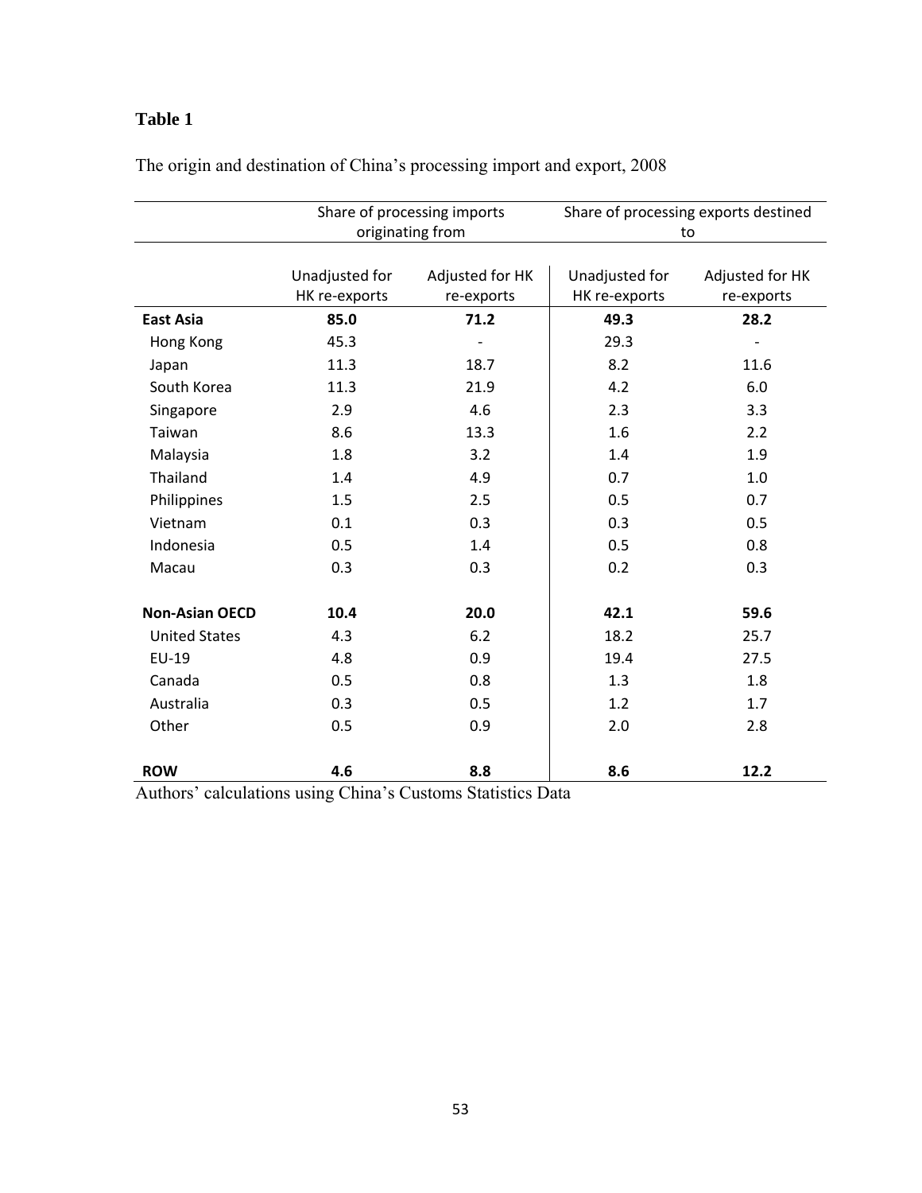# Table 1

The origin and destination of China's processing import and export, 2008

| | Share of processing imports originating from | | Share of processing exports destined to | |
|---|---|---|---|---|
| | Unadjusted for HK re-exports | Adjusted for HK re-exports | Unadjusted for HK re-exports | Adjusted for HK re-exports |
| **East Asia** | **85.0** | **71.2** | **49.3** | **28.2** |
| Hong Kong | 45.3 | - | 29.3 | - |
| Japan | 11.3 | 18.7 | 8.2 | 11.6 |
| South Korea | 11.3 | 21.9 | 4.2 | 6.0 |
| Singapore | 2.9 | 4.6 | 2.3 | 3.3 |
| Taiwan | 8.6 | 13.3 | 1.6 | 2.2 |
| Malaysia | 1.8 | 3.2 | 1.4 | 1.9 |
| Thailand | 1.4 | 4.9 | 0.7 | 1.0 |
| Philippines | 1.5 | 2.5 | 0.5 | 0.7 |
| Vietnam | 0.1 | 0.3 | 0.3 | 0.5 |
| Indonesia | 0.5 | 1.4 | 0.5 | 0.8 |
| Macau | 0.3 | 0.3 | 0.2 | 0.3 |
| **Non-Asian OECD** | **10.4** | **20.0** | **42.1** | **59.6** |
| United States | 4.3 | 6.2 | 18.2 | 25.7 |
| EU-19 | 4.8 | 0.9 | 19.4 | 27.5 |
| Canada | 0.5 | 0.8 | 1.3 | 1.8 |
| Australia | 0.3 | 0.5 | 1.2 | 1.7 |
| Other | 0.5 | 0.9 | 2.0 | 2.8 |
| **ROW** | **4.6** | **8.8** | **8.6** | **12.2** |

Authors' calculations using China's Customs Statistics Data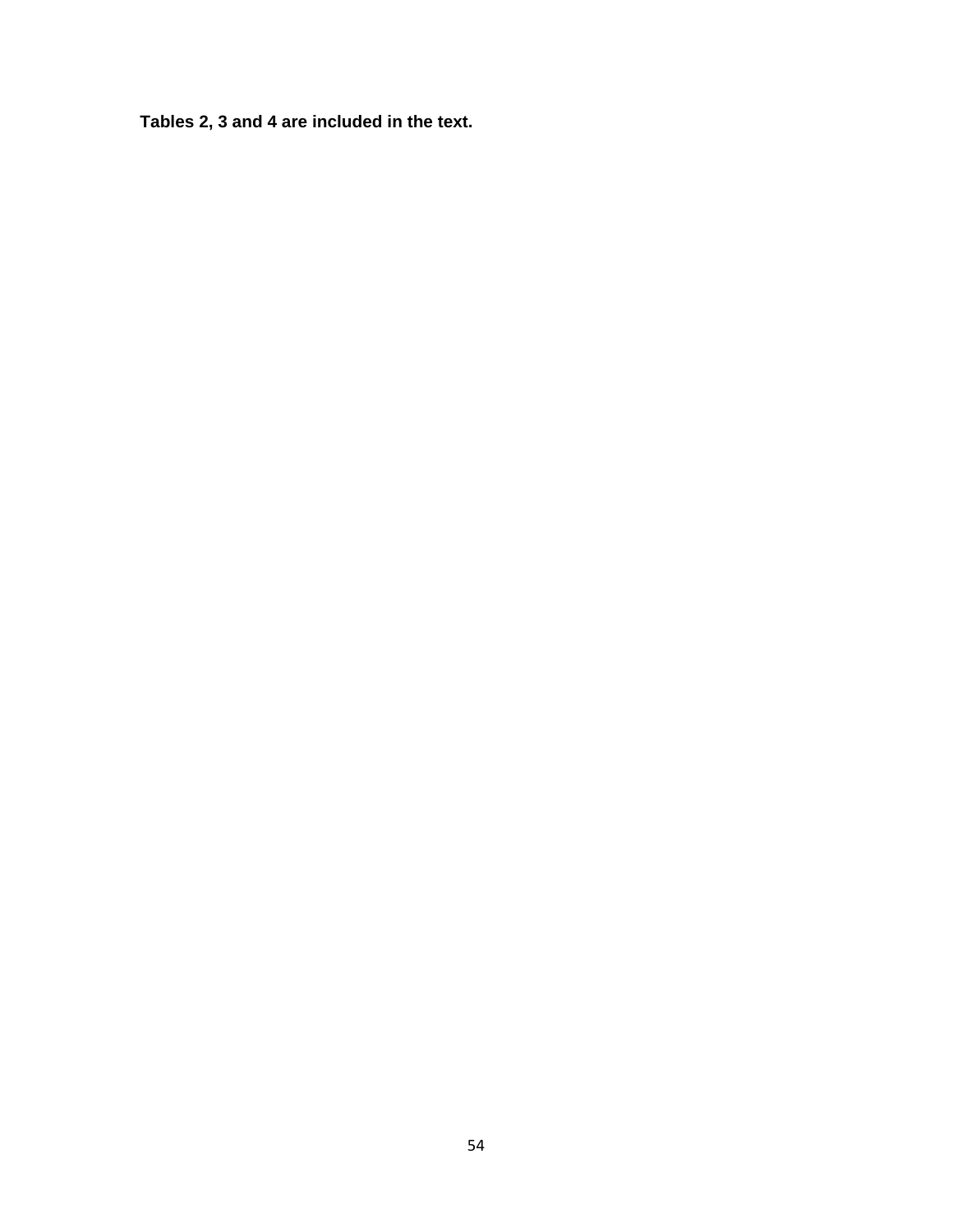**Tables 2, 3 and 4 are included in the text.**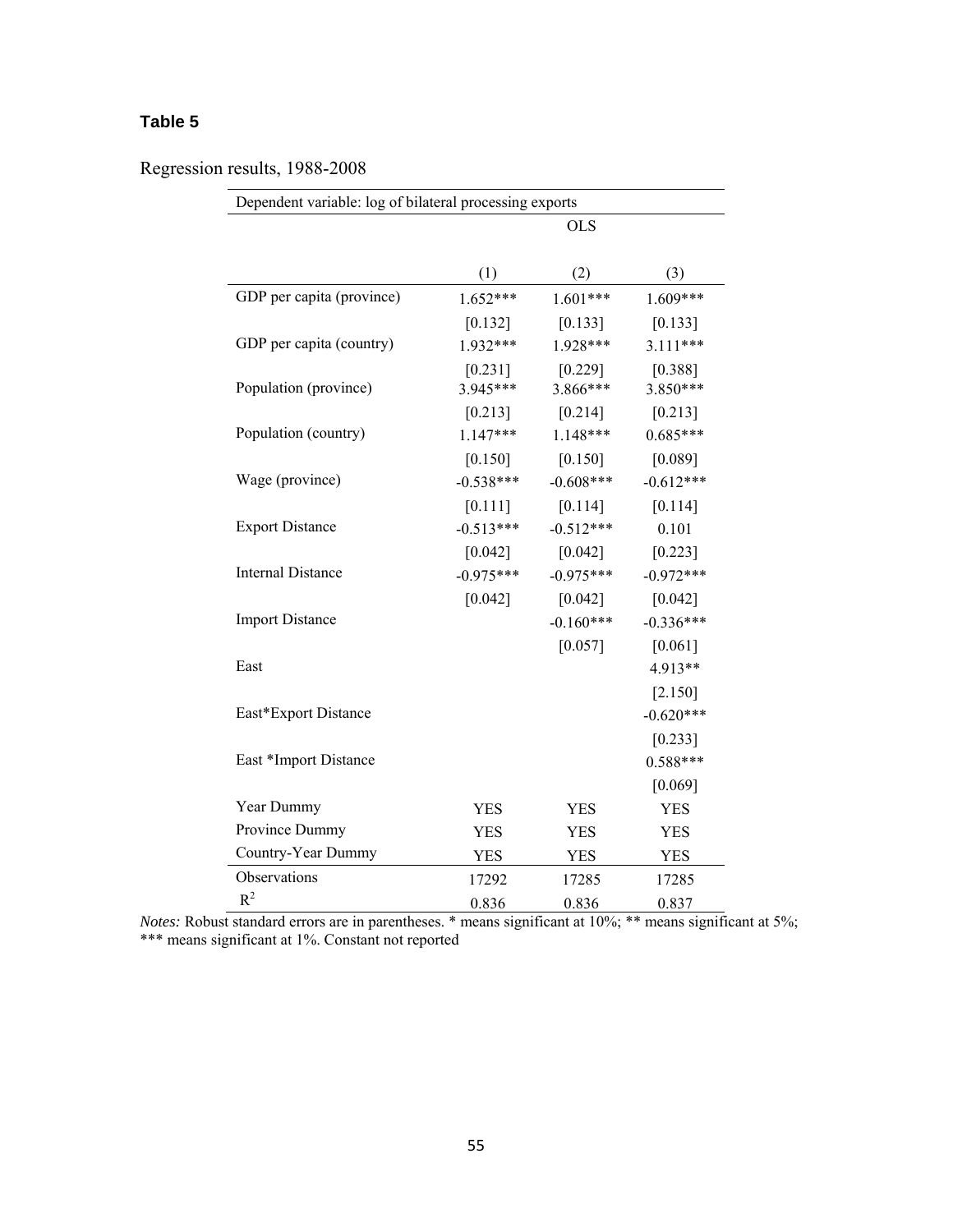**Table 5**

Regression results, 1988-2008

| Dependent variable: log of bilateral processing exports | | | |
|---|---|---|---|
| | OLS | | |
| | (1) | (2) | (3) |
| GDP per capita (province) | 1.652*** | 1.601*** | 1.609*** |
| | [0.132] | [0.133] | [0.133] |
| GDP per capita (country) | 1.932*** | 1.928*** | 3.111*** |
| | [0.231] | [0.229] | [0.388] |
| Population (province) | 3.945*** | 3.866*** | 3.850*** |
| | [0.213] | [0.214] | [0.213] |
| Population (country) | 1.147*** | 1.148*** | 0.685*** |
| | [0.150] | [0.150] | [0.089] |
| Wage (province) | -0.538*** | -0.608*** | -0.612*** |
| | [0.111] | [0.114] | [0.114] |
| Export Distance | -0.513*** | -0.512*** | 0.101 |
| | [0.042] | [0.042] | [0.223] |
| Internal Distance | -0.975*** | -0.975*** | -0.972*** |
| | [0.042] | [0.042] | [0.042] |
| Import Distance | | -0.160*** | -0.336*** |
| | | [0.057] | [0.061] |
| East | | | 4.913** |
| | | | [2.150] |
| East*Export Distance | | | -0.620*** |
| | | | [0.233] |
| East *Import Distance | | | 0.588*** |
| | | | [0.069] |
| Year Dummy | YES | YES | YES |
| Province Dummy | YES | YES | YES |
| Country-Year Dummy | YES | YES | YES |
| Observations | 17292 | 17285 | 17285 |
| $R^2$ | 0.836 | 0.836 | 0.837 |

*Notes:* Robust standard errors are in parentheses. * means significant at 10%; ** means significant at 5%; *** means significant at 1%. Constant not reported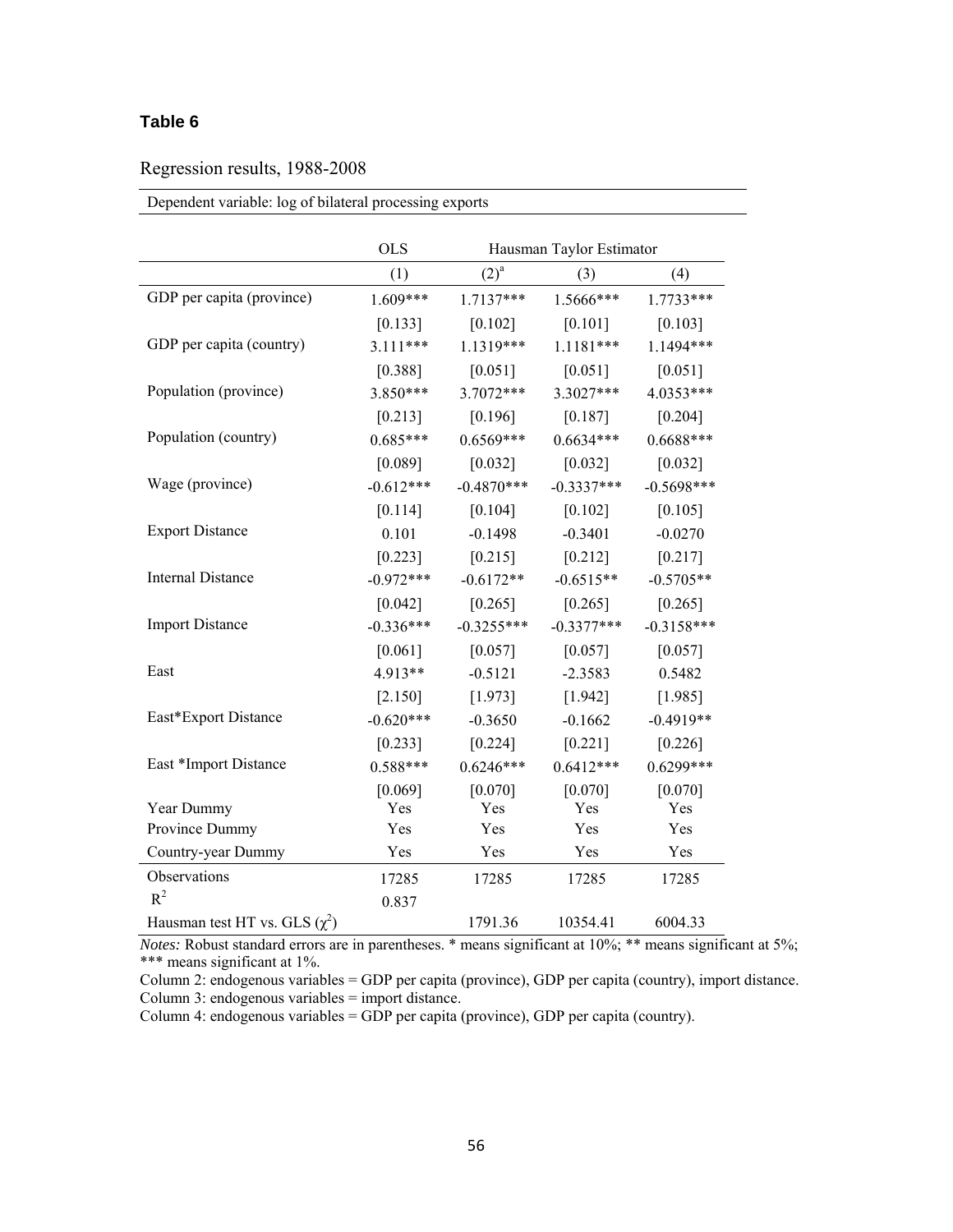**Table 6**

Regression results, 1988-2008

| Dependent variable: log of bilateral processing exports | | | | |
|---|---|---|---|---|
| | OLS | Hausman Taylor Estimator | | |
| | (1) | (2)[a] | (3) | (4) |
| GDP per capita (province) | 1.609*** | 1.7137*** | 1.5666*** | 1.7733*** |
| | [0.133] | [0.102] | [0.101] | [0.103] |
| GDP per capita (country) | 3.111*** | 1.1319*** | 1.1181*** | 1.1494*** |
| | [0.388] | [0.051] | [0.051] | [0.051] |
| Population (province) | 3.850*** | 3.7072*** | 3.3027*** | 4.0353*** |
| | [0.213] | [0.196] | [0.187] | [0.204] |
| Population (country) | 0.685*** | 0.6569*** | 0.6634*** | 0.6688*** |
| | [0.089] | [0.032] | [0.032] | [0.032] |
| Wage (province) | -0.612*** | -0.4870*** | -0.3337*** | -0.5698*** |
| | [0.114] | [0.104] | [0.102] | [0.105] |
| Export Distance | 0.101 | -0.1498 | -0.3401 | -0.0270 |
| | [0.223] | [0.215] | [0.212] | [0.217] |
| Internal Distance | -0.972*** | -0.6172** | -0.6515** | -0.5705** |
| | [0.042] | [0.265] | [0.265] | [0.265] |
| Import Distance | -0.336*** | -0.3255*** | -0.3377*** | -0.3158*** |
| | [0.061] | [0.057] | [0.057] | [0.057] |
| East | 4.913** | -0.5121 | -2.3583 | 0.5482 |
| | [2.150] | [1.973] | [1.942] | [1.985] |
| East*Export Distance | -0.620*** | -0.3650 | -0.1662 | -0.4919** |
| | [0.233] | [0.224] | [0.221] | [0.226] |
| East *Import Distance | 0.588*** | 0.6246*** | 0.6412*** | 0.6299*** |
| | [0.069] | [0.070] | [0.070] | [0.070] |
| Year Dummy | Yes | Yes | Yes | Yes |
| Province Dummy | Yes | Yes | Yes | Yes |
| Country-year Dummy | Yes | Yes | Yes | Yes |
| Observations | 17285 | 17285 | 17285 | 17285 |
| $R^2$ | 0.837 | | | |
| Hausman test HT vs. GLS ($\chi^2$) | | 1791.36 | 10354.41 | 6004.33 |

*Notes:* Robust standard errors are in parentheses. * means significant at 10%; ** means significant at 5%; *** means significant at 1%.

Column 2: endogenous variables = GDP per capita (province), GDP per capita (country), import distance.

Column 3: endogenous variables = import distance.

Column 4: endogenous variables = GDP per capita (province), GDP per capita (country).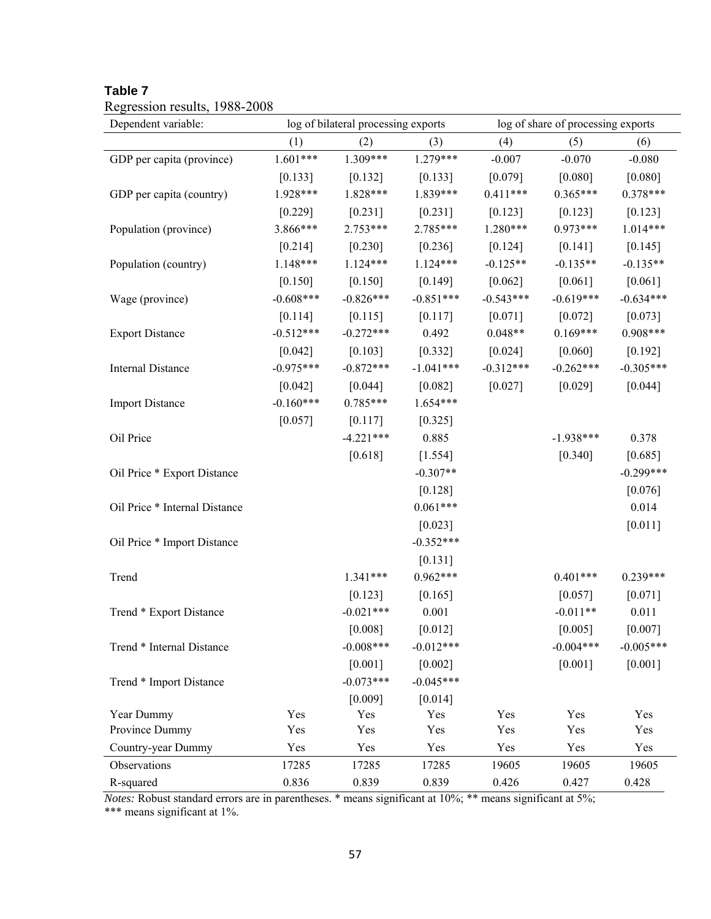**Table 7**

Regression results, 1988-2008

| Dependent variable: | log of bilateral processing exports | | | log of share of processing exports | | |
|---|---|---|---|---|---|---|
| | (1) | (2) | (3) | (4) | (5) | (6) |
| GDP per capita (province) | 1.601*** | 1.309*** | 1.279*** | -0.007 | -0.070 | -0.080 |
| | [0.133] | [0.132] | [0.133] | [0.079] | [0.080] | [0.080] |
| GDP per capita (country) | 1.928*** | 1.828*** | 1.839*** | 0.411*** | 0.365*** | 0.378*** |
| | [0.229] | [0.231] | [0.231] | [0.123] | [0.123] | [0.123] |
| Population (province) | 3.866*** | 2.753*** | 2.785*** | 1.280*** | 0.973*** | 1.014*** |
| | [0.214] | [0.230] | [0.236] | [0.124] | [0.141] | [0.145] |
| Population (country) | 1.148*** | 1.124*** | 1.124*** | -0.125** | -0.135** | -0.135** |
| | [0.150] | [0.150] | [0.149] | [0.062] | [0.061] | [0.061] |
| Wage (province) | -0.608*** | -0.826*** | -0.851*** | -0.543*** | -0.619*** | -0.634*** |
| | [0.114] | [0.115] | [0.117] | [0.071] | [0.072] | [0.073] |
| Export Distance | -0.512*** | -0.272*** | 0.492 | 0.048** | 0.169*** | 0.908*** |
| | [0.042] | [0.103] | [0.332] | [0.024] | [0.060] | [0.192] |
| Internal Distance | -0.975*** | -0.872*** | -1.041*** | -0.312*** | -0.262*** | -0.305*** |
| | [0.042] | [0.044] | [0.082] | [0.027] | [0.029] | [0.044] |
| Import Distance | -0.160*** | 0.785*** | 1.654*** | | | |
| | [0.057] | [0.117] | [0.325] | | | |
| Oil Price | | -4.221*** | 0.885 | | -1.938*** | 0.378 |
| | | [0.618] | [1.554] | | [0.340] | [0.685] |
| Oil Price * Export Distance | | | -0.307** | | | -0.299*** |
| | | | [0.128] | | | [0.076] |
| Oil Price * Internal Distance | | | 0.061*** | | | 0.014 |
| | | | [0.023] | | | [0.011] |
| Oil Price * Import Distance | | | -0.352*** | | | |
| | | | [0.131] | | | |
| Trend | | 1.341*** | 0.962*** | | 0.401*** | 0.239*** |
| | | [0.123] | [0.165] | | [0.057] | [0.071] |
| Trend * Export Distance | | -0.021*** | 0.001 | | -0.011** | 0.011 |
| | | [0.008] | [0.012] | | [0.005] | [0.007] |
| Trend * Internal Distance | | -0.008*** | -0.012*** | | -0.004*** | -0.005*** |
| | | [0.001] | [0.002] | | [0.001] | [0.001] |
| Trend * Import Distance | | -0.073*** | -0.045*** | | | |
| | | [0.009] | [0.014] | | | |
| Year Dummy | Yes | Yes | Yes | Yes | Yes | Yes |
| Province Dummy | Yes | Yes | Yes | Yes | Yes | Yes |
| Country-year Dummy | Yes | Yes | Yes | Yes | Yes | Yes |
| Observations | 17285 | 17285 | 17285 | 19605 | 19605 | 19605 |
| R-squared | 0.836 | 0.839 | 0.839 | 0.426 | 0.427 | 0.428 |

*Notes:* Robust standard errors are in parentheses. * means significant at 10%; ** means significant at 5%; *** means significant at 1%.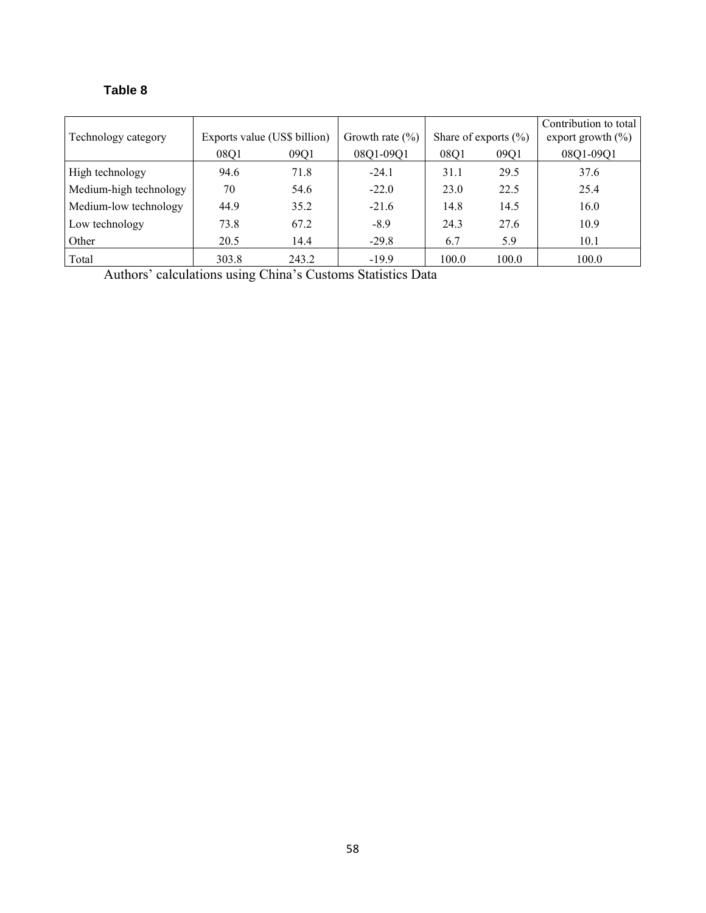**Table 8**

| Technology category | Exports value (US$ billion) | | Growth rate (%) | Share of exports (%) | | Contribution to total export growth (%) |
|---|---|---|---|---|---|---|
| | 08Q1 | 09Q1 | 08Q1-09Q1 | 08Q1 | 09Q1 | 08Q1-09Q1 |
| High technology | 94.6 | 71.8 | -24.1 | 31.1 | 29.5 | 37.6 |
| Medium-high technology | 70 | 54.6 | -22.0 | 23.0 | 22.5 | 25.4 |
| Medium-low technology | 44.9 | 35.2 | -21.6 | 14.8 | 14.5 | 16.0 |
| Low technology | 73.8 | 67.2 | -8.9 | 24.3 | 27.6 | 10.9 |
| Other | 20.5 | 14.4 | -29.8 | 6.7 | 5.9 | 10.1 |
| Total | 303.8 | 243.2 | -19.9 | 100.0 | 100.0 | 100.0 |

Authors' calculations using China's Customs Statistics Data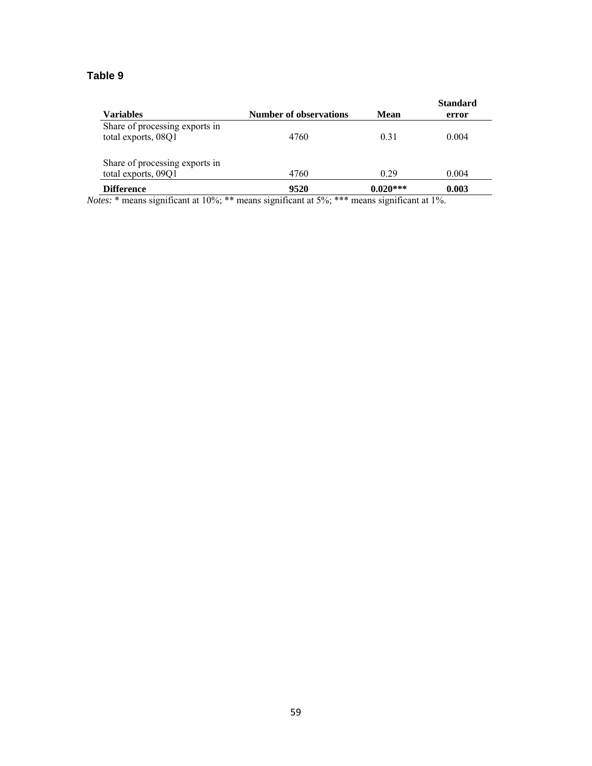**Table 9**

| Variables | Number of observations | Mean | Standard error |
|---|---|---|---|
| Share of processing exports in total exports, 08Q1 | 4760 | 0.31 | 0.004 |
| Share of processing exports in total exports, 09Q1 | 4760 | 0.29 | 0.004 |
| **Difference** | **9520** | **0.020*** ** | **0.003** |

*Notes:* * means significant at 10%; ** means significant at 5%; *** means significant at 1%.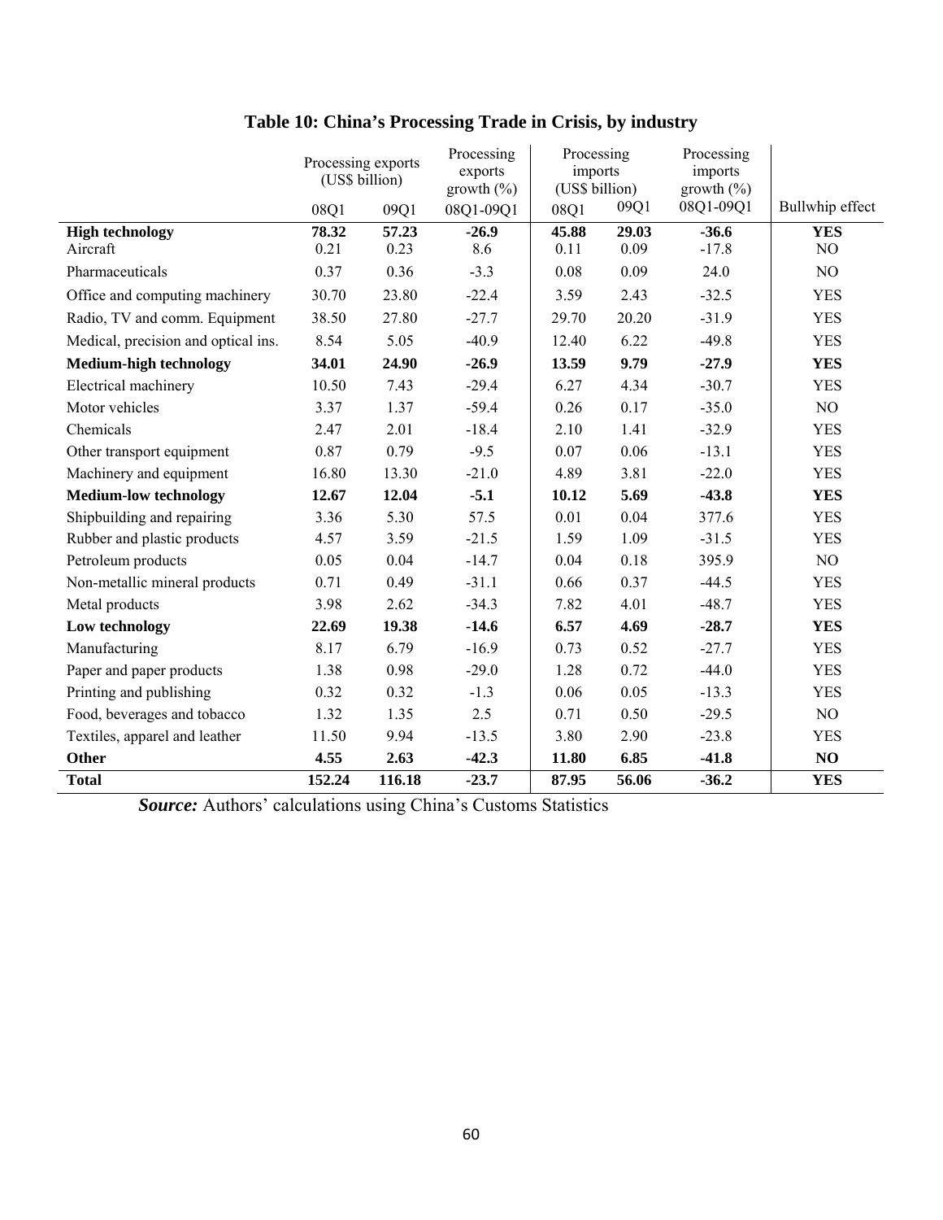**Table 10: China's Processing Trade in Crisis, by industry**

| | Processing exports (US$ billion) | | Processing exports growth (%) | Processing imports (US$ billion) | | Processing imports growth (%) | |
|---|---|---|---|---|---|---|---|
| | 08Q1 | 09Q1 | 08Q1-09Q1 | 08Q1 | 09Q1 | 08Q1-09Q1 | Bullwhip effect |
| **High technology** | **78.32** | **57.23** | **-26.9** | **45.88** | **29.03** | **-36.6** | **YES** |
| Aircraft | 0.21 | 0.23 | 8.6 | 0.11 | 0.09 | -17.8 | NO |
| Pharmaceuticals | 0.37 | 0.36 | -3.3 | 0.08 | 0.09 | 24.0 | NO |
| Office and computing machinery | 30.70 | 23.80 | -22.4 | 3.59 | 2.43 | -32.5 | YES |
| Radio, TV and comm. Equipment | 38.50 | 27.80 | -27.7 | 29.70 | 20.20 | -31.9 | YES |
| Medical, precision and optical ins. | 8.54 | 5.05 | -40.9 | 12.40 | 6.22 | -49.8 | YES |
| **Medium-high technology** | **34.01** | **24.90** | **-26.9** | **13.59** | **9.79** | **-27.9** | **YES** |
| Electrical machinery | 10.50 | 7.43 | -29.4 | 6.27 | 4.34 | -30.7 | YES |
| Motor vehicles | 3.37 | 1.37 | -59.4 | 0.26 | 0.17 | -35.0 | NO |
| Chemicals | 2.47 | 2.01 | -18.4 | 2.10 | 1.41 | -32.9 | YES |
| Other transport equipment | 0.87 | 0.79 | -9.5 | 0.07 | 0.06 | -13.1 | YES |
| Machinery and equipment | 16.80 | 13.30 | -21.0 | 4.89 | 3.81 | -22.0 | YES |
| **Medium-low technology** | **12.67** | **12.04** | **-5.1** | **10.12** | **5.69** | **-43.8** | **YES** |
| Shipbuilding and repairing | 3.36 | 5.30 | 57.5 | 0.01 | 0.04 | 377.6 | YES |
| Rubber and plastic products | 4.57 | 3.59 | -21.5 | 1.59 | 1.09 | -31.5 | YES |
| Petroleum products | 0.05 | 0.04 | -14.7 | 0.04 | 0.18 | 395.9 | NO |
| Non-metallic mineral products | 0.71 | 0.49 | -31.1 | 0.66 | 0.37 | -44.5 | YES |
| Metal products | 3.98 | 2.62 | -34.3 | 7.82 | 4.01 | -48.7 | YES |
| **Low technology** | **22.69** | **19.38** | **-14.6** | **6.57** | **4.69** | **-28.7** | **YES** |
| Manufacturing | 8.17 | 6.79 | -16.9 | 0.73 | 0.52 | -27.7 | YES |
| Paper and paper products | 1.38 | 0.98 | -29.0 | 1.28 | 0.72 | -44.0 | YES |
| Printing and publishing | 0.32 | 0.32 | -1.3 | 0.06 | 0.05 | -13.3 | YES |
| Food, beverages and tobacco | 1.32 | 1.35 | 2.5 | 0.71 | 0.50 | -29.5 | NO |
| Textiles, apparel and leather | 11.50 | 9.94 | -13.5 | 3.80 | 2.90 | -23.8 | YES |
| **Other** | **4.55** | **2.63** | **-42.3** | **11.80** | **6.85** | **-41.8** | **NO** |
| **Total** | **152.24** | **116.18** | **-23.7** | **87.95** | **56.06** | **-36.2** | **YES** |

***Source:*** Authors' calculations using China's Customs Statistics